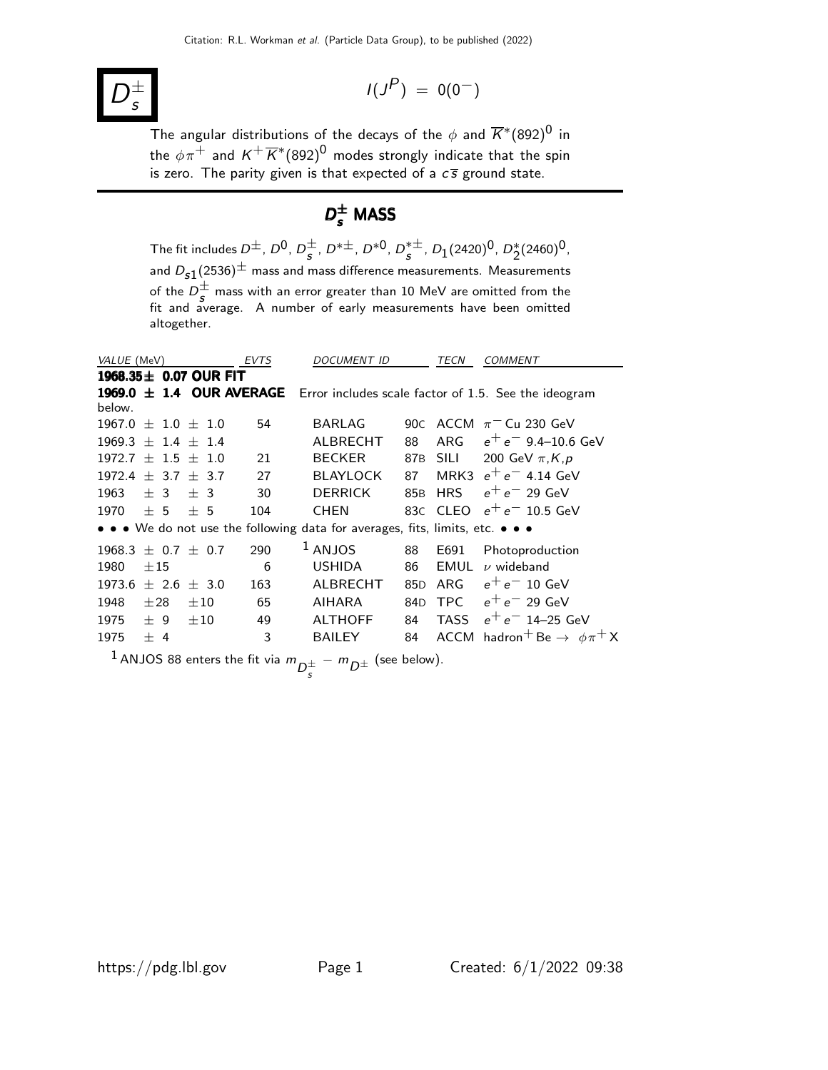# $D_s^{\pm}$

$I(J^P) = 0(0^-)$

The angular distributions of the decays of the $\phi$ and $\overline{K}^*(892)^0$ in the $\phi\pi^+$ and $K^+\overline{K}^*(892)^0$ modes strongly indicate that the spin is zero. The parity given is that expected of a $c\overline{s}$ ground state.

## $D_s^{\pm}$ MASS

The fit includes $D^{\pm}$, $D^0$, $D_s^{\pm}$, $D^{*\pm}$, $D^{*0}$, $D_s^{*\pm}$, $D_1(2420)^0$, $D_2^*(2460)^0$, and $D_{s1}(2536)^{\pm}$ mass and mass difference measurements. Measurements of the $D_s^{\pm}$ mass with an error greater than 10 MeV are omitted from the fit and average. A number of early measurements have been omitted altogether.

| VALUE (MeV) | EVTS | DOCUMENT ID | | TECN | COMMENT |
|---|---|---|---|---|---|
| **1968.35 ± 0.07 OUR FIT** | | | | | |
| **1969.0 ± 1.4 OUR AVERAGE** | | Error includes scale factor of 1.5. See the ideogram below. | | | |
| 1967.0 ± 1.0 ± 1.0 | 54 | BARLAG | 90C | ACCM | $\pi^-$ Cu 230 GeV |
| 1969.3 ± 1.4 ± 1.4 | | ALBRECHT | 88 | ARG | $e^+e^-$ 9.4–10.6 GeV |
| 1972.7 ± 1.5 ± 1.0 | 21 | BECKER | 87B | SILI | 200 GeV $\pi,K,p$ |
| 1972.4 ± 3.7 ± 3.7 | 27 | BLAYLOCK | 87 | MRK3 | $e^+e^-$ 4.14 GeV |
| 1963 ± 3 ± 3 | 30 | DERRICK | 85B | HRS | $e^+e^-$ 29 GeV |
| 1970 ± 5 ± 5 | 104 | CHEN | 83C | CLEO | $e^+e^-$ 10.5 GeV |
| • • • We do not use the following data for averages, fits, limits, etc. • • • | | | | | |
| 1968.3 ± 0.7 ± 0.7 | 290 | [1] ANJOS | 88 | E691 | Photoproduction |
| 1980 ±15 | 6 | USHIDA | 86 | EMUL | $\nu$ wideband |
| 1973.6 ± 2.6 ± 3.0 | 163 | ALBRECHT | 85D | ARG | $e^+e^-$ 10 GeV |
| 1948 ±28 ±10 | 65 | AIHARA | 84D | TPC | $e^+e^-$ 29 GeV |
| 1975 ± 9 ±10 | 49 | ALTHOFF | 84 | TASS | $e^+e^-$ 14–25 GeV |
| 1975 ± 4 | 3 | BAILEY | 84 | ACCM | hadron$^+$ Be $\rightarrow$ $\phi\pi^+$X |

[1] ANJOS 88 enters the fit via $m_{D_s^{\pm}} - m_{D^{\pm}}$ (see below).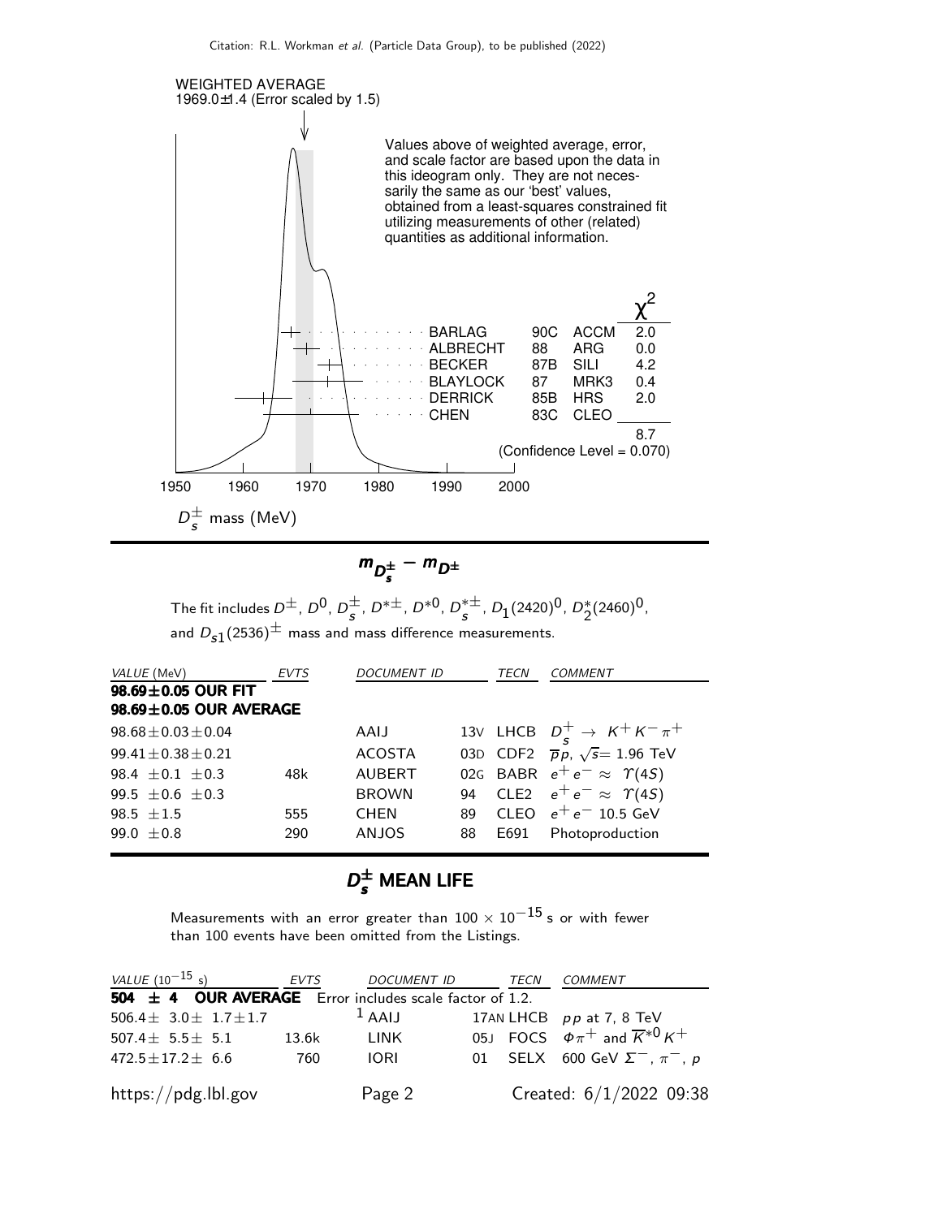WEIGHTED AVERAGE
1969.0±1.4 (Error scaled by 1.5)

Values above of weighted average, error, and scale factor are based upon the data in this ideogram only. They are not necessarily the same as our 'best' values, obtained from a least-squares constrained fit utilizing measurements of other (related) quantities as additional information.

| | | | $\chi^2$ |
|---|---|---|---|
| BARLAG | 90C | ACCM | 2.0 |
| ALBRECHT | 88 | ARG | 0.0 |
| BECKER | 87B | SILI | 4.2 |
| BLAYLOCK | 87 | MRK3 | 0.4 |
| DERRICK | 85B | HRS | 2.0 |
| CHEN | 83C | CLEO | |
| | | | 8.7 |

(Confidence Level = 0.070)

$D_s^{\pm}$ mass (MeV)

## $m_{D_s^{\pm}} - m_{D^{\pm}}$

The fit includes $D^{\pm}$, $D^0$, $D_s^{\pm}$, $D^{*\pm}$, $D^{*0}$, $D_s^{*\pm}$, $D_1(2420)^0$, $D_2^*(2460)^0$, and $D_{s1}(2536)^{\pm}$ mass and mass difference measurements.

| VALUE (MeV) | EVTS | DOCUMENT ID | | TECN | COMMENT |
|---|---|---|---|---|---|
| **98.69±0.05 OUR FIT** | | | | | |
| **98.69±0.05 OUR AVERAGE** | | | | | |
| 98.68±0.03±0.04 | | AAIJ | 13V | LHCB | $D_s^+ \to K^+ K^- \pi^+$ |
| 99.41±0.38±0.21 | | ACOSTA | 03D | CDF2 | $\overline{p}p$, $\sqrt{s}$= 1.96 TeV |
| 98.4 ±0.1 ±0.3 | 48k | AUBERT | 02G | BABR | $e^+ e^- \approx \Upsilon(4S)$ |
| 99.5 ±0.6 ±0.3 | | BROWN | 94 | CLE2 | $e^+ e^- \approx \Upsilon(4S)$ |
| 98.5 ±1.5 | 555 | CHEN | 89 | CLEO | $e^+ e^-$ 10.5 GeV |
| 99.0 ±0.8 | 290 | ANJOS | 88 | E691 | Photoproduction |

## $D_s^{\pm}$ MEAN LIFE

Measurements with an error greater than $100 \times 10^{-15}$ s or with fewer than 100 events have been omitted from the Listings.

| VALUE ($10^{-15}$ s) | EVTS | DOCUMENT ID | | TECN | COMMENT |
|---|---|---|---|---|---|
| **504 ± 4 OUR AVERAGE** Error includes scale factor of 1.2. | | | | | |
| 506.4± 3.0± 1.7±1.7 | | [1] AAIJ | 17AN | LHCB | $pp$ at 7, 8 TeV |
| 507.4± 5.5± 5.1 | 13.6k | LINK | 05J | FOCS | $\Phi\pi^+$ and $\overline{K}^{*0} K^+$ |
| 472.5±17.2± 6.6 | 760 | IORI | 01 | SELX | 600 GeV $\Sigma^-$, $\pi^-$, $p$ |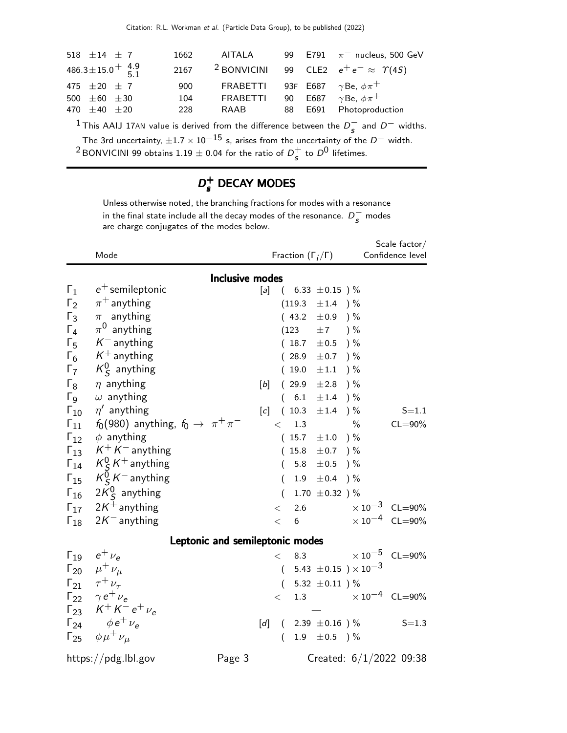| | | | | | |
|---|---|---|---|---|---|
| 518 $\pm 14$ $\pm 7$ | 1662 | AITALA | 99 | E791 | $\pi^-$ nucleus, 500 GeV |
| $486.3 \pm 15.0 ^{+4.9}_{-5.1}$ | 2167 | [2] BONVICINI | 99 | CLE2 | $e^+e^- \approx \Upsilon(4S)$ |
| 475 $\pm 20$ $\pm 7$ | 900 | FRABETTI | 93F | E687 | $\gamma$Be, $\phi\pi^+$ |
| 500 $\pm 60$ $\pm 30$ | 104 | FRABETTI | 90 | E687 | $\gamma$Be, $\phi\pi^+$ |
| 470 $\pm 40$ $\pm 20$ | 228 | RAAB | 88 | E691 | Photoproduction |

[1] This AAIJ 17AN value is derived from the difference between the $D_s^-$ and $D^-$ widths. The 3rd uncertainty, $\pm 1.7 \times 10^{-15}$ s, arises from the uncertainty of the $D^-$ width.

[2] BONVICINI 99 obtains $1.19 \pm 0.04$ for the ratio of $D_s^+$ to $D^0$ lifetimes.

## $D_s^+$ DECAY MODES

Unless otherwise noted, the branching fractions for modes with a resonance in the final state include all the decay modes of the resonance. $D_s^-$ modes are charge conjugates of the modes below.

| | Mode | Fraction ($\Gamma_i/\Gamma$) | Scale factor/ Confidence level |
|---|---|---|---|
| | **Inclusive modes** | | |
| $\Gamma_1$ | $e^+$ semileptonic | [a] ( 6.33 $\pm 0.15$ ) % | |
| $\Gamma_2$ | $\pi^+$ anything | (119.3 $\pm 1.4$ ) % | |
| $\Gamma_3$ | $\pi^-$ anything | ( 43.2 $\pm 0.9$ ) % | |
| $\Gamma_4$ | $\pi^0$ anything | (123 $\pm 7$ ) % | |
| $\Gamma_5$ | $K^-$ anything | ( 18.7 $\pm 0.5$ ) % | |
| $\Gamma_6$ | $K^+$ anything | ( 28.9 $\pm 0.7$ ) % | |
| $\Gamma_7$ | $K^0_S$ anything | ( 19.0 $\pm 1.1$ ) % | |
| $\Gamma_8$ | $\eta$ anything | [b] ( 29.9 $\pm 2.8$ ) % | |
| $\Gamma_9$ | $\omega$ anything | ( 6.1 $\pm 1.4$ ) % | |
| $\Gamma_{10}$ | $\eta'$ anything | [c] ( 10.3 $\pm 1.4$ ) % | S=1.1 |
| $\Gamma_{11}$ | $f_0(980)$ anything, $f_0 \to \pi^+\pi^-$ | $<$ 1.3 % | CL=90% |
| $\Gamma_{12}$ | $\phi$ anything | ( 15.7 $\pm 1.0$ ) % | |
| $\Gamma_{13}$ | $K^+K^-$ anything | ( 15.8 $\pm 0.7$ ) % | |
| $\Gamma_{14}$ | $K^0_S K^+$ anything | ( 5.8 $\pm 0.5$ ) % | |
| $\Gamma_{15}$ | $K^0_S K^-$ anything | ( 1.9 $\pm 0.4$ ) % | |
| $\Gamma_{16}$ | $2K^0_S$ anything | ( 1.70 $\pm 0.32$ ) % | |
| $\Gamma_{17}$ | $2K^+$ anything | $<$ 2.6 $\times 10^{-3}$ | CL=90% |
| $\Gamma_{18}$ | $2K^-$ anything | $<$ 6 $\times 10^{-4}$ | CL=90% |
| | **Leptonic and semileptonic modes** | | |
| $\Gamma_{19}$ | $e^+\nu_e$ | $<$ 8.3 $\times 10^{-5}$ | CL=90% |
| $\Gamma_{20}$ | $\mu^+\nu_\mu$ | ( 5.43 $\pm 0.15$ ) $\times 10^{-3}$ | |
| $\Gamma_{21}$ | $\tau^+\nu_\tau$ | ( 5.32 $\pm 0.11$ ) % | |
| $\Gamma_{22}$ | $\gamma e^+\nu_e$ | $<$ 1.3 $\times 10^{-4}$ | CL=90% |
| $\Gamma_{23}$ | $K^+K^-e^+\nu_e$ | — | |
| $\Gamma_{24}$ | $\phi e^+\nu_e$ | [d] ( 2.39 $\pm 0.16$ ) % | S=1.3 |
| $\Gamma_{25}$ | $\phi\mu^+\nu_\mu$ | ( 1.9 $\pm 0.5$ ) % | |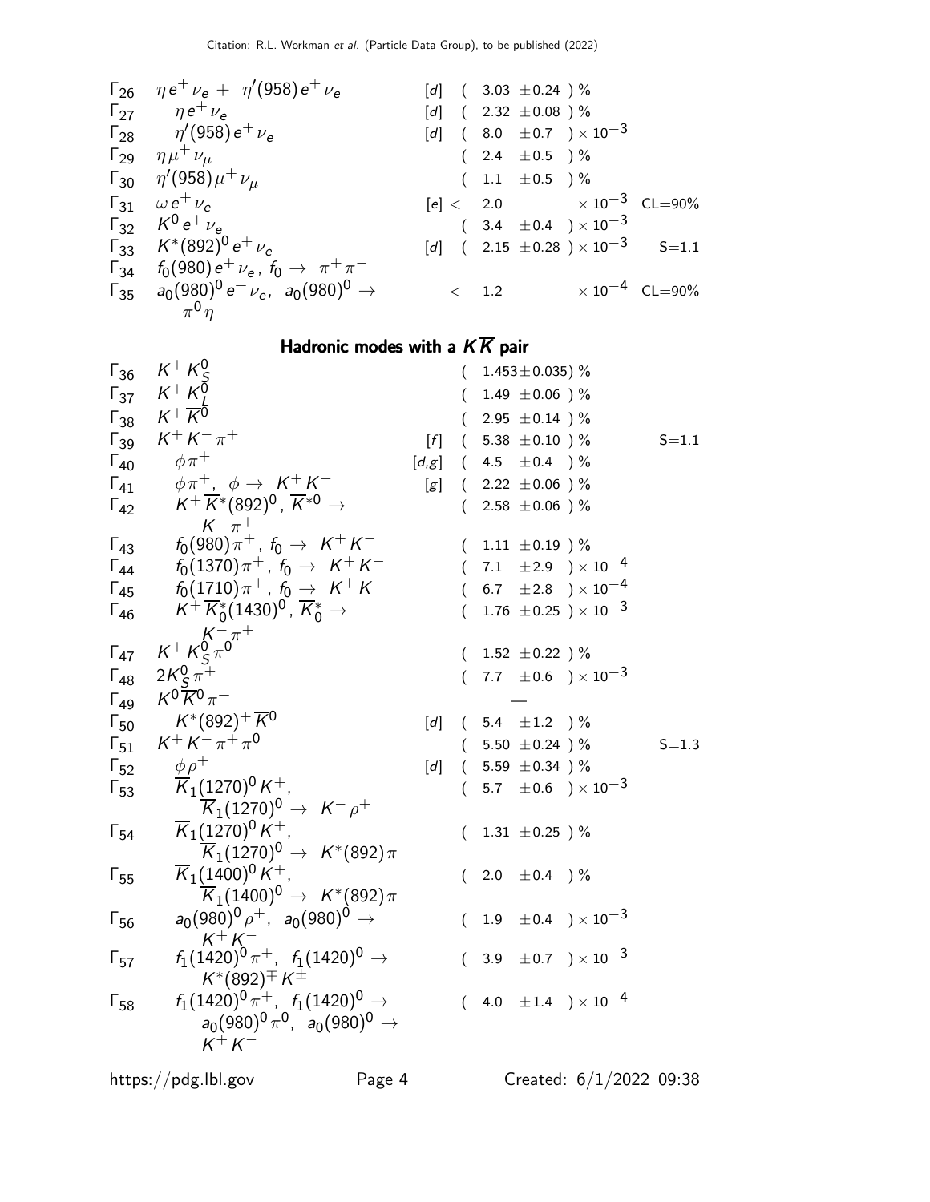| | Mode | | Fraction ($\Gamma_i/\Gamma$) | Scale factor/ Confidence level |
|---|---|---|---|---|
| $\Gamma_{26}$ | $\eta e^+ \nu_e$ + $\eta'(958) e^+ \nu_e$ | [d] | ( 3.03 $\pm$0.24 ) % | |
| $\Gamma_{27}$ | $\eta e^+ \nu_e$ | [d] | ( 2.32 $\pm$0.08 ) % | |
| $\Gamma_{28}$ | $\eta'(958) e^+ \nu_e$ | [d] | ( 8.0 $\pm$0.7 ) $\times 10^{-3}$ | |
| $\Gamma_{29}$ | $\eta \mu^+ \nu_\mu$ | | ( 2.4 $\pm$0.5 ) % | |
| $\Gamma_{30}$ | $\eta'(958) \mu^+ \nu_\mu$ | | ( 1.1 $\pm$0.5 ) % | |
| $\Gamma_{31}$ | $\omega e^+ \nu_e$ | [e] | $<$ 2.0 $\times 10^{-3}$ | CL=90% |
| $\Gamma_{32}$ | $K^0 e^+ \nu_e$ | | ( 3.4 $\pm$0.4 ) $\times 10^{-3}$ | |
| $\Gamma_{33}$ | $K^*(892)^0 e^+ \nu_e$ | [d] | ( 2.15 $\pm$0.28 ) $\times 10^{-3}$ | S=1.1 |
| $\Gamma_{34}$ | $f_0(980) e^+ \nu_e$, $f_0 \to \pi^+ \pi^-$ | | | |
| $\Gamma_{35}$ | $a_0(980)^0 e^+ \nu_e$, $a_0(980)^0 \to \pi^0 \eta$ | | $<$ 1.2 $\times 10^{-4}$ | CL=90% |

## Hadronic modes with a $K\overline{K}$ pair

| | Mode | | Fraction ($\Gamma_i/\Gamma$) | Scale factor/ Confidence level |
|---|---|---|---|---|
| $\Gamma_{36}$ | $K^+ K^0_S$ | | ( 1.453$\pm$0.035) % | |
| $\Gamma_{37}$ | $K^+ K^0_L$ | | ( 1.49 $\pm$0.06 ) % | |
| $\Gamma_{38}$ | $K^+ \overline{K}^0$ | | ( 2.95 $\pm$0.14 ) % | |
| $\Gamma_{39}$ | $K^+ K^- \pi^+$ | [f] | ( 5.38 $\pm$0.10 ) % | S=1.1 |
| $\Gamma_{40}$ | $\phi \pi^+$ | [d,g] | ( 4.5 $\pm$0.4 ) % | |
| $\Gamma_{41}$ | $\phi \pi^+$, $\phi \to K^+ K^-$ | [g] | ( 2.22 $\pm$0.06 ) % | |
| $\Gamma_{42}$ | $K^+ \overline{K}^*(892)^0$, $\overline{K}^{*0} \to K^- \pi^+$ | | ( 2.58 $\pm$0.06 ) % | |
| $\Gamma_{43}$ | $f_0(980) \pi^+$, $f_0 \to K^+ K^-$ | | ( 1.11 $\pm$0.19 ) % | |
| $\Gamma_{44}$ | $f_0(1370) \pi^+$, $f_0 \to K^+ K^-$ | | ( 7.1 $\pm$2.9 ) $\times 10^{-4}$ | |
| $\Gamma_{45}$ | $f_0(1710) \pi^+$, $f_0 \to K^+ K^-$ | | ( 6.7 $\pm$2.8 ) $\times 10^{-4}$ | |
| $\Gamma_{46}$ | $K^+ \overline{K}^*_0(1430)^0$, $\overline{K}^*_0 \to K^- \pi^+$ | | ( 1.76 $\pm$0.25 ) $\times 10^{-3}$ | |
| $\Gamma_{47}$ | $K^+ K^0_S \pi^0$ | | ( 1.52 $\pm$0.22 ) % | |
| $\Gamma_{48}$ | $2K^0_S \pi^+$ | | ( 7.7 $\pm$0.6 ) $\times 10^{-3}$ | |
| $\Gamma_{49}$ | $K^0 \overline{K}^0 \pi^+$ | | — | |
| $\Gamma_{50}$ | $K^*(892)^+ \overline{K}^0$ | [d] | ( 5.4 $\pm$1.2 ) % | |
| $\Gamma_{51}$ | $K^+ K^- \pi^+ \pi^0$ | | ( 5.50 $\pm$0.24 ) % | S=1.3 |
| $\Gamma_{52}$ | $\phi \rho^+$ | [d] | ( 5.59 $\pm$0.34 ) % | |
| $\Gamma_{53}$ | $\overline{K}_1(1270)^0 K^+$, $\overline{K}_1(1270)^0 \to K^- \rho^+$ | | ( 5.7 $\pm$0.6 ) $\times 10^{-3}$ | |
| $\Gamma_{54}$ | $\overline{K}_1(1270)^0 K^+$, $\overline{K}_1(1270)^0 \to K^*(892) \pi$ | | ( 1.31 $\pm$0.25 ) % | |
| $\Gamma_{55}$ | $\overline{K}_1(1400)^0 K^+$, $\overline{K}_1(1400)^0 \to K^*(892) \pi$ | | ( 2.0 $\pm$0.4 ) % | |
| $\Gamma_{56}$ | $a_0(980)^0 \rho^+$, $a_0(980)^0 \to K^+ K^-$ | | ( 1.9 $\pm$0.4 ) $\times 10^{-3}$ | |
| $\Gamma_{57}$ | $f_1(1420)^0 \pi^+$, $f_1(1420)^0 \to K^*(892)^{\mp} K^{\pm}$ | | ( 3.9 $\pm$0.7 ) $\times 10^{-3}$ | |
| $\Gamma_{58}$ | $f_1(1420)^0 \pi^+$, $f_1(1420)^0 \to a_0(980)^0 \pi^0$, $a_0(980)^0 \to K^+ K^-$ | | ( 4.0 $\pm$1.4 ) $\times 10^{-4}$ | |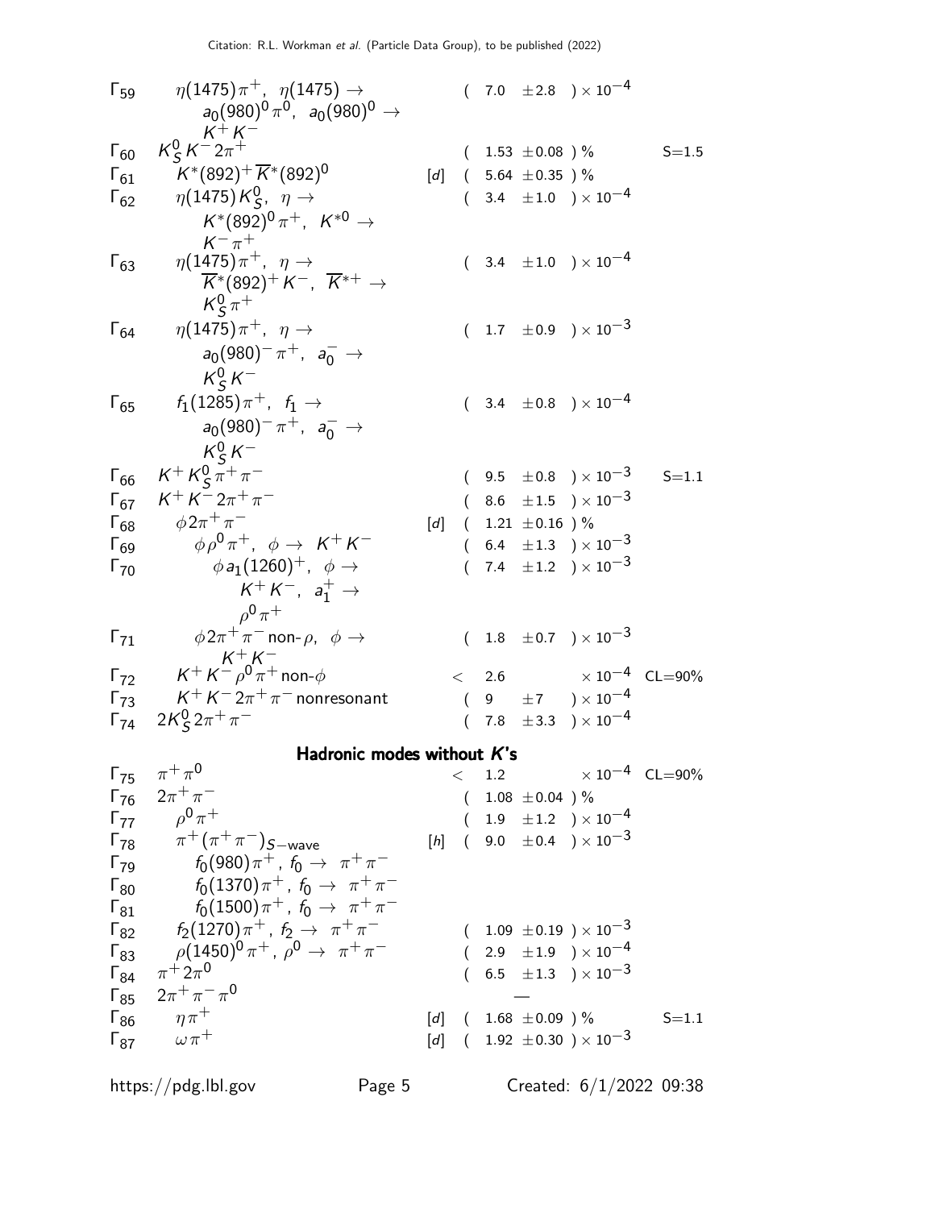| | Mode | | Fraction ($\Gamma_i/\Gamma$) | Scale factor/ Confidence level |
|---|---|---|---|---|
| $\Gamma_{59}$ | $\eta(1475)\pi^+$, $\eta(1475) \to a_0(980)^0\pi^0$, $a_0(980)^0 \to K^+K^-$ | | $(7.0 \pm 2.8) \times 10^{-4}$ | |
| $\Gamma_{60}$ | $K^0_S K^- 2\pi^+$ | | $(1.53 \pm 0.08)$ % | S=1.5 |
| $\Gamma_{61}$ | $K^*(892)^+ \overline{K}^*(892)^0$ | [d] | $(5.64 \pm 0.35)$ % | |
| $\Gamma_{62}$ | $\eta(1475) K^0_S$, $\eta \to K^*(892)^0\pi^+$, $K^{*0} \to K^-\pi^+$ | | $(3.4 \pm 1.0) \times 10^{-4}$ | |
| $\Gamma_{63}$ | $\eta(1475)\pi^+$, $\eta \to \overline{K}^*(892)^+ K^-$, $\overline{K}^{*+} \to K^0_S\pi^+$ | | $(3.4 \pm 1.0) \times 10^{-4}$ | |
| $\Gamma_{64}$ | $\eta(1475)\pi^+$, $\eta \to a_0(980)^-\pi^+$, $a_0^- \to K^0_S K^-$ | | $(1.7 \pm 0.9) \times 10^{-3}$ | |
| $\Gamma_{65}$ | $f_1(1285)\pi^+$, $f_1 \to a_0(980)^-\pi^+$, $a_0^- \to K^0_S K^-$ | | $(3.4 \pm 0.8) \times 10^{-4}$ | |
| $\Gamma_{66}$ | $K^+ K^0_S \pi^+\pi^-$ | | $(9.5 \pm 0.8) \times 10^{-3}$ | S=1.1 |
| $\Gamma_{67}$ | $K^+ K^- 2\pi^+\pi^-$ | | $(8.6 \pm 1.5) \times 10^{-3}$ | |
| $\Gamma_{68}$ | $\phi 2\pi^+\pi^-$ | [d] | $(1.21 \pm 0.16)$ % | |
| $\Gamma_{69}$ | $\phi\rho^0\pi^+$, $\phi \to K^+K^-$ | | $(6.4 \pm 1.3) \times 10^{-3}$ | |
| $\Gamma_{70}$ | $\phi a_1(1260)^+$, $\phi \to K^+K^-$, $a_1^+ \to \rho^0\pi^+$ | | $(7.4 \pm 1.2) \times 10^{-3}$ | |
| $\Gamma_{71}$ | $\phi 2\pi^+\pi^-$ non-$\rho$, $\phi \to K^+K^-$ | | $(1.8 \pm 0.7) \times 10^{-3}$ | |
| $\Gamma_{72}$ | $K^+K^-\rho^0\pi^+$ non-$\phi$ | | $< 2.6 \times 10^{-4}$ | CL=90% |
| $\Gamma_{73}$ | $K^+K^-2\pi^+\pi^-$ nonresonant | | $(9 \pm 7) \times 10^{-4}$ | |
| $\Gamma_{74}$ | $2K^0_S 2\pi^+\pi^-$ | | $(7.8 \pm 3.3) \times 10^{-4}$ | |

## Hadronic modes without $K$'s

| | Mode | | Fraction ($\Gamma_i/\Gamma$) | Scale factor/ Confidence level |
|---|---|---|---|---|
| $\Gamma_{75}$ | $\pi^+\pi^0$ | | $< 1.2 \times 10^{-4}$ | CL=90% |
| $\Gamma_{76}$ | $2\pi^+\pi^-$ | | $(1.08 \pm 0.04)$ % | |
| $\Gamma_{77}$ | $\rho^0\pi^+$ | | $(1.9 \pm 1.2) \times 10^{-4}$ | |
| $\Gamma_{78}$ | $\pi^+(\pi^+\pi^-)_{S-\text{wave}}$ | [h] | $(9.0 \pm 0.4) \times 10^{-3}$ | |
| $\Gamma_{79}$ | $f_0(980)\pi^+$, $f_0 \to \pi^+\pi^-$ | | | |
| $\Gamma_{80}$ | $f_0(1370)\pi^+$, $f_0 \to \pi^+\pi^-$ | | | |
| $\Gamma_{81}$ | $f_0(1500)\pi^+$, $f_0 \to \pi^+\pi^-$ | | | |
| $\Gamma_{82}$ | $f_2(1270)\pi^+$, $f_2 \to \pi^+\pi^-$ | | $(1.09 \pm 0.19) \times 10^{-3}$ | |
| $\Gamma_{83}$ | $\rho(1450)^0\pi^+$, $\rho^0 \to \pi^+\pi^-$ | | $(2.9 \pm 1.9) \times 10^{-4}$ | |
| $\Gamma_{84}$ | $\pi^+2\pi^0$ | | $(6.5 \pm 1.3) \times 10^{-3}$ | |
| $\Gamma_{85}$ | $2\pi^+\pi^-\pi^0$ | | — | |
| $\Gamma_{86}$ | $\eta\pi^+$ | [d] | $(1.68 \pm 0.09)$ % | S=1.1 |
| $\Gamma_{87}$ | $\omega\pi^+$ | [d] | $(1.92 \pm 0.30) \times 10^{-3}$ | |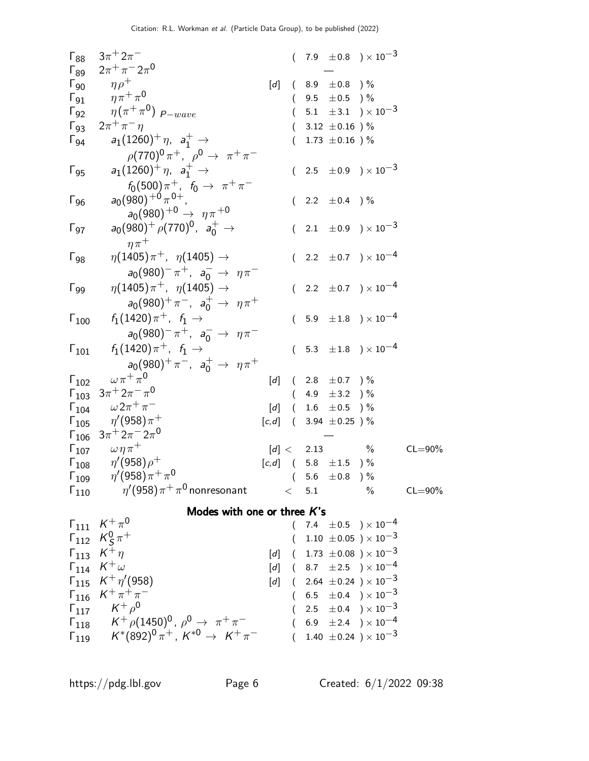| | Mode | | Fraction | | |
|---|---|---|---|---|---|
| $\Gamma_{88}$ | $3\pi^+ 2\pi^-$ | | $(7.9 \pm 0.8) \times 10^{-3}$ | | |
| $\Gamma_{89}$ | $2\pi^+ \pi^- 2\pi^0$ | | — | | |
| $\Gamma_{90}$ | $\eta \rho^+$ | [d] | $(8.9 \pm 0.8)$ % | | |
| $\Gamma_{91}$ | $\eta \pi^+ \pi^0$ | | $(9.5 \pm 0.5)$ % | | |
| $\Gamma_{92}$ | $\eta(\pi^+ \pi^0)_{P-wave}$ | | $(5.1 \pm 3.1) \times 10^{-3}$ | | |
| $\Gamma_{93}$ | $2\pi^+ \pi^- \eta$ | | $(3.12 \pm 0.16)$ % | | |
| $\Gamma_{94}$ | $a_1(1260)^+ \eta$, $a_1^+ \to \rho(770)^0 \pi^+$, $\rho^0 \to \pi^+ \pi^-$ | | $(1.73 \pm 0.16)$ % | | |
| $\Gamma_{95}$ | $a_1(1260)^+ \eta$, $a_1^+ \to f_0(500) \pi^+$, $f_0 \to \pi^+ \pi^-$ | | $(2.5 \pm 0.9) \times 10^{-3}$ | | |
| $\Gamma_{96}$ | $a_0(980)^{+0} \pi^{0+}$, $a_0(980)^{+0} \to \eta \pi^{+0}$ | | $(2.2 \pm 0.4)$ % | | |
| $\Gamma_{97}$ | $a_0(980)^+ \rho(770)^0$, $a_0^+ \to \eta \pi^+$ | | $(2.1 \pm 0.9) \times 10^{-3}$ | | |
| $\Gamma_{98}$ | $\eta(1405) \pi^+$, $\eta(1405) \to a_0(980)^- \pi^+$, $a_0^- \to \eta \pi^-$ | | $(2.2 \pm 0.7) \times 10^{-4}$ | | |
| $\Gamma_{99}$ | $\eta(1405) \pi^+$, $\eta(1405) \to a_0(980)^+ \pi^-$, $a_0^+ \to \eta \pi^+$ | | $(2.2 \pm 0.7) \times 10^{-4}$ | | |
| $\Gamma_{100}$ | $f_1(1420) \pi^+$, $f_1 \to a_0(980)^- \pi^+$, $a_0^- \to \eta \pi^-$ | | $(5.9 \pm 1.8) \times 10^{-4}$ | | |
| $\Gamma_{101}$ | $f_1(1420) \pi^+$, $f_1 \to a_0(980)^+ \pi^-$, $a_0^+ \to \eta \pi^+$ | | $(5.3 \pm 1.8) \times 10^{-4}$ | | |
| $\Gamma_{102}$ | $\omega \pi^+ \pi^0$ | [d] | $(2.8 \pm 0.7)$ % | | |
| $\Gamma_{103}$ | $3\pi^+ 2\pi^- \pi^0$ | | $(4.9 \pm 3.2)$ % | | |
| $\Gamma_{104}$ | $\omega 2\pi^+ \pi^-$ | [d] | $(1.6 \pm 0.5)$ % | | |
| $\Gamma_{105}$ | $\eta'(958) \pi^+$ | [c,d] | $(3.94 \pm 0.25)$ % | | |
| $\Gamma_{106}$ | $3\pi^+ 2\pi^- 2\pi^0$ | | — | | |
| $\Gamma_{107}$ | $\omega \eta \pi^+$ | [d] | $< 2.13$ | % | CL=90% |
| $\Gamma_{108}$ | $\eta'(958) \rho^+$ | [c,d] | $(5.8 \pm 1.5)$ % | | |
| $\Gamma_{109}$ | $\eta'(958) \pi^+ \pi^0$ | | $(5.6 \pm 0.8)$ % | | |
| $\Gamma_{110}$ | $\eta'(958) \pi^+ \pi^0$ nonresonant | | $< 5.1$ | % | CL=90% |

### Modes with one or three $K$'s

| | Mode | | Fraction |
|---|---|---|---|
| $\Gamma_{111}$ | $K^+ \pi^0$ | | $(7.4 \pm 0.5) \times 10^{-4}$ |
| $\Gamma_{112}$ | $K_S^0 \pi^+$ | | $(1.10 \pm 0.05) \times 10^{-3}$ |
| $\Gamma_{113}$ | $K^+ \eta$ | [d] | $(1.73 \pm 0.08) \times 10^{-3}$ |
| $\Gamma_{114}$ | $K^+ \omega$ | [d] | $(8.7 \pm 2.5) \times 10^{-4}$ |
| $\Gamma_{115}$ | $K^+ \eta'(958)$ | [d] | $(2.64 \pm 0.24) \times 10^{-3}$ |
| $\Gamma_{116}$ | $K^+ \pi^+ \pi^-$ | | $(6.5 \pm 0.4) \times 10^{-3}$ |
| $\Gamma_{117}$ | $K^+ \rho^0$ | | $(2.5 \pm 0.4) \times 10^{-3}$ |
| $\Gamma_{118}$ | $K^+ \rho(1450)^0$, $\rho^0 \to \pi^+ \pi^-$ | | $(6.9 \pm 2.4) \times 10^{-4}$ |
| $\Gamma_{119}$ | $K^*(892)^0 \pi^+$, $K^{*0} \to K^+ \pi^-$ | | $(1.40 \pm 0.24) \times 10^{-3}$ |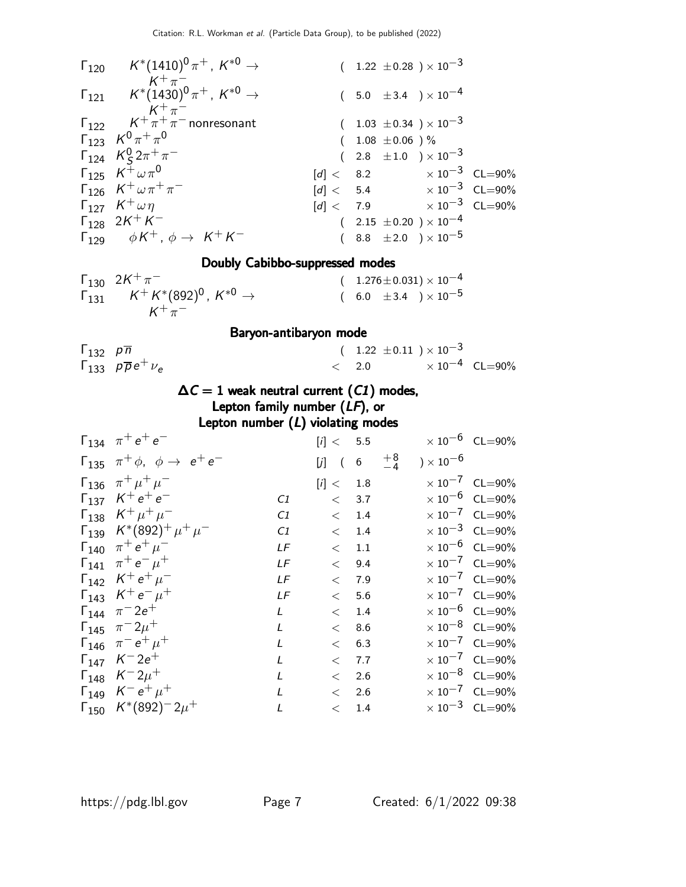| | Mode | | | Fraction ($\Gamma_i/\Gamma$) | Confidence level |
|---|---|---|---|---|---|
| $\Gamma_{120}$ | $K^*(1410)^0\pi^+$, $K^{*0} \to K^+\pi^-$ | | | $(1.22 \pm 0.28) \times 10^{-3}$ | |
| $\Gamma_{121}$ | $K^*(1430)^0\pi^+$, $K^{*0} \to K^+\pi^-$ | | | $(5.0 \pm 3.4) \times 10^{-4}$ | |
| $\Gamma_{122}$ | $K^+\pi^+\pi^-$ nonresonant | | | $(1.03 \pm 0.34) \times 10^{-3}$ | |
| $\Gamma_{123}$ | $K^0\pi^+\pi^0$ | | | $(1.08 \pm 0.06)$ % | |
| $\Gamma_{124}$ | $K^0_S 2\pi^+\pi^-$ | | | $(2.8 \pm 1.0) \times 10^{-3}$ | |
| $\Gamma_{125}$ | $K^+\omega\pi^0$ | | [d] | $< 8.2 \times 10^{-3}$ | CL=90% |
| $\Gamma_{126}$ | $K^+\omega\pi^+\pi^-$ | | [d] | $< 5.4 \times 10^{-3}$ | CL=90% |
| $\Gamma_{127}$ | $K^+\omega\eta$ | | [d] | $< 7.9 \times 10^{-3}$ | CL=90% |
| $\Gamma_{128}$ | $2K^+K^-$ | | | $(2.15 \pm 0.20) \times 10^{-4}$ | |
| $\Gamma_{129}$ | $\phi K^+$, $\phi \to K^+K^-$ | | | $(8.8 \pm 2.0) \times 10^{-5}$ | |

## Doubly Cabibbo-suppressed modes

| | Mode | | | Fraction ($\Gamma_i/\Gamma$) | Confidence level |
|---|---|---|---|---|---|
| $\Gamma_{130}$ | $2K^+\pi^-$ | | | $(1.276 \pm 0.031) \times 10^{-4}$ | |
| $\Gamma_{131}$ | $K^+K^*(892)^0$, $K^{*0} \to K^+\pi^-$ | | | $(6.0 \pm 3.4) \times 10^{-5}$ | |

## Baryon-antibaryon mode

| | Mode | | | Fraction ($\Gamma_i/\Gamma$) | Confidence level |
|---|---|---|---|---|---|
| $\Gamma_{132}$ | $p\overline{n}$ | | | $(1.22 \pm 0.11) \times 10^{-3}$ | |
| $\Gamma_{133}$ | $p\overline{p}e^+\nu_e$ | | | $< 2.0 \times 10^{-4}$ | CL=90% |

## $\Delta C = 1$ weak neutral current (*C1*) modes, Lepton family number (*LF*), or Lepton number (*L*) violating modes

| | Mode | | | Fraction ($\Gamma_i/\Gamma$) | Confidence level |
|---|---|---|---|---|---|
| $\Gamma_{134}$ | $\pi^+e^+e^-$ | | [i] | $< 5.5 \times 10^{-6}$ | CL=90% |
| $\Gamma_{135}$ | $\pi^+\phi$, $\phi \to e^+e^-$ | | [j] | $(6 {}^{+8}_{-4}) \times 10^{-6}$ | |
| $\Gamma_{136}$ | $\pi^+\mu^+\mu^-$ | | [i] | $< 1.8 \times 10^{-7}$ | CL=90% |
| $\Gamma_{137}$ | $K^+e^+e^-$ | C1 | | $< 3.7 \times 10^{-6}$ | CL=90% |
| $\Gamma_{138}$ | $K^+\mu^+\mu^-$ | C1 | | $< 1.4 \times 10^{-7}$ | CL=90% |
| $\Gamma_{139}$ | $K^*(892)^+\mu^+\mu^-$ | C1 | | $< 1.4 \times 10^{-3}$ | CL=90% |
| $\Gamma_{140}$ | $\pi^+e^+\mu^-$ | LF | | $< 1.1 \times 10^{-6}$ | CL=90% |
| $\Gamma_{141}$ | $\pi^+e^-\mu^+$ | LF | | $< 9.4 \times 10^{-7}$ | CL=90% |
| $\Gamma_{142}$ | $K^+e^+\mu^-$ | LF | | $< 7.9 \times 10^{-7}$ | CL=90% |
| $\Gamma_{143}$ | $K^+e^-\mu^+$ | LF | | $< 5.6 \times 10^{-7}$ | CL=90% |
| $\Gamma_{144}$ | $\pi^-2e^+$ | L | | $< 1.4 \times 10^{-6}$ | CL=90% |
| $\Gamma_{145}$ | $\pi^-2\mu^+$ | L | | $< 8.6 \times 10^{-8}$ | CL=90% |
| $\Gamma_{146}$ | $\pi^-e^+\mu^+$ | L | | $< 6.3 \times 10^{-7}$ | CL=90% |
| $\Gamma_{147}$ | $K^-2e^+$ | L | | $< 7.7 \times 10^{-7}$ | CL=90% |
| $\Gamma_{148}$ | $K^-2\mu^+$ | L | | $< 2.6 \times 10^{-8}$ | CL=90% |
| $\Gamma_{149}$ | $K^-e^+\mu^+$ | L | | $< 2.6 \times 10^{-7}$ | CL=90% |
| $\Gamma_{150}$ | $K^*(892)^-2\mu^+$ | L | | $< 1.4 \times 10^{-3}$ | CL=90% |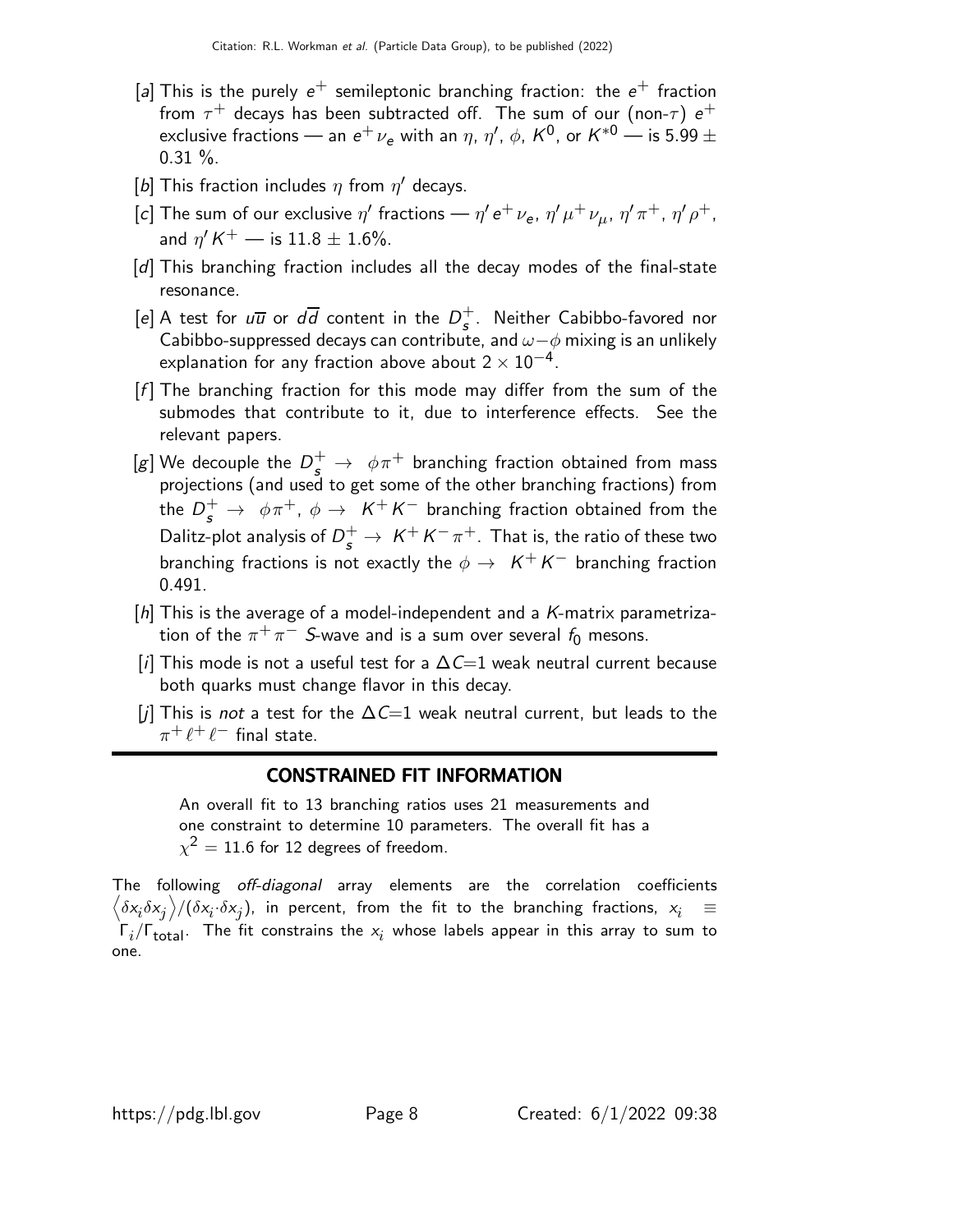[a] This is the purely $e^+$ semileptonic branching fraction: the $e^+$ fraction from $\tau^+$ decays has been subtracted off. The sum of our (non-$\tau$) $e^+$ exclusive fractions — an $e^+\nu_e$ with an $\eta$, $\eta'$, $\phi$, $K^0$, or $K^{*0}$ — is $5.99 \pm 0.31$ %.

[b] This fraction includes $\eta$ from $\eta'$ decays.

[c] The sum of our exclusive $\eta'$ fractions — $\eta' e^+ \nu_e$, $\eta' \mu^+ \nu_\mu$, $\eta' \pi^+$, $\eta' \rho^+$, and $\eta' K^+$ — is $11.8 \pm 1.6\%$.

[d] This branching fraction includes all the decay modes of the final-state resonance.

[e] A test for $u\overline{u}$ or $d\overline{d}$ content in the $D_s^+$. Neither Cabibbo-favored nor Cabibbo-suppressed decays can contribute, and $\omega-\phi$ mixing is an unlikely explanation for any fraction above about $2 \times 10^{-4}$.

[f] The branching fraction for this mode may differ from the sum of the submodes that contribute to it, due to interference effects. See the relevant papers.

[g] We decouple the $D_s^+ \to \phi\pi^+$ branching fraction obtained from mass projections (and used to get some of the other branching fractions) from the $D_s^+ \to \phi\pi^+$, $\phi \to K^+K^-$ branching fraction obtained from the Dalitz-plot analysis of $D_s^+ \to K^+K^-\pi^+$. That is, the ratio of these two branching fractions is not exactly the $\phi \to K^+K^-$ branching fraction 0.491.

[h] This is the average of a model-independent and a $K$-matrix parametrization of the $\pi^+\pi^-$ $S$-wave and is a sum over several $f_0$ mesons.

[i] This mode is not a useful test for a $\Delta C$=1 weak neutral current because both quarks must change flavor in this decay.

[j] This is *not* a test for the $\Delta C$=1 weak neutral current, but leads to the $\pi^+\ell^+\ell^-$ final state.

## CONSTRAINED FIT INFORMATION

An overall fit to 13 branching ratios uses 21 measurements and one constraint to determine 10 parameters. The overall fit has a $\chi^2 = 11.6$ for 12 degrees of freedom.

The following *off-diagonal* array elements are the correlation coefficients $\left\langle \delta x_i \delta x_j \right\rangle / (\delta x_i \cdot \delta x_j)$, in percent, from the fit to the branching fractions, $x_i \equiv \Gamma_i/\Gamma_{\text{total}}$. The fit constrains the $x_i$ whose labels appear in this array to sum to one.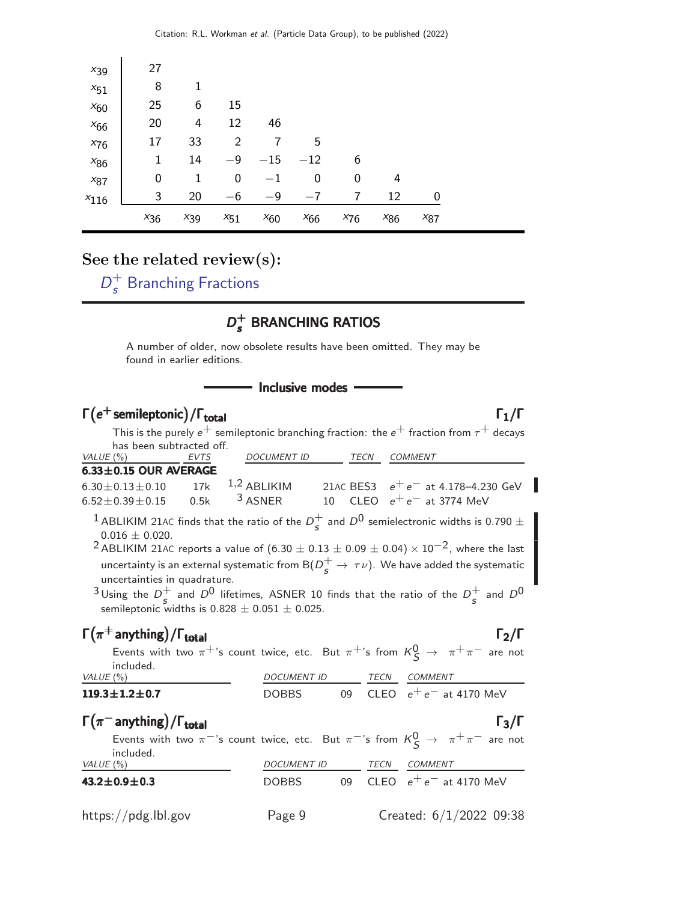| | | | | | | | | |
|---|---|---|---|---|---|---|---|---|
| $x_{39}$ | 27 | | | | | | | |
| $x_{51}$ | 8 | 1 | | | | | | |
| $x_{60}$ | 25 | 6 | 15 | | | | | |
| $x_{66}$ | 20 | 4 | 12 | 46 | | | | |
| $x_{76}$ | 17 | 33 | 2 | 7 | 5 | | | |
| $x_{86}$ | 1 | 14 | −9 | −15 | −12 | 6 | | |
| $x_{87}$ | 0 | 1 | 0 | −1 | 0 | 0 | 4 | |
| $x_{116}$ | 3 | 20 | −6 | −9 | −7 | 7 | 12 | 0 |
| | $x_{36}$ | $x_{39}$ | $x_{51}$ | $x_{60}$ | $x_{66}$ | $x_{76}$ | $x_{86}$ | $x_{87}$ |

## See the related review(s):

$D_s^+$ Branching Fractions

# $D_s^+$ BRANCHING RATIOS

A number of older, now obsolete results have been omitted. They may be found in earlier editions.

## Inclusive modes

### $\Gamma(e^+ \text{ semileptonic})/\Gamma_{\text{total}}$ — $\Gamma_1/\Gamma$

This is the purely $e^+$ semileptonic branching fraction: the $e^+$ fraction from $\tau^+$ decays has been subtracted off.

| VALUE (%) | EVTS | DOCUMENT ID | | TECN | COMMENT |
|---|---|---|---|---|---|
| **6.33±0.15 OUR AVERAGE** | | | | | |
| 6.30±0.13±0.10 | 17k | [1,2] ABLIKIM | 21AC | BES3 | $e^+ e^-$ at 4.178–4.230 GeV |
| 6.52±0.39±0.15 | 0.5k | [3] ASNER | 10 | CLEO | $e^+ e^-$ at 3774 MeV |

[1] ABLIKIM 21AC finds that the ratio of the $D_s^+$ and $D^0$ semielectronic widths is 0.790 ± 0.016 ± 0.020.

[2] ABLIKIM 21AC reports a value of $(6.30 \pm 0.13 \pm 0.09 \pm 0.04) \times 10^{-2}$, where the last uncertainty is an external systematic from B($D_s^+ \to \tau\nu$). We have added the systematic uncertainties in quadrature.

[3] Using the $D_s^+$ and $D^0$ lifetimes, ASNER 10 finds that the ratio of the $D_s^+$ and $D^0$ semileptonic widths is 0.828 ± 0.051 ± 0.025.

### $\Gamma(\pi^+ \text{ anything})/\Gamma_{\text{total}}$ — $\Gamma_2/\Gamma$

Events with two $\pi^+$'s count twice, etc. But $\pi^+$'s from $K_S^0 \to \pi^+\pi^-$ are not included.

| VALUE (%) | DOCUMENT ID | | TECN | COMMENT |
|---|---|---|---|---|
| **119.3±1.2±0.7** | DOBBS | 09 | CLEO | $e^+ e^-$ at 4170 MeV |

### $\Gamma(\pi^- \text{ anything})/\Gamma_{\text{total}}$ — $\Gamma_3/\Gamma$

Events with two $\pi^-$'s count twice, etc. But $\pi^-$'s from $K_S^0 \to \pi^+\pi^-$ are not included.

| VALUE (%) | DOCUMENT ID | | TECN | COMMENT |
|---|---|---|---|---|
| **43.2±0.9±0.3** | DOBBS | 09 | CLEO | $e^+ e^-$ at 4170 MeV |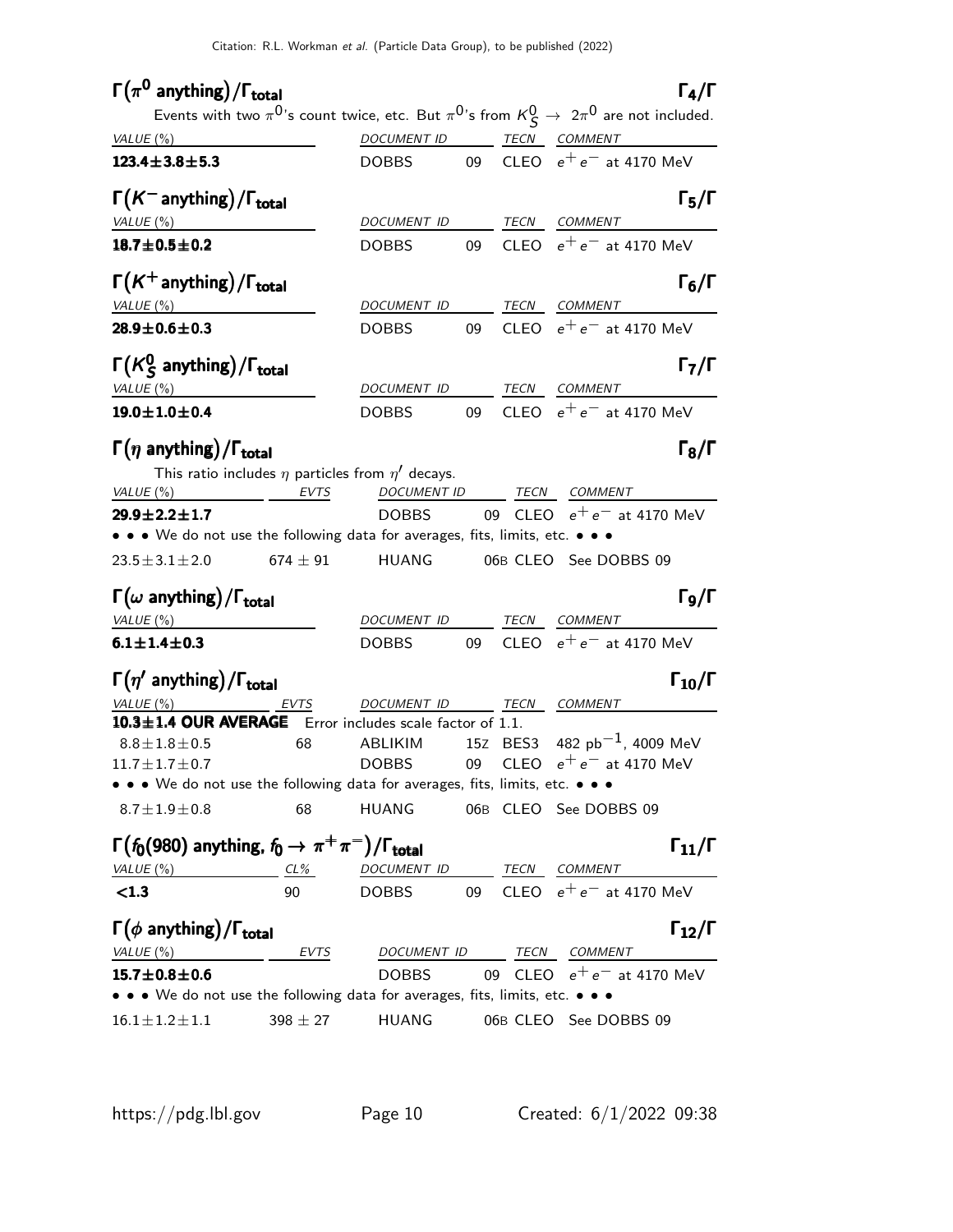### $\Gamma(\pi^0 \text{ anything})/\Gamma_{\text{total}}$ — $\Gamma_4/\Gamma$

Events with two $\pi^0$'s count twice, etc. But $\pi^0$'s from $K^0_S \to 2\pi^0$ are not included.

| VALUE (%) | DOCUMENT ID | | TECN | COMMENT |
|---|---|---|---|---|
| **123.4±3.8±5.3** | DOBBS | 09 | CLEO | $e^+e^-$ at 4170 MeV |

### $\Gamma(K^- \text{ anything})/\Gamma_{\text{total}}$ — $\Gamma_5/\Gamma$

| VALUE (%) | DOCUMENT ID | | TECN | COMMENT |
|---|---|---|---|---|
| **18.7±0.5±0.2** | DOBBS | 09 | CLEO | $e^+e^-$ at 4170 MeV |

### $\Gamma(K^+ \text{ anything})/\Gamma_{\text{total}}$ — $\Gamma_6/\Gamma$

| VALUE (%) | DOCUMENT ID | | TECN | COMMENT |
|---|---|---|---|---|
| **28.9±0.6±0.3** | DOBBS | 09 | CLEO | $e^+e^-$ at 4170 MeV |

### $\Gamma(K^0_S \text{ anything})/\Gamma_{\text{total}}$ — $\Gamma_7/\Gamma$

| VALUE (%) | DOCUMENT ID | | TECN | COMMENT |
|---|---|---|---|---|
| **19.0±1.0±0.4** | DOBBS | 09 | CLEO | $e^+e^-$ at 4170 MeV |

### $\Gamma(\eta \text{ anything})/\Gamma_{\text{total}}$ — $\Gamma_8/\Gamma$

This ratio includes $\eta$ particles from $\eta'$ decays.

| VALUE (%) | EVTS | DOCUMENT ID | | TECN | COMMENT |
|---|---|---|---|---|---|
| **29.9±2.2±1.7** | | DOBBS | 09 | CLEO | $e^+e^-$ at 4170 MeV |
| • • • We do not use the following data for averages, fits, limits, etc. • • • | | | | | |
| 23.5±3.1±2.0 | 674 ± 91 | HUANG | 06B | CLEO | See DOBBS 09 |

### $\Gamma(\omega \text{ anything})/\Gamma_{\text{total}}$ — $\Gamma_9/\Gamma$

| VALUE (%) | DOCUMENT ID | | TECN | COMMENT |
|---|---|---|---|---|
| **6.1±1.4±0.3** | DOBBS | 09 | CLEO | $e^+e^-$ at 4170 MeV |

### $\Gamma(\eta' \text{ anything})/\Gamma_{\text{total}}$ — $\Gamma_{10}/\Gamma$

| VALUE (%) | EVTS | DOCUMENT ID | | TECN | COMMENT |
|---|---|---|---|---|---|
| **10.3±1.4 OUR AVERAGE** | Error includes scale factor of 1.1. | | | | |
| 8.8±1.8±0.5 | 68 | ABLIKIM | 15Z | BES3 | 482 pb$^{-1}$, 4009 MeV |
| 11.7±1.7±0.7 | | DOBBS | 09 | CLEO | $e^+e^-$ at 4170 MeV |
| • • • We do not use the following data for averages, fits, limits, etc. • • • | | | | | |
| 8.7±1.9±0.8 | 68 | HUANG | 06B | CLEO | See DOBBS 09 |

### $\Gamma(f_0(980) \text{ anything}, f_0 \to \pi^+\pi^-)/\Gamma_{\text{total}}$ — $\Gamma_{11}/\Gamma$

| VALUE (%) | CL% | DOCUMENT ID | | TECN | COMMENT |
|---|---|---|---|---|---|
| **<1.3** | 90 | DOBBS | 09 | CLEO | $e^+e^-$ at 4170 MeV |

### $\Gamma(\phi \text{ anything})/\Gamma_{\text{total}}$ — $\Gamma_{12}/\Gamma$

| VALUE (%) | EVTS | DOCUMENT ID | | TECN | COMMENT |
|---|---|---|---|---|---|
| **15.7±0.8±0.6** | | DOBBS | 09 | CLEO | $e^+e^-$ at 4170 MeV |
| • • • We do not use the following data for averages, fits, limits, etc. • • • | | | | | |
| 16.1±1.2±1.1 | 398 ± 27 | HUANG | 06B | CLEO | See DOBBS 09 |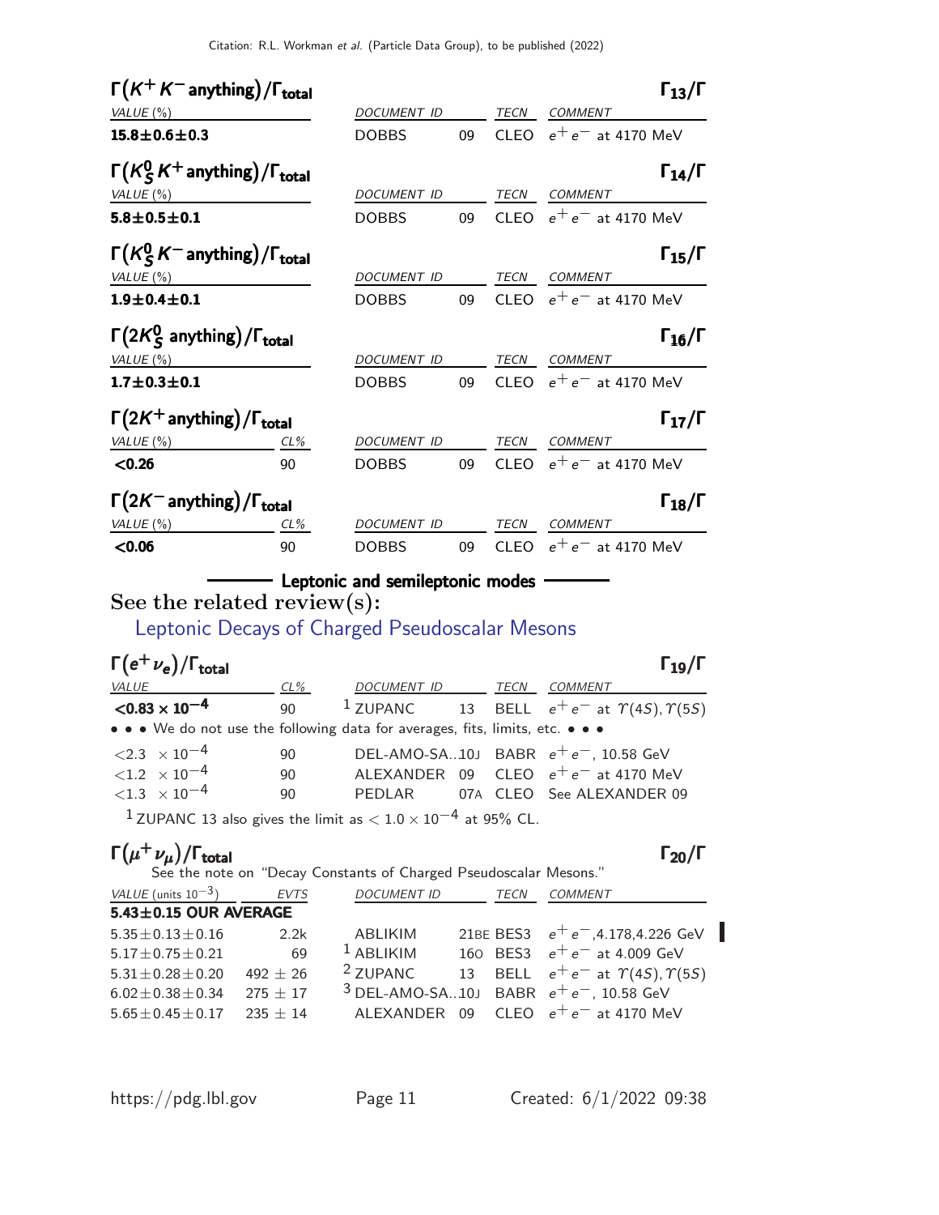### $\Gamma(K^+K^- \text{anything})/\Gamma_{total}$ — $\Gamma_{13}/\Gamma$

| VALUE (%) | DOCUMENT ID | | TECN | COMMENT |
|---|---|---|---|---|
| **15.8±0.6±0.3** | DOBBS | 09 | CLEO | $e^+e^-$ at 4170 MeV |

### $\Gamma(K^0_S K^+ \text{anything})/\Gamma_{total}$ — $\Gamma_{14}/\Gamma$

| VALUE (%) | DOCUMENT ID | | TECN | COMMENT |
|---|---|---|---|---|
| **5.8±0.5±0.1** | DOBBS | 09 | CLEO | $e^+e^-$ at 4170 MeV |

### $\Gamma(K^0_S K^- \text{anything})/\Gamma_{total}$ — $\Gamma_{15}/\Gamma$

| VALUE (%) | DOCUMENT ID | | TECN | COMMENT |
|---|---|---|---|---|
| **1.9±0.4±0.1** | DOBBS | 09 | CLEO | $e^+e^-$ at 4170 MeV |

### $\Gamma(2K^0_S \text{ anything})/\Gamma_{total}$ — $\Gamma_{16}/\Gamma$

| VALUE (%) | DOCUMENT ID | | TECN | COMMENT |
|---|---|---|---|---|
| **1.7±0.3±0.1** | DOBBS | 09 | CLEO | $e^+e^-$ at 4170 MeV |

### $\Gamma(2K^+ \text{anything})/\Gamma_{total}$ — $\Gamma_{17}/\Gamma$

| VALUE (%) | CL% | DOCUMENT ID | | TECN | COMMENT |
|---|---|---|---|---|---|
| **<0.26** | 90 | DOBBS | 09 | CLEO | $e^+e^-$ at 4170 MeV |

### $\Gamma(2K^- \text{anything})/\Gamma_{total}$ — $\Gamma_{18}/\Gamma$

| VALUE (%) | CL% | DOCUMENT ID | | TECN | COMMENT |
|---|---|---|---|---|---|
| **<0.06** | 90 | DOBBS | 09 | CLEO | $e^+e^-$ at 4170 MeV |

## Leptonic and semileptonic modes

See the related review(s):

Leptonic Decays of Charged Pseudoscalar Mesons

### $\Gamma(e^+\nu_e)/\Gamma_{total}$ — $\Gamma_{19}/\Gamma$

| VALUE | CL% | DOCUMENT ID | | TECN | COMMENT |
|---|---|---|---|---|---|
| **$<0.83 \times 10^{-4}$** | 90 | [1] ZUPANC | 13 | BELL | $e^+e^-$ at $\Upsilon(4S), \Upsilon(5S)$ |
| • • • We do not use the following data for averages, fits, limits, etc. • • • | | | | | |
| $<2.3 \times 10^{-4}$ | 90 | DEL-AMO-SA...10J | | BABR | $e^+e^-$, 10.58 GeV |
| $<1.2 \times 10^{-4}$ | 90 | ALEXANDER | 09 | CLEO | $e^+e^-$ at 4170 MeV |
| $<1.3 \times 10^{-4}$ | 90 | PEDLAR | 07A | CLEO | See ALEXANDER 09 |

[1] ZUPANC 13 also gives the limit as $< 1.0 \times 10^{-4}$ at 95% CL.

### $\Gamma(\mu^+\nu_\mu)/\Gamma_{total}$ — $\Gamma_{20}/\Gamma$

See the note on "Decay Constants of Charged Pseudoscalar Mesons."

| VALUE (units $10^{-3}$) | EVTS | DOCUMENT ID | | TECN | COMMENT |
|---|---|---|---|---|---|
| **5.43±0.15 OUR AVERAGE** | | | | | |
| 5.35±0.13±0.16 | 2.2k | ABLIKIM | 21BE | BES3 | $e^+e^-$,4.178,4.226 GeV |
| 5.17±0.75±0.21 | 69 | [1] ABLIKIM | 16O | BES3 | $e^+e^-$ at 4.009 GeV |
| 5.31±0.28±0.20 | 492 ± 26 | [2] ZUPANC | 13 | BELL | $e^+e^-$ at $\Upsilon(4S), \Upsilon(5S)$ |
| 6.02±0.38±0.34 | 275 ± 17 | [3] DEL-AMO-SA...10J | | BABR | $e^+e^-$, 10.58 GeV |
| 5.65±0.45±0.17 | 235 ± 14 | ALEXANDER | 09 | CLEO | $e^+e^-$ at 4170 MeV |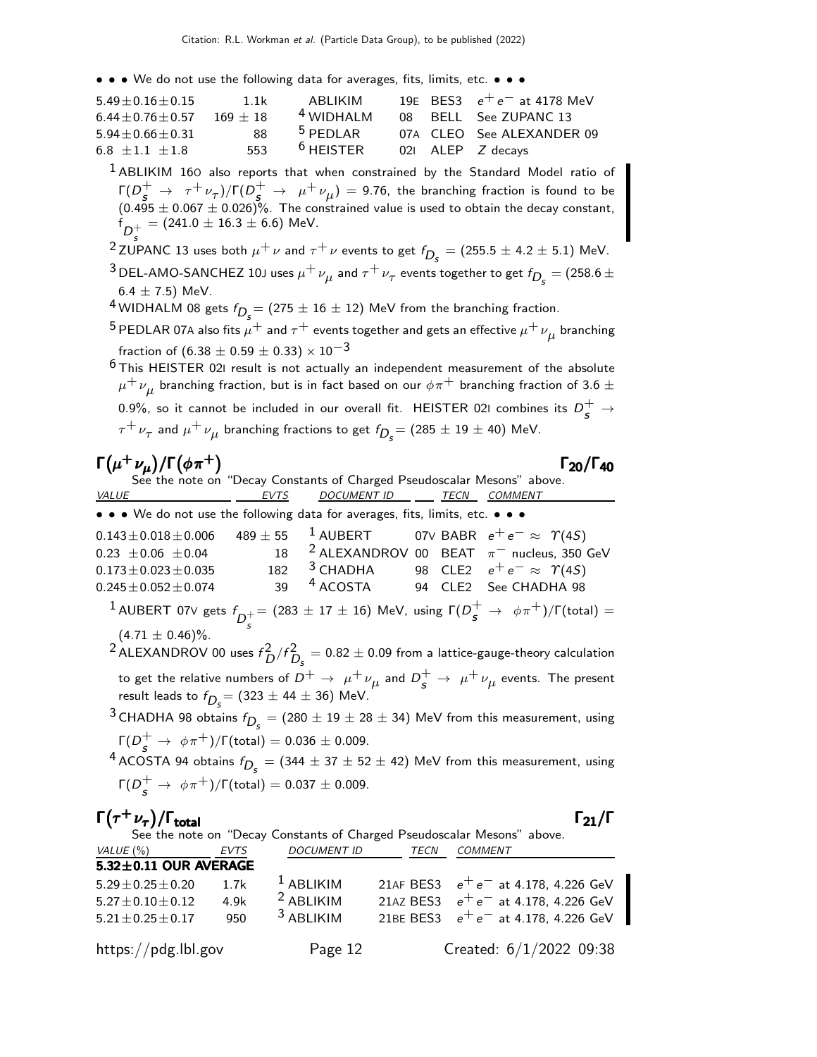• • • We do not use the following data for averages, fits, limits, etc. • • •

| | | | | | |
|---|---|---|---|---|---|
| $5.49 \pm 0.16 \pm 0.15$ | 1.1k | ABLIKIM | 19E | BES3 | $e^+e^-$ at 4178 MeV |
| $6.44 \pm 0.76 \pm 0.57$ | $169 \pm 18$ | [4] WIDHALM | 08 | BELL | See ZUPANC 13 |
| $5.94 \pm 0.66 \pm 0.31$ | 88 | [5] PEDLAR | 07A | CLEO | See ALEXANDER 09 |
| $6.8 \pm 1.1 \pm 1.8$ | 553 | [6] HEISTER | 02I | ALEP | $Z$ decays |

[1] ABLIKIM 16O also reports that when constrained by the Standard Model ratio of $\Gamma(D_s^+ \to \tau^+\nu_\tau)/\Gamma(D_s^+ \to \mu^+\nu_\mu) = 9.76$, the branching fraction is found to be $(0.495 \pm 0.067 \pm 0.026)\%$. The constrained value is used to obtain the decay constant, $f_{D_s^+} = (241.0 \pm 16.3 \pm 6.6)$ MeV.

[2] ZUPANC 13 uses both $\mu^+\nu$ and $\tau^+\nu$ events to get $f_{D_s} = (255.5 \pm 4.2 \pm 5.1)$ MeV.

[3] DEL-AMO-SANCHEZ 10J uses $\mu^+\nu_\mu$ and $\tau^+\nu_\tau$ events together to get $f_{D_s} = (258.6 \pm 6.4 \pm 7.5)$ MeV.

[4] WIDHALM 08 gets $f_{D_s} = (275 \pm 16 \pm 12)$ MeV from the branching fraction.

[5] PEDLAR 07A also fits $\mu^+$ and $\tau^+$ events together and gets an effective $\mu^+\nu_\mu$ branching fraction of $(6.38 \pm 0.59 \pm 0.33) \times 10^{-3}$

[6] This HEISTER 02I result is not actually an independent measurement of the absolute $\mu^+\nu_\mu$ branching fraction, but is in fact based on our $\phi\pi^+$ branching fraction of $3.6 \pm 0.9\%$, so it cannot be included in our overall fit. HEISTER 02I combines its $D_s^+ \to \tau^+\nu_\tau$ and $\mu^+\nu_\mu$ branching fractions to get $f_{D_s} = (285 \pm 19 \pm 40)$ MeV.

## $\Gamma(\mu^+\nu_\mu)/\Gamma(\phi\pi^+)$ — $\Gamma_{20}/\Gamma_{40}$

See the note on "Decay Constants of Charged Pseudoscalar Mesons" above.

| VALUE | EVTS | DOCUMENT ID | | TECN | COMMENT |
|---|---|---|---|---|---|
| • • • We do not use the following data for averages, fits, limits, etc. • • • | | | | | |
| $0.143 \pm 0.018 \pm 0.006$ | $489 \pm 55$ | [1] AUBERT | 07V | BABR | $e^+e^- \approx \Upsilon(4S)$ |
| $0.23 \pm 0.06 \pm 0.04$ | 18 | [2] ALEXANDROV | 00 | BEAT | $\pi^-$ nucleus, 350 GeV |
| $0.173 \pm 0.023 \pm 0.035$ | 182 | [3] CHADHA | 98 | CLE2 | $e^+e^- \approx \Upsilon(4S)$ |
| $0.245 \pm 0.052 \pm 0.074$ | 39 | [4] ACOSTA | 94 | CLE2 | See CHADHA 98 |

[1] AUBERT 07V gets $f_{D_s^+} = (283 \pm 17 \pm 16)$ MeV, using $\Gamma(D_s^+ \to \phi\pi^+)/\Gamma(\text{total}) = (4.71 \pm 0.46)\%$.

[2] ALEXANDROV 00 uses $f_D^2/f_{D_s}^2 = 0.82 \pm 0.09$ from a lattice-gauge-theory calculation to get the relative numbers of $D^+ \to \mu^+\nu_\mu$ and $D_s^+ \to \mu^+\nu_\mu$ events. The present result leads to $f_{D_s} = (323 \pm 44 \pm 36)$ MeV.

[3] CHADHA 98 obtains $f_{D_s} = (280 \pm 19 \pm 28 \pm 34)$ MeV from this measurement, using $\Gamma(D_s^+ \to \phi\pi^+)/\Gamma(\text{total}) = 0.036 \pm 0.009$.

[4] ACOSTA 94 obtains $f_{D_s} = (344 \pm 37 \pm 52 \pm 42)$ MeV from this measurement, using $\Gamma(D_s^+ \to \phi\pi^+)/\Gamma(\text{total}) = 0.037 \pm 0.009$.

## $\Gamma(\tau^+\nu_\tau)/\Gamma_{\text{total}}$ — $\Gamma_{21}/\Gamma$

See the note on "Decay Constants of Charged Pseudoscalar Mesons" above.

| VALUE (%) | EVTS | DOCUMENT ID | | TECN | COMMENT |
|---|---|---|---|---|---|
| **5.32±0.11 OUR AVERAGE** | | | | | |
| $5.29 \pm 0.25 \pm 0.20$ | 1.7k | [1] ABLIKIM | 21AF | BES3 | $e^+e^-$ at 4.178, 4.226 GeV |
| $5.27 \pm 0.10 \pm 0.12$ | 4.9k | [2] ABLIKIM | 21AZ | BES3 | $e^+e^-$ at 4.178, 4.226 GeV |
| $5.21 \pm 0.25 \pm 0.17$ | 950 | [3] ABLIKIM | 21BE | BES3 | $e^+e^-$ at 4.178, 4.226 GeV |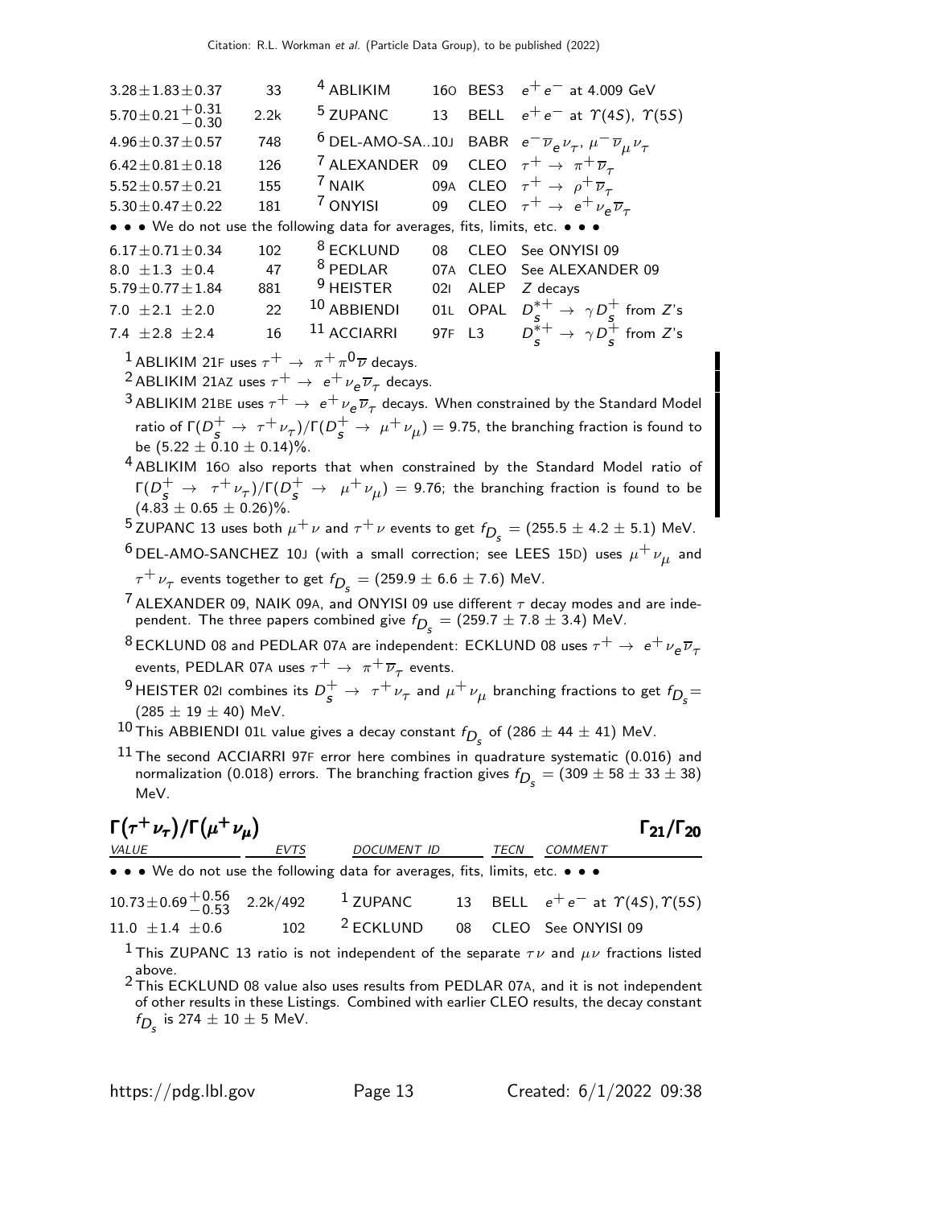| VALUE | EVTS | DOCUMENT ID | | TECN | COMMENT |
|---|---|---|---|---|---|
| $3.28\pm1.83\pm0.37$ | 33 | [4] ABLIKIM | 16O | BES3 | $e^+e^-$ at 4.009 GeV |
| $5.70\pm0.21^{+0.31}_{-0.30}$ | 2.2k | [5] ZUPANC | 13 | BELL | $e^+e^-$ at $\Upsilon(4S)$, $\Upsilon(5S)$ |
| $4.96\pm0.37\pm0.57$ | 748 | [6] DEL-AMO-SA...10J | | BABR | $e^-\overline{\nu}_e\nu_\tau$, $\mu^-\overline{\nu}_\mu\nu_\tau$ |
| $6.42\pm0.81\pm0.18$ | 126 | [7] ALEXANDER | 09 | CLEO | $\tau^+ \to \pi^+\overline{\nu}_\tau$ |
| $5.52\pm0.57\pm0.21$ | 155 | [7] NAIK | 09A | CLEO | $\tau^+ \to \rho^+\overline{\nu}_\tau$ |
| $5.30\pm0.47\pm0.22$ | 181 | [7] ONYISI | 09 | CLEO | $\tau^+ \to e^+\nu_e\overline{\nu}_\tau$ |

• • • We do not use the following data for averages, fits, limits, etc. • • •

| VALUE | EVTS | DOCUMENT ID | | TECN | COMMENT |
|---|---|---|---|---|---|
| $6.17\pm0.71\pm0.34$ | 102 | [8] ECKLUND | 08 | CLEO | See ONYISI 09 |
| $8.0\ \pm1.3\ \pm0.4$ | 47 | [8] PEDLAR | 07A | CLEO | See ALEXANDER 09 |
| $5.79\pm0.77\pm1.84$ | 881 | [9] HEISTER | 02I | ALEP | $Z$ decays |
| $7.0\ \pm2.1\ \pm2.0$ | 22 | [10] ABBIENDI | 01L | OPAL | $D_s^{*+} \to \gamma D_s^+$ from $Z$'s |
| $7.4\ \pm2.8\ \pm2.4$ | 16 | [11] ACCIARRI | 97F | L3 | $D_s^{*+} \to \gamma D_s^+$ from $Z$'s |

[1] ABLIKIM 21F uses $\tau^+ \to \pi^+\pi^0\overline{\nu}$ decays.

[2] ABLIKIM 21AZ uses $\tau^+ \to e^+\nu_e\overline{\nu}_\tau$ decays.

[3] ABLIKIM 21BE uses $\tau^+ \to e^+\nu_e\overline{\nu}_\tau$ decays. When constrained by the Standard Model ratio of $\Gamma(D_s^+ \to \tau^+\nu_\tau)/\Gamma(D_s^+ \to \mu^+\nu_\mu) = 9.75$, the branching fraction is found to be $(5.22 \pm 0.10 \pm 0.14)\%$.

[4] ABLIKIM 16O also reports that when constrained by the Standard Model ratio of $\Gamma(D_s^+ \to \tau^+\nu_\tau)/\Gamma(D_s^+ \to \mu^+\nu_\mu) = 9.76$; the branching fraction is found to be $(4.83 \pm 0.65 \pm 0.26)\%$.

[5] ZUPANC 13 uses both $\mu^+\nu$ and $\tau^+\nu$ events to get $f_{D_s} = (255.5 \pm 4.2 \pm 5.1)$ MeV.

[6] DEL-AMO-SANCHEZ 10J (with a small correction; see LEES 15D) uses $\mu^+\nu_\mu$ and $\tau^+\nu_\tau$ events together to get $f_{D_s} = (259.9 \pm 6.6 \pm 7.6)$ MeV.

[7] ALEXANDER 09, NAIK 09A, and ONYISI 09 use different $\tau$ decay modes and are independent. The three papers combined give $f_{D_s} = (259.7 \pm 7.8 \pm 3.4)$ MeV.

[8] ECKLUND 08 and PEDLAR 07A are independent: ECKLUND 08 uses $\tau^+ \to e^+\nu_e\overline{\nu}_\tau$ events, PEDLAR 07A uses $\tau^+ \to \pi^+\overline{\nu}_\tau$ events.

[9] HEISTER 02I combines its $D_s^+ \to \tau^+\nu_\tau$ and $\mu^+\nu_\mu$ branching fractions to get $f_{D_s} = (285 \pm 19 \pm 40)$ MeV.

[10] This ABBIENDI 01L value gives a decay constant $f_{D_s}$ of $(286 \pm 44 \pm 41)$ MeV.

[11] The second ACCIARRI 97F error here combines in quadrature systematic (0.016) and normalization (0.018) errors. The branching fraction gives $f_{D_s} = (309 \pm 58 \pm 33 \pm 38)$ MeV.

## $\Gamma(\tau^+\nu_\tau)/\Gamma(\mu^+\nu_\mu)$ $\qquad\Gamma_{21}/\Gamma_{20}$

| VALUE | EVTS | DOCUMENT ID | | TECN | COMMENT |
|---|---|---|---|---|---|

• • • We do not use the following data for averages, fits, limits, etc. • • •

| VALUE | EVTS | DOCUMENT ID | | TECN | COMMENT |
|---|---|---|---|---|---|
| $10.73\pm0.69^{+0.56}_{-0.53}$ | 2.2k/492 | [1] ZUPANC | 13 | BELL | $e^+e^-$ at $\Upsilon(4S)$, $\Upsilon(5S)$ |
| $11.0\ \pm1.4\ \pm0.6$ | 102 | [2] ECKLUND | 08 | CLEO | See ONYISI 09 |

[1] This ZUPANC 13 ratio is not independent of the separate $\tau\nu$ and $\mu\nu$ fractions listed above.

[2] This ECKLUND 08 value also uses results from PEDLAR 07A, and it is not independent of other results in these Listings. Combined with earlier CLEO results, the decay constant $f_{D_s}$ is $274 \pm 10 \pm 5$ MeV.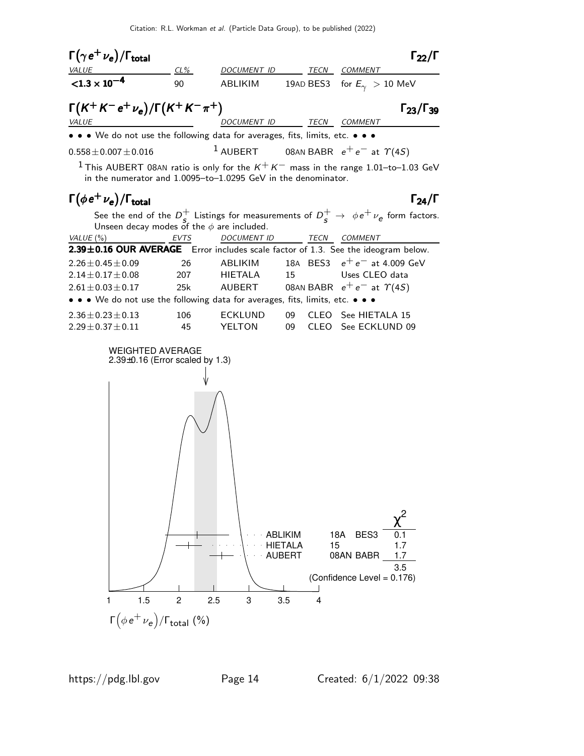### $\Gamma(\gamma e^+ \nu_e)/\Gamma_{\text{total}}$ $\Gamma_{22}/\Gamma$

| VALUE | CL% | DOCUMENT ID | TECN | COMMENT |
|---|---|---|---|---|
| **$<1.3 \times 10^{-4}$** | 90 | ABLIKIM | 19AD BES3 | for $E_\gamma > 10$ MeV |

### $\Gamma(K^+ K^- e^+ \nu_e)/\Gamma(K^+ K^- \pi^+)$ $\Gamma_{23}/\Gamma_{39}$

| VALUE | DOCUMENT ID | TECN | COMMENT |
|---|---|---|---|
| • • • We do not use the following data for averages, fits, limits, etc. • • • | | | |
| $0.558 \pm 0.007 \pm 0.016$ | [1] AUBERT | 08AN BABR | $e^+ e^-$ at $\Upsilon(4S)$ |

[1] This AUBERT 08AN ratio is only for the $K^+ K^-$ mass in the range 1.01–to–1.03 GeV in the numerator and 1.0095–to–1.0295 GeV in the denominator.

### $\Gamma(\phi e^+ \nu_e)/\Gamma_{\text{total}}$ $\Gamma_{24}/\Gamma$

See the end of the $D_s^+$ Listings for measurements of $D_s^+ \rightarrow \phi e^+ \nu_e$ form factors. Unseen decay modes of the $\phi$ are included.

| VALUE (%) | EVTS | DOCUMENT ID | TECN | COMMENT |
|---|---|---|---|---|
| **2.39±0.16 OUR AVERAGE** | Error includes scale factor of 1.3. See the ideogram below. | | | |
| $2.26 \pm 0.45 \pm 0.09$ | 26 | ABLIKIM | 18A BES3 | $e^+ e^-$ at 4.009 GeV |
| $2.14 \pm 0.17 \pm 0.08$ | 207 | HIETALA | 15 | Uses CLEO data |
| $2.61 \pm 0.03 \pm 0.17$ | 25k | AUBERT | 08AN BABR | $e^+ e^-$ at $\Upsilon(4S)$ |
| • • • We do not use the following data for averages, fits, limits, etc. • • • | | | | |
| $2.36 \pm 0.23 \pm 0.13$ | 106 | ECKLUND | 09 CLEO | See HIETALA 15 |
| $2.29 \pm 0.37 \pm 0.11$ | 45 | YELTON | 09 CLEO | See ECKLUND 09 |

WEIGHTED AVERAGE
2.39±0.16 (Error scaled by 1.3)

| | | $\chi^2$ |
|---|---|---|
| ABLIKIM | 18A BES3 | 0.1 |
| HIETALA | 15 | 1.7 |
| AUBERT | 08AN BABR | 1.7 |
| | | 3.5 |

(Confidence Level = 0.176)

$\Gamma(\phi e^+ \nu_e)/\Gamma_{\text{total}}$ (%)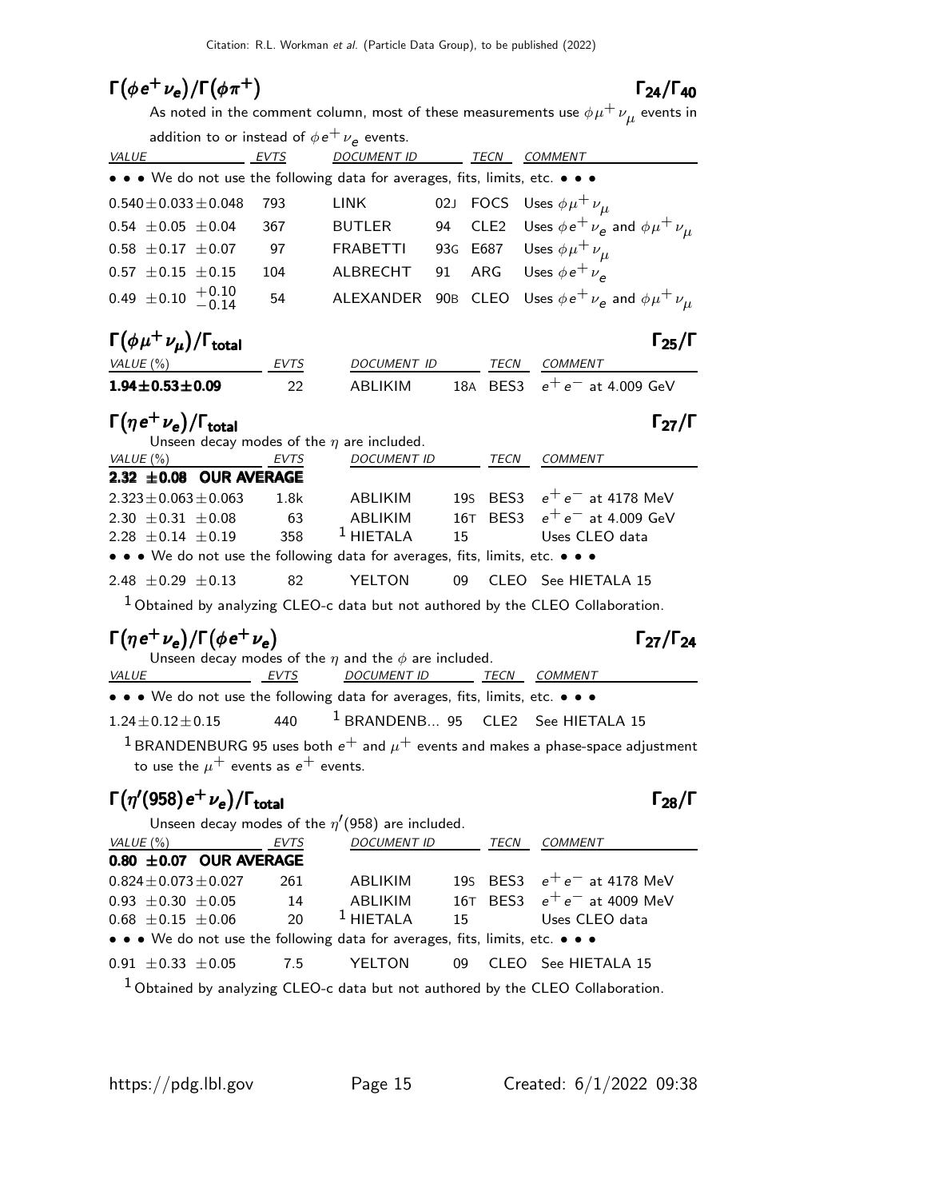## $\Gamma(\phi e^+ \nu_e)/\Gamma(\phi \pi^+)$ — $\Gamma_{24}/\Gamma_{40}$

As noted in the comment column, most of these measurements use $\phi \mu^+ \nu_\mu$ events in addition to or instead of $\phi e^+ \nu_e$ events.

| VALUE | EVTS | DOCUMENT ID | | TECN | COMMENT |
|---|---|---|---|---|---|
| • • • We do not use the following data for averages, fits, limits, etc. • • • | | | | | |
| $0.540 \pm 0.033 \pm 0.048$ | 793 | LINK | 02J | FOCS | Uses $\phi \mu^+ \nu_\mu$ |
| $0.54 \pm 0.05 \pm 0.04$ | 367 | BUTLER | 94 | CLE2 | Uses $\phi e^+ \nu_e$ and $\phi \mu^+ \nu_\mu$ |
| $0.58 \pm 0.17 \pm 0.07$ | 97 | FRABETTI | 93G | E687 | Uses $\phi \mu^+ \nu_\mu$ |
| $0.57 \pm 0.15 \pm 0.15$ | 104 | ALBRECHT | 91 | ARG | Uses $\phi e^+ \nu_e$ |
| $0.49 \pm 0.10 \ ^{+0.10}_{-0.14}$ | 54 | ALEXANDER | 90B | CLEO | Uses $\phi e^+ \nu_e$ and $\phi \mu^+ \nu_\mu$ |

## $\Gamma(\phi \mu^+ \nu_\mu)/\Gamma_{\text{total}}$ — $\Gamma_{25}/\Gamma$

| VALUE (%) | EVTS | DOCUMENT ID | | TECN | COMMENT |
|---|---|---|---|---|---|
| **$1.94 \pm 0.53 \pm 0.09$** | 22 | ABLIKIM | 18A | BES3 | $e^+ e^-$ at 4.009 GeV |

## $\Gamma(\eta e^+ \nu_e)/\Gamma_{\text{total}}$ — $\Gamma_{27}/\Gamma$

Unseen decay modes of the $\eta$ are included.

| VALUE (%) | EVTS | DOCUMENT ID | | TECN | COMMENT |
|---|---|---|---|---|---|
| **$2.32 \pm 0.08$ OUR AVERAGE** | | | | | |
| $2.323 \pm 0.063 \pm 0.063$ | 1.8k | ABLIKIM | 19S | BES3 | $e^+ e^-$ at 4178 MeV |
| $2.30 \pm 0.31 \pm 0.08$ | 63 | ABLIKIM | 16T | BES3 | $e^+ e^-$ at 4.009 GeV |
| $2.28 \pm 0.14 \pm 0.19$ | 358 | [1] HIETALA | 15 | | Uses CLEO data |
| • • • We do not use the following data for averages, fits, limits, etc. • • • | | | | | |
| $2.48 \pm 0.29 \pm 0.13$ | 82 | YELTON | 09 | CLEO | See HIETALA 15 |

[1] Obtained by analyzing CLEO-c data but not authored by the CLEO Collaboration.

## $\Gamma(\eta e^+ \nu_e)/\Gamma(\phi e^+ \nu_e)$ — $\Gamma_{27}/\Gamma_{24}$

Unseen decay modes of the $\eta$ and the $\phi$ are included.

| VALUE | EVTS | DOCUMENT ID | | TECN | COMMENT |
|---|---|---|---|---|---|
| • • • We do not use the following data for averages, fits, limits, etc. • • • | | | | | |
| $1.24 \pm 0.12 \pm 0.15$ | 440 | [1] BRANDENB... | 95 | CLE2 | See HIETALA 15 |

[1] BRANDENBURG 95 uses both $e^+$ and $\mu^+$ events and makes a phase-space adjustment to use the $\mu^+$ events as $e^+$ events.

## $\Gamma(\eta'(958) e^+ \nu_e)/\Gamma_{\text{total}}$ — $\Gamma_{28}/\Gamma$

Unseen decay modes of the $\eta'(958)$ are included.

| VALUE (%) | EVTS | DOCUMENT ID | | TECN | COMMENT |
|---|---|---|---|---|---|
| **$0.80 \pm 0.07$ OUR AVERAGE** | | | | | |
| $0.824 \pm 0.073 \pm 0.027$ | 261 | ABLIKIM | 19S | BES3 | $e^+ e^-$ at 4178 MeV |
| $0.93 \pm 0.30 \pm 0.05$ | 14 | ABLIKIM | 16T | BES3 | $e^+ e^-$ at 4009 MeV |
| $0.68 \pm 0.15 \pm 0.06$ | 20 | [1] HIETALA | 15 | | Uses CLEO data |
| • • • We do not use the following data for averages, fits, limits, etc. • • • | | | | | |
| $0.91 \pm 0.33 \pm 0.05$ | 7.5 | YELTON | 09 | CLEO | See HIETALA 15 |

[1] Obtained by analyzing CLEO-c data but not authored by the CLEO Collaboration.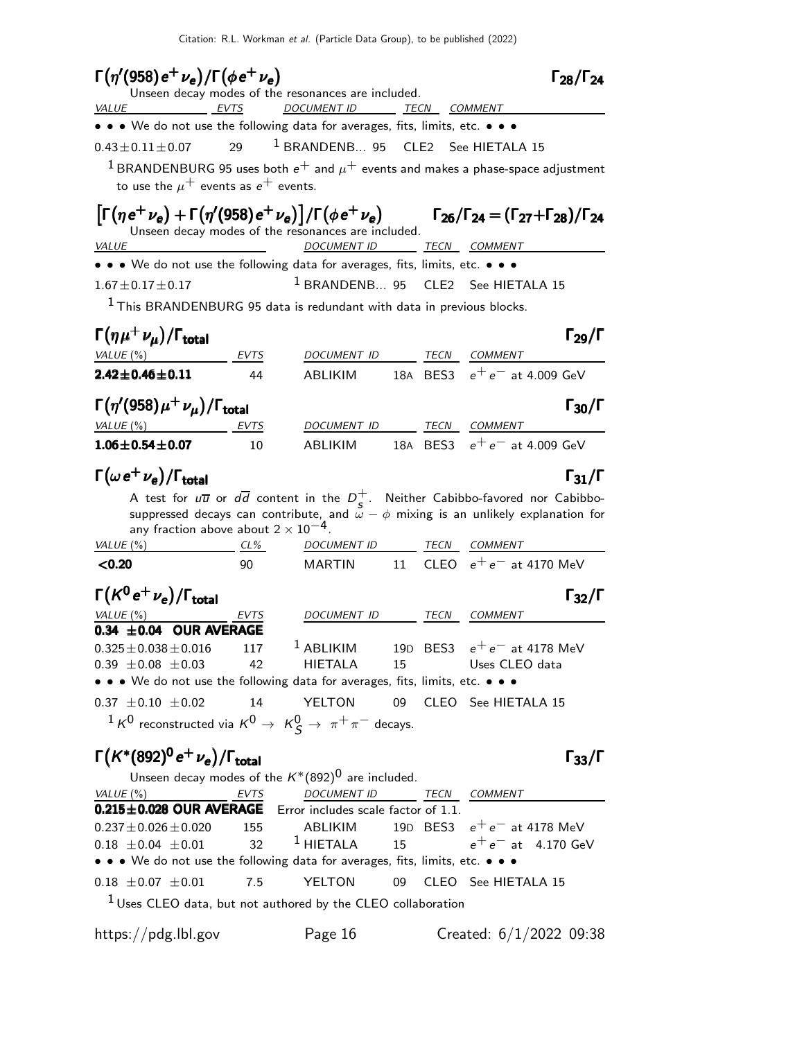### $\Gamma(\eta'(958)e^+\nu_e)/\Gamma(\phi e^+\nu_e)$ $\Gamma_{28}/\Gamma_{24}$

Unseen decay modes of the resonances are included.

| VALUE | EVTS | DOCUMENT ID | TECN | COMMENT |
|---|---|---|---|---|
| • • • We do not use the following data for averages, fits, limits, etc. • • • | | | | |
| $0.43\pm0.11\pm0.07$ | 29 | [1] BRANDENB... 95 | CLE2 | See HIETALA 15 |

[1] BRANDENBURG 95 uses both $e^+$ and $\mu^+$ events and makes a phase-space adjustment to use the $\mu^+$ events as $e^+$ events.

### $\left[\Gamma(\eta e^+\nu_e)+\Gamma(\eta'(958)e^+\nu_e)\right]/\Gamma(\phi e^+\nu_e)$ $\Gamma_{26}/\Gamma_{24} = (\Gamma_{27}+\Gamma_{28})/\Gamma_{24}$

Unseen decay modes of the resonances are included.

| VALUE | DOCUMENT ID | TECN | COMMENT |
|---|---|---|---|
| • • • We do not use the following data for averages, fits, limits, etc. • • • | | | |
| $1.67\pm0.17\pm0.17$ | [1] BRANDENB... 95 | CLE2 | See HIETALA 15 |

[1] This BRANDENBURG 95 data is redundant with data in previous blocks.

### $\Gamma(\eta\mu^+\nu_\mu)/\Gamma_{\text{total}}$ $\Gamma_{29}/\Gamma$

| VALUE (%) | EVTS | DOCUMENT ID | | TECN | COMMENT |
|---|---|---|---|---|---|
| **$2.42\pm0.46\pm0.11$** | 44 | ABLIKIM | 18A | BES3 | $e^+e^-$ at 4.009 GeV |

### $\Gamma(\eta'(958)\mu^+\nu_\mu)/\Gamma_{\text{total}}$ $\Gamma_{30}/\Gamma$

| VALUE (%) | EVTS | DOCUMENT ID | | TECN | COMMENT |
|---|---|---|---|---|---|
| **$1.06\pm0.54\pm0.07$** | 10 | ABLIKIM | 18A | BES3 | $e^+e^-$ at 4.009 GeV |

### $\Gamma(\omega e^+\nu_e)/\Gamma_{\text{total}}$ $\Gamma_{31}/\Gamma$

A test for $u\overline{u}$ or $d\overline{d}$ content in the $D_s^+$. Neither Cabibbo-favored nor Cabibbo-suppressed decays can contribute, and $\omega-\phi$ mixing is an unlikely explanation for any fraction above about $2\times10^{-4}$.

| VALUE (%) | CL% | DOCUMENT ID | | TECN | COMMENT |
|---|---|---|---|---|---|
| **<0.20** | 90 | MARTIN | 11 | CLEO | $e^+e^-$ at 4170 MeV |

### $\Gamma(K^0e^+\nu_e)/\Gamma_{\text{total}}$ $\Gamma_{32}/\Gamma$

| VALUE (%) | EVTS | DOCUMENT ID | | TECN | COMMENT |
|---|---|---|---|---|---|
| **0.34 $\pm$0.04 OUR AVERAGE** | | | | | |
| $0.325\pm0.038\pm0.016$ | 117 | [1] ABLIKIM | 19D | BES3 | $e^+e^-$ at 4178 MeV |
| $0.39\pm0.08\pm0.03$ | 42 | HIETALA | 15 | | Uses CLEO data |
| • • • We do not use the following data for averages, fits, limits, etc. • • • | | | | | |
| $0.37\pm0.10\pm0.02$ | 14 | YELTON | 09 | CLEO | See HIETALA 15 |

[1] $K^0$ reconstructed via $K^0 \to K^0_S \to \pi^+\pi^-$ decays.

### $\Gamma(K^*(892)^0e^+\nu_e)/\Gamma_{\text{total}}$ $\Gamma_{33}/\Gamma$

Unseen decay modes of the $K^*(892)^0$ are included.

| VALUE (%) | EVTS | DOCUMENT ID | | TECN | COMMENT |
|---|---|---|---|---|---|
| **0.215$\pm$0.028 OUR AVERAGE** | | Error includes scale factor of 1.1. | | | |
| $0.237\pm0.026\pm0.020$ | 155 | ABLIKIM | 19D | BES3 | $e^+e^-$ at 4178 MeV |
| $0.18\pm0.04\pm0.01$ | 32 | [1] HIETALA | 15 | | $e^+e^-$ at 4.170 GeV |
| • • • We do not use the following data for averages, fits, limits, etc. • • • | | | | | |
| $0.18\pm0.07\pm0.01$ | 7.5 | YELTON | 09 | CLEO | See HIETALA 15 |

[1] Uses CLEO data, but not authored by the CLEO collaboration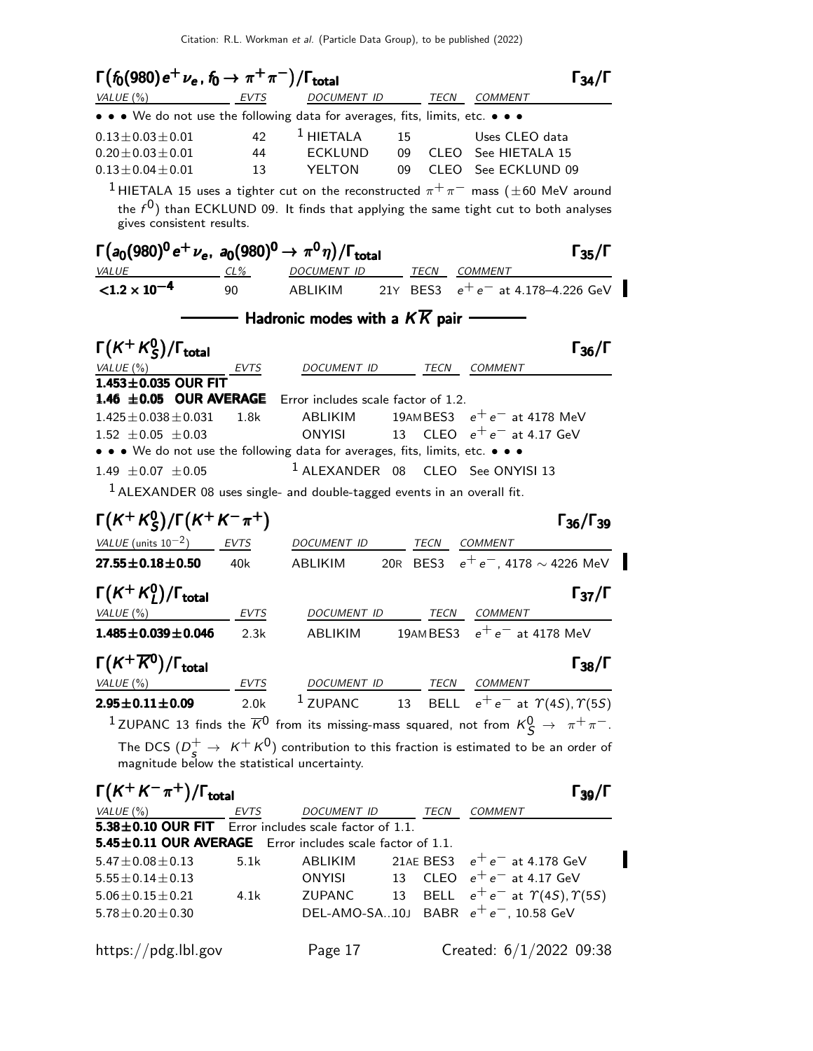### $\Gamma\big(f_0(980)e^+\nu_e,\ f_0 \to \pi^+\pi^-\big)/\Gamma_{\text{total}}$ $\qquad\Gamma_{34}/\Gamma$

| VALUE (%) | EVTS | DOCUMENT ID | | TECN | COMMENT |
|---|---|---|---|---|---|
| • • • We do not use the following data for averages, fits, limits, etc. • • • | | | | | |
| $0.13\pm0.03\pm0.01$ | 42 | [1] HIETALA | 15 | | Uses CLEO data |
| $0.20\pm0.03\pm0.01$ | 44 | ECKLUND | 09 | CLEO | See HIETALA 15 |
| $0.13\pm0.04\pm0.01$ | 13 | YELTON | 09 | CLEO | See ECKLUND 09 |

[1] HIETALA 15 uses a tighter cut on the reconstructed $\pi^+\pi^-$ mass ($\pm60$ MeV around the $f^0$) than ECKLUND 09. It finds that applying the same tight cut to both analyses gives consistent results.

### $\Gamma\big(a_0(980)^0 e^+\nu_e,\ a_0(980)^0 \to \pi^0\eta\big)/\Gamma_{\text{total}}$ $\qquad\Gamma_{35}/\Gamma$

| VALUE | CL% | DOCUMENT ID | | TECN | COMMENT |
|---|---|---|---|---|---|
| $<1.2\times10^{-4}$ | 90 | ABLIKIM | 21Y | BES3 | $e^+e^-$ at 4.178–4.226 GeV |

## Hadronic modes with a $K\overline{K}$ pair

### $\Gamma(K^+K^0_S)/\Gamma_{\text{total}}$ $\qquad\Gamma_{36}/\Gamma$

| VALUE (%) | EVTS | DOCUMENT ID | | TECN | COMMENT |
|---|---|---|---|---|---|
| **1.453±0.035 OUR FIT** | | | | | |
| **1.46 ±0.05 OUR AVERAGE** | Error includes scale factor of 1.2. | | | | |
| $1.425\pm0.038\pm0.031$ | 1.8k | ABLIKIM | 19AM | BES3 | $e^+e^-$ at 4178 MeV |
| $1.52\ \pm0.05\ \pm0.03$ | | ONYISI | 13 | CLEO | $e^+e^-$ at 4.17 GeV |
| • • • We do not use the following data for averages, fits, limits, etc. • • • | | | | | |
| $1.49\ \pm0.07\ \pm0.05$ | | [1] ALEXANDER | 08 | CLEO | See ONYISI 13 |

[1] ALEXANDER 08 uses single- and double-tagged events in an overall fit.

### $\Gamma(K^+K^0_S)/\Gamma(K^+K^-\pi^+)$ $\qquad\Gamma_{36}/\Gamma_{39}$

| VALUE (units $10^{-2}$) | EVTS | DOCUMENT ID | | TECN | COMMENT |
|---|---|---|---|---|---|
| **27.55±0.18±0.50** | 40k | ABLIKIM | 20R | BES3 | $e^+e^-$, 4178 $\sim$ 4226 MeV |

### $\Gamma(K^+K^0_L)/\Gamma_{\text{total}}$ $\qquad\Gamma_{37}/\Gamma$

| VALUE (%) | EVTS | DOCUMENT ID | | TECN | COMMENT |
|---|---|---|---|---|---|
| **1.485±0.039±0.046** | 2.3k | ABLIKIM | 19AM | BES3 | $e^+e^-$ at 4178 MeV |

### $\Gamma(K^+\overline{K}^0)/\Gamma_{\text{total}}$ $\qquad\Gamma_{38}/\Gamma$

| VALUE (%) | EVTS | DOCUMENT ID | | TECN | COMMENT |
|---|---|---|---|---|---|
| **2.95±0.11±0.09** | 2.0k | [1] ZUPANC | 13 | BELL | $e^+e^-$ at $\Upsilon(4S),\Upsilon(5S)$ |

[1] ZUPANC 13 finds the $\overline{K}^0$ from its missing-mass squared, not from $K^0_S \to \pi^+\pi^-$. The DCS ($D^+_s \to K^+K^0$) contribution to this fraction is estimated to be an order of magnitude below the statistical uncertainty.

### $\Gamma(K^+K^-\pi^+)/\Gamma_{\text{total}}$ $\qquad\Gamma_{39}/\Gamma$

| VALUE (%) | EVTS | DOCUMENT ID | | TECN | COMMENT |
|---|---|---|---|---|---|
| **5.38±0.10 OUR FIT** | Error includes scale factor of 1.1. | | | | |
| **5.45±0.11 OUR AVERAGE** | Error includes scale factor of 1.1. | | | | |
| $5.47\pm0.08\pm0.13$ | 5.1k | ABLIKIM | 21AE | BES3 | $e^+e^-$ at 4.178 GeV |
| $5.55\pm0.14\pm0.13$ | | ONYISI | 13 | CLEO | $e^+e^-$ at 4.17 GeV |
| $5.06\pm0.15\pm0.21$ | 4.1k | ZUPANC | 13 | BELL | $e^+e^-$ at $\Upsilon(4S),\Upsilon(5S)$ |
| $5.78\pm0.20\pm0.30$ | | DEL-AMO-SA... | 10J | BABR | $e^+e^-$, 10.58 GeV |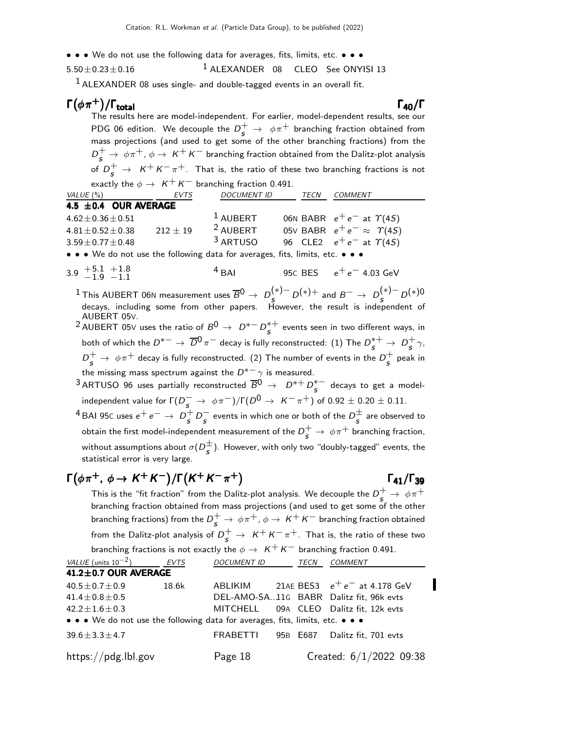• • • We do not use the following data for averages, fits, limits, etc. • • •

| | | | | |
|---|---|---|---|---|
| $5.50 \pm 0.23 \pm 0.16$ | | [1] ALEXANDER 08 | CLEO | See ONYISI 13 |

[1] ALEXANDER 08 uses single- and double-tagged events in an overall fit.

## $\Gamma(\phi\pi^+)/\Gamma_{\text{total}}$ $\qquad\Gamma_{40}/\Gamma$

The results here are model-independent. For earlier, model-dependent results, see our PDG 06 edition. We decouple the $D_s^+ \to \phi\pi^+$ branching fraction obtained from mass projections (and used to get some of the other branching fractions) from the $D_s^+ \to \phi\pi^+$, $\phi \to K^+K^-$ branching fraction obtained from the Dalitz-plot analysis of $D_s^+ \to K^+K^-\pi^+$. That is, the ratio of these two branching fractions is not exactly the $\phi \to K^+K^-$ branching fraction 0.491.

| VALUE (%) | EVTS | DOCUMENT ID | TECN | COMMENT |
|---|---|---|---|---|
| **4.5 ±0.4 OUR AVERAGE** | | | | |
| $4.62 \pm 0.36 \pm 0.51$ | | [1] AUBERT 06N | BABR | $e^+e^-$ at $\Upsilon(4S)$ |
| $4.81 \pm 0.52 \pm 0.38$ | $212 \pm 19$ | [2] AUBERT 05V | BABR | $e^+e^- \approx \Upsilon(4S)$ |
| $3.59 \pm 0.77 \pm 0.48$ | | [3] ARTUSO 96 | CLE2 | $e^+e^-$ at $\Upsilon(4S)$ |
| • • • We do not use the following data for averages, fits, limits, etc. • • • | | | | |
| $3.9\ ^{+5.1}_{-1.9}\ ^{+1.8}_{-1.1}$ | | [4] BAI 95C | BES | $e^+e^-$ 4.03 GeV |

[1] This AUBERT 06N measurement uses $\overline{B}^0 \to D_s^{(*)-} D^{(*)+}$ and $B^- \to D_s^{(*)-} D^{(*)0}$ decays, including some from other papers. However, the result is independent of AUBERT 05V.

[2] AUBERT 05V uses the ratio of $B^0 \to D^{*-} D_s^{*+}$ events seen in two different ways, in both of which the $D^{*-} \to \overline{D}^0\pi^-$ decay is fully reconstructed: (1) The $D_s^{*+} \to D_s^+\gamma$, $D_s^+ \to \phi\pi^+$ decay is fully reconstructed. (2) The number of events in the $D_s^+$ peak in the missing mass spectrum against the $D^{*-}\gamma$ is measured.

[3] ARTUSO 96 uses partially reconstructed $\overline{B}^0 \to D^{*+} D_s^{*-}$ decays to get a model-independent value for $\Gamma(D_s^- \to \phi\pi^-)/\Gamma(D^0 \to K^-\pi^+)$ of $0.92 \pm 0.20 \pm 0.11$.

[4] BAI 95C uses $e^+e^- \to D_s^+ D_s^-$ events in which one or both of the $D_s^\pm$ are observed to obtain the first model-independent measurement of the $D_s^+ \to \phi\pi^+$ branching fraction, without assumptions about $\sigma(D_s^\pm)$. However, with only two "doubly-tagged" events, the statistical error is very large.

## $\Gamma(\phi\pi^+,\ \phi \to K^+K^-)/\Gamma(K^+K^-\pi^+)$ $\qquad\Gamma_{41}/\Gamma_{39}$

This is the "fit fraction" from the Dalitz-plot analysis. We decouple the $D_s^+ \to \phi\pi^+$ branching fraction obtained from mass projections (and used to get some of the other branching fractions) from the $D_s^+ \to \phi\pi^+$, $\phi \to K^+K^-$ branching fraction obtained from the Dalitz-plot analysis of $D_s^+ \to K^+K^-\pi^+$. That is, the ratio of these two branching fractions is not exactly the $\phi \to K^+K^-$ branching fraction 0.491.

| VALUE (units $10^{-2}$) | EVTS | DOCUMENT ID | TECN | COMMENT |
|---|---|---|---|---|
| **41.2±0.7 OUR AVERAGE** | | | | |
| $40.5 \pm 0.7 \pm 0.9$ | 18.6k | ABLIKIM 21AE | BES3 | $e^+e^-$ at 4.178 GeV |
| $41.4 \pm 0.8 \pm 0.5$ | | DEL-AMO-SA...11G | BABR | Dalitz fit, 96k evts |
| $42.2 \pm 1.6 \pm 0.3$ | | MITCHELL 09A | CLEO | Dalitz fit, 12k evts |
| • • • We do not use the following data for averages, fits, limits, etc. • • • | | | | |
| $39.6 \pm 3.3 \pm 4.7$ | | FRABETTI 95B | E687 | Dalitz fit, 701 evts |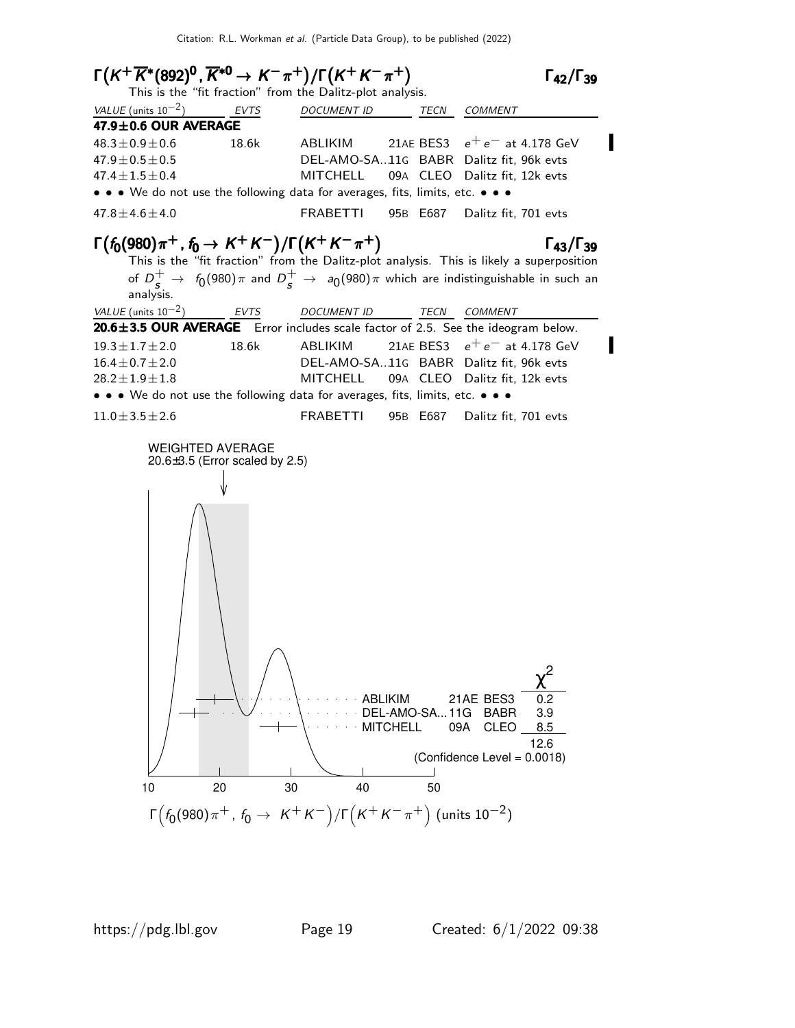### $\Gamma\big(K^+\overline{K}^*(892)^0, \overline{K}^{*0} \to K^-\pi^+\big)/\Gamma\big(K^+K^-\pi^+\big)$ $\qquad\Gamma_{42}/\Gamma_{39}$

This is the "fit fraction" from the Dalitz-plot analysis.

| VALUE (units $10^{-2}$) | EVTS | DOCUMENT ID | | TECN | COMMENT |
|---|---|---|---|---|---|
| **47.9±0.6 OUR AVERAGE** | | | | | |
| $48.3\pm0.9\pm0.6$ | 18.6k | ABLIKIM | 21AE | BES3 | $e^+e^-$ at 4.178 GeV |
| $47.9\pm0.5\pm0.5$ | | DEL-AMO-SA... | 11G | BABR | Dalitz fit, 96k evts |
| $47.4\pm1.5\pm0.4$ | | MITCHELL | 09A | CLEO | Dalitz fit, 12k evts |
| • • • We do not use the following data for averages, fits, limits, etc. • • • | | | | | |
| $47.8\pm4.6\pm4.0$ | | FRABETTI | 95B | E687 | Dalitz fit, 701 evts |

### $\Gamma\big(f_0(980)\pi^+, f_0 \to K^+K^-\big)/\Gamma\big(K^+K^-\pi^+\big)$ $\qquad\Gamma_{43}/\Gamma_{39}$

This is the "fit fraction" from the Dalitz-plot analysis. This is likely a superposition of $D_s^+ \to f_0(980)\pi$ and $D_s^+ \to a_0(980)\pi$ which are indistinguishable in such an analysis.

| VALUE (units $10^{-2}$) | EVTS | DOCUMENT ID | | TECN | COMMENT |
|---|---|---|---|---|---|
| **20.6±3.5 OUR AVERAGE** Error includes scale factor of 2.5. See the ideogram below. | | | | | |
| $19.3\pm1.7\pm2.0$ | 18.6k | ABLIKIM | 21AE | BES3 | $e^+e^-$ at 4.178 GeV |
| $16.4\pm0.7\pm2.0$ | | DEL-AMO-SA... | 11G | BABR | Dalitz fit, 96k evts |
| $28.2\pm1.9\pm1.8$ | | MITCHELL | 09A | CLEO | Dalitz fit, 12k evts |
| • • • We do not use the following data for averages, fits, limits, etc. • • • | | | | | |
| $11.0\pm3.5\pm2.6$ | | FRABETTI | 95B | E687 | Dalitz fit, 701 evts |

WEIGHTED AVERAGE
20.6±3.5 (Error scaled by 2.5)

| | | | $\chi^2$ |
|---|---|---|---|
| ABLIKIM | 21AE | BES3 | 0.2 |
| DEL-AMO-SA... | 11G | BABR | 3.9 |
| MITCHELL | 09A | CLEO | 8.5 |
| | | | 12.6 |

(Confidence Level = 0.0018)

$\Gamma\big(f_0(980)\pi^+,\ f_0 \to K^+K^-\big)/\Gamma\big(K^+K^-\pi^+\big)$ (units $10^{-2}$)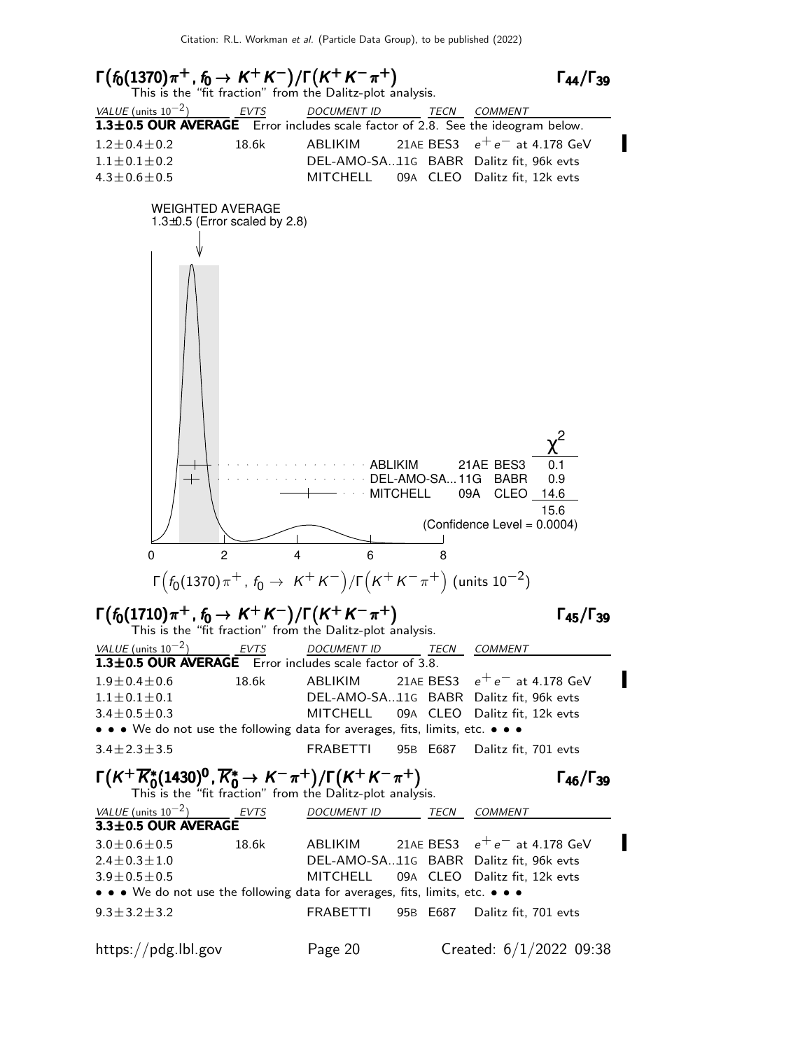## $\Gamma\left(f_0(1370)\pi^+, f_0 \to K^+K^-\right)/\Gamma\left(K^+K^-\pi^+\right)$ — $\Gamma_{44}/\Gamma_{39}$

This is the "fit fraction" from the Dalitz-plot analysis.

| VALUE (units $10^{-2}$) | EVTS | DOCUMENT ID | | TECN | COMMENT |
|---|---|---|---|---|---|
| **1.3±0.5 OUR AVERAGE** | Error includes scale factor of 2.8. See the ideogram below. | | | | |
| 1.2±0.4±0.2 | 18.6k | ABLIKIM | 21AE | BES3 | $e^+e^-$ at 4.178 GeV |
| 1.1±0.1±0.2 | | DEL-AMO-SA... | 11G | BABR | Dalitz fit, 96k evts |
| 4.3±0.6±0.5 | | MITCHELL | 09A | CLEO | Dalitz fit, 12k evts |

WEIGHTED AVERAGE
1.3±0.5 (Error scaled by 2.8)

| | | | $\chi^2$ |
|---|---|---|---|
| ABLIKIM | 21AE | BES3 | 0.1 |
| DEL-AMO-SA... | 11G | BABR | 0.9 |
| MITCHELL | 09A | CLEO | 14.6 |
| | | | 15.6 |

(Confidence Level = 0.0004)

$\Gamma\left(f_0(1370)\pi^+,\ f_0 \to\ K^+K^-\right)/\Gamma\left(K^+K^-\pi^+\right)$ (units $10^{-2}$)

## $\Gamma\left(f_0(1710)\pi^+, f_0 \to K^+K^-\right)/\Gamma\left(K^+K^-\pi^+\right)$ — $\Gamma_{45}/\Gamma_{39}$

This is the "fit fraction" from the Dalitz-plot analysis.

| VALUE (units $10^{-2}$) | EVTS | DOCUMENT ID | | TECN | COMMENT |
|---|---|---|---|---|---|
| **1.3±0.5 OUR AVERAGE** | Error includes scale factor of 3.8. | | | | |
| 1.9±0.4±0.6 | 18.6k | ABLIKIM | 21AE | BES3 | $e^+e^-$ at 4.178 GeV |
| 1.1±0.1±0.1 | | DEL-AMO-SA... | 11G | BABR | Dalitz fit, 96k evts |
| 3.4±0.5±0.3 | | MITCHELL | 09A | CLEO | Dalitz fit, 12k evts |
| • • • We do not use the following data for averages, fits, limits, etc. • • • | | | | | |
| 3.4±2.3±3.5 | | FRABETTI | 95B | E687 | Dalitz fit, 701 evts |

## $\Gamma\left(K^+\overline{K}^*_0(1430)^0, \overline{K}^*_0 \to K^-\pi^+\right)/\Gamma\left(K^+K^-\pi^+\right)$ — $\Gamma_{46}/\Gamma_{39}$

This is the "fit fraction" from the Dalitz-plot analysis.

| VALUE (units $10^{-2}$) | EVTS | DOCUMENT ID | | TECN | COMMENT |
|---|---|---|---|---|---|
| **3.3±0.5 OUR AVERAGE** | | | | | |
| 3.0±0.6±0.5 | 18.6k | ABLIKIM | 21AE | BES3 | $e^+e^-$ at 4.178 GeV |
| 2.4±0.3±1.0 | | DEL-AMO-SA... | 11G | BABR | Dalitz fit, 96k evts |
| 3.9±0.5±0.5 | | MITCHELL | 09A | CLEO | Dalitz fit, 12k evts |
| • • • We do not use the following data for averages, fits, limits, etc. • • • | | | | | |
| 9.3±3.2±3.2 | | FRABETTI | 95B | E687 | Dalitz fit, 701 evts |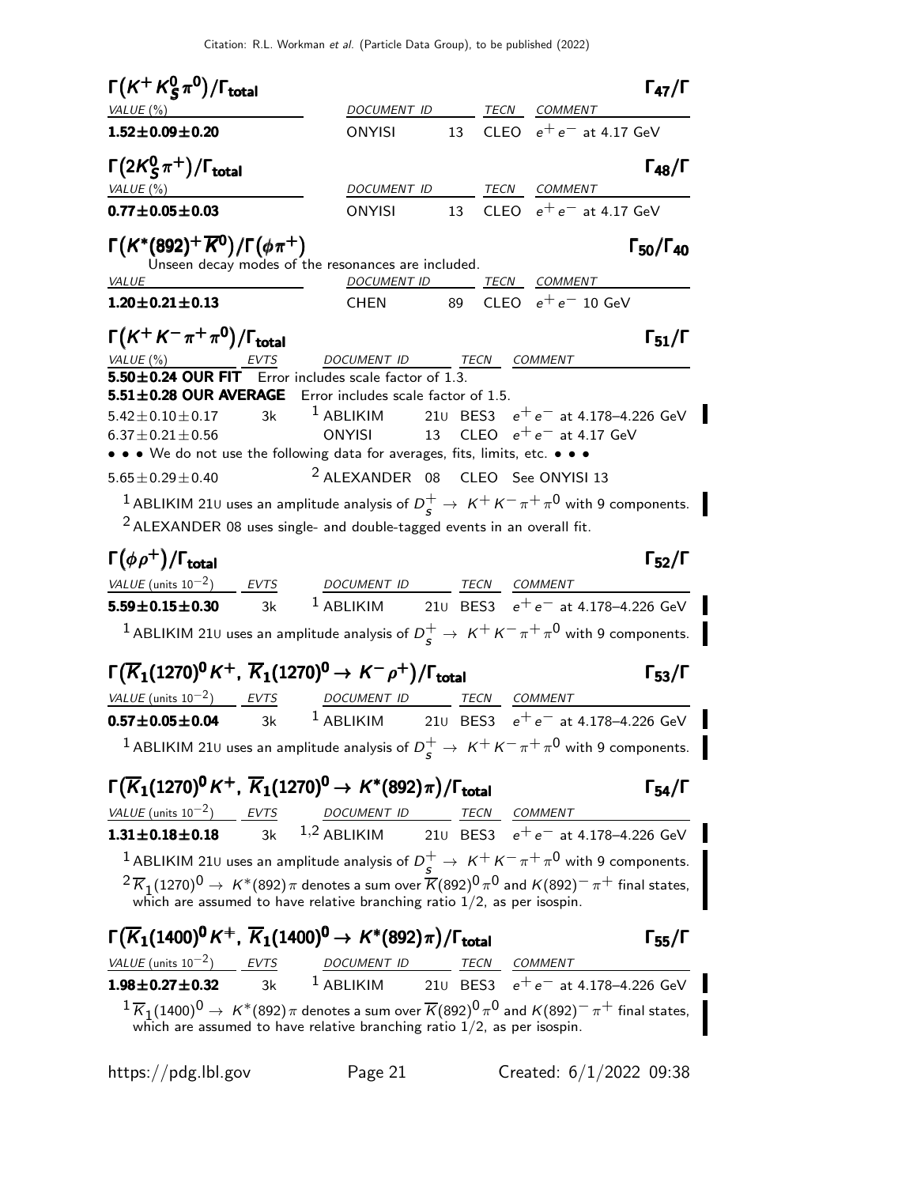### $\Gamma(K^+ K^0_S \pi^0)/\Gamma_{\text{total}}$ — $\Gamma_{47}/\Gamma$

| VALUE (%) | DOCUMENT ID | | TECN | COMMENT |
|---|---|---|---|---|
| **1.52±0.09±0.20** | ONYISI | 13 | CLEO | $e^+e^-$ at 4.17 GeV |

### $\Gamma(2K^0_S \pi^+)/\Gamma_{\text{total}}$ — $\Gamma_{48}/\Gamma$

| VALUE (%) | DOCUMENT ID | | TECN | COMMENT |
|---|---|---|---|---|
| **0.77±0.05±0.03** | ONYISI | 13 | CLEO | $e^+e^-$ at 4.17 GeV |

### $\Gamma(K^*(892)^+ \overline{K}^0)/\Gamma(\phi\pi^+)$ — $\Gamma_{50}/\Gamma_{40}$

Unseen decay modes of the resonances are included.

| VALUE | DOCUMENT ID | | TECN | COMMENT |
|---|---|---|---|---|
| **1.20±0.21±0.13** | CHEN | 89 | CLEO | $e^+e^-$ 10 GeV |

### $\Gamma(K^+ K^- \pi^+ \pi^0)/\Gamma_{\text{total}}$ — $\Gamma_{51}/\Gamma$

| VALUE (%) | EVTS | DOCUMENT ID | | TECN | COMMENT |
|---|---|---|---|---|---|
| **5.50±0.24 OUR FIT** | Error includes scale factor of 1.3. | | | | |
| **5.51±0.28 OUR AVERAGE** | Error includes scale factor of 1.5. | | | | |
| 5.42±0.10±0.17 | 3k | [1] ABLIKIM | 21U | BES3 | $e^+e^-$ at 4.178–4.226 GeV |
| 6.37±0.21±0.56 | | ONYISI | 13 | CLEO | $e^+e^-$ at 4.17 GeV |
| • • • We do not use the following data for averages, fits, limits, etc. • • • | | | | | |
| 5.65±0.29±0.40 | | [2] ALEXANDER | 08 | CLEO | See ONYISI 13 |

[1] ABLIKIM 21U uses an amplitude analysis of $D_s^+ \to K^+ K^- \pi^+ \pi^0$ with 9 components.

[2] ALEXANDER 08 uses single- and double-tagged events in an overall fit.

### $\Gamma(\phi\rho^+)/\Gamma_{\text{total}}$ — $\Gamma_{52}/\Gamma$

| VALUE (units $10^{-2}$) | EVTS | DOCUMENT ID | | TECN | COMMENT |
|---|---|---|---|---|---|
| **5.59±0.15±0.30** | 3k | [1] ABLIKIM | 21U | BES3 | $e^+e^-$ at 4.178–4.226 GeV |

[1] ABLIKIM 21U uses an amplitude analysis of $D_s^+ \to K^+ K^- \pi^+ \pi^0$ with 9 components.

### $\Gamma(\overline{K}_1(1270)^0 K^+,\ \overline{K}_1(1270)^0 \to K^- \rho^+)/\Gamma_{\text{total}}$ — $\Gamma_{53}/\Gamma$

| VALUE (units $10^{-2}$) | EVTS | DOCUMENT ID | | TECN | COMMENT |
|---|---|---|---|---|---|
| **0.57±0.05±0.04** | 3k | [1] ABLIKIM | 21U | BES3 | $e^+e^-$ at 4.178–4.226 GeV |

[1] ABLIKIM 21U uses an amplitude analysis of $D_s^+ \to K^+ K^- \pi^+ \pi^0$ with 9 components.

### $\Gamma(\overline{K}_1(1270)^0 K^+,\ \overline{K}_1(1270)^0 \to K^*(892)\pi)/\Gamma_{\text{total}}$ — $\Gamma_{54}/\Gamma$

| VALUE (units $10^{-2}$) | EVTS | DOCUMENT ID | | TECN | COMMENT |
|---|---|---|---|---|---|
| **1.31±0.18±0.18** | 3k | [1,2] ABLIKIM | 21U | BES3 | $e^+e^-$ at 4.178–4.226 GeV |

[1] ABLIKIM 21U uses an amplitude analysis of $D_s^+ \to K^+ K^- \pi^+ \pi^0$ with 9 components.

[2] $\overline{K}_1(1270)^0 \to K^*(892)\pi$ denotes a sum over $\overline{K}(892)^0 \pi^0$ and $K(892)^- \pi^+$ final states, which are assumed to have relative branching ratio 1/2, as per isospin.

### $\Gamma(\overline{K}_1(1400)^0 K^+,\ \overline{K}_1(1400)^0 \to K^*(892)\pi)/\Gamma_{\text{total}}$ — $\Gamma_{55}/\Gamma$

| VALUE (units $10^{-2}$) | EVTS | DOCUMENT ID | | TECN | COMMENT |
|---|---|---|---|---|---|
| **1.98±0.27±0.32** | 3k | [1] ABLIKIM | 21U | BES3 | $e^+e^-$ at 4.178–4.226 GeV |

[1] $\overline{K}_1(1400)^0 \to K^*(892)\pi$ denotes a sum over $\overline{K}(892)^0 \pi^0$ and $K(892)^- \pi^+$ final states, which are assumed to have relative branching ratio 1/2, as per isospin.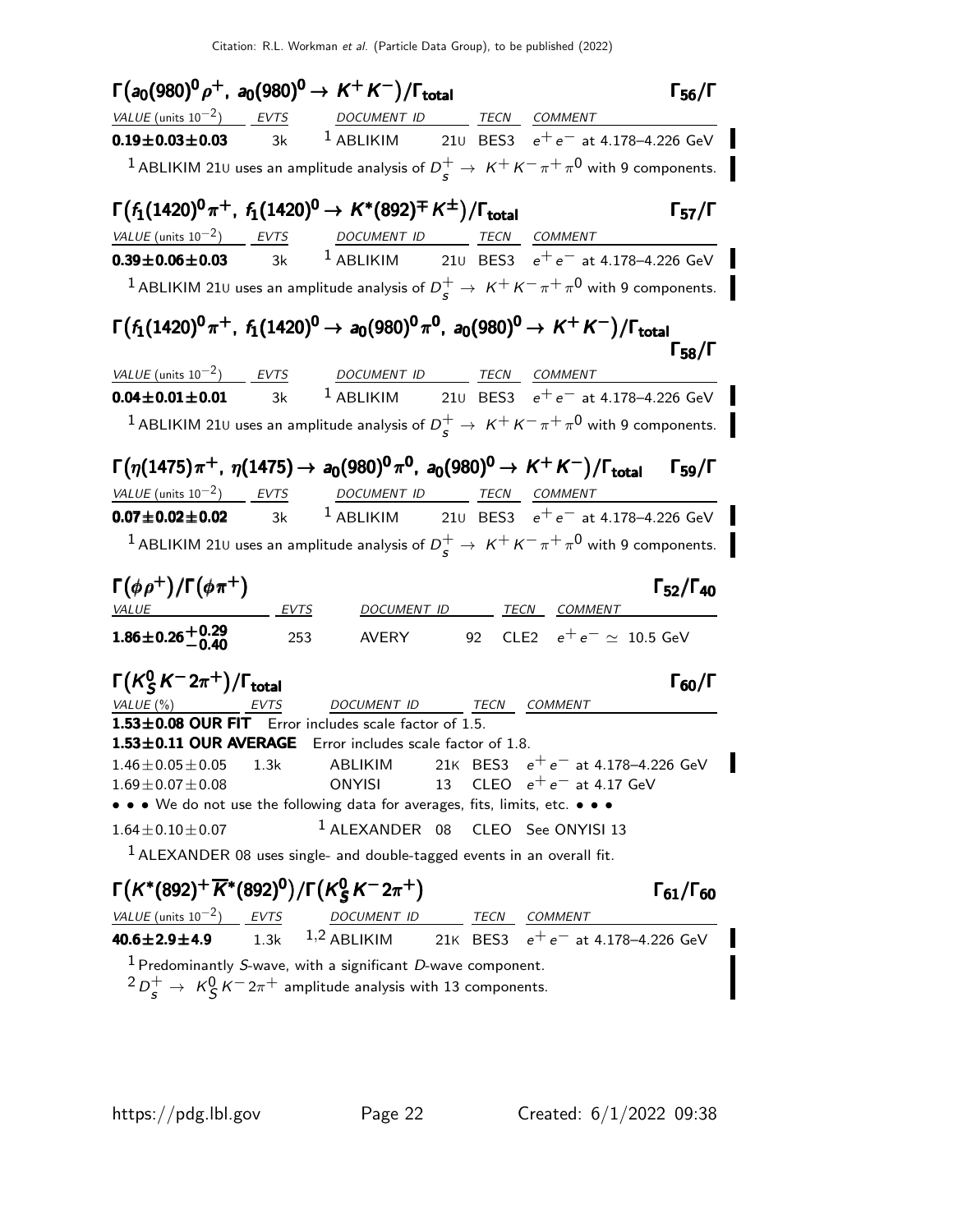### $\Gamma\big(a_0(980)^0\rho^+,\ a_0(980)^0 \to K^+K^-\big)/\Gamma_{\rm total}$ $\qquad\Gamma_{56}/\Gamma$

| VALUE (units $10^{-2}$) | EVTS | DOCUMENT ID | | TECN | COMMENT |
|---|---|---|---|---|---|
| **0.19±0.03±0.03** | 3k | [1] ABLIKIM | 21U | BES3 | $e^+e^-$ at 4.178–4.226 GeV |

[1] ABLIKIM 21U uses an amplitude analysis of $D_s^+ \to K^+K^-\pi^+\pi^0$ with 9 components.

### $\Gamma\big(f_1(1420)^0\pi^+,\ f_1(1420)^0 \to K^*(892)^\mp K^\pm\big)/\Gamma_{\rm total}$ $\qquad\Gamma_{57}/\Gamma$

| VALUE (units $10^{-2}$) | EVTS | DOCUMENT ID | | TECN | COMMENT |
|---|---|---|---|---|---|
| **0.39±0.06±0.03** | 3k | [1] ABLIKIM | 21U | BES3 | $e^+e^-$ at 4.178–4.226 GeV |

[1] ABLIKIM 21U uses an amplitude analysis of $D_s^+ \to K^+K^-\pi^+\pi^0$ with 9 components.

### $\Gamma\big(f_1(1420)^0\pi^+,\ f_1(1420)^0 \to a_0(980)^0\pi^0,\ a_0(980)^0 \to K^+K^-\big)/\Gamma_{\rm total}$ $\qquad\Gamma_{58}/\Gamma$

| VALUE (units $10^{-2}$) | EVTS | DOCUMENT ID | | TECN | COMMENT |
|---|---|---|---|---|---|
| **0.04±0.01±0.01** | 3k | [1] ABLIKIM | 21U | BES3 | $e^+e^-$ at 4.178–4.226 GeV |

[1] ABLIKIM 21U uses an amplitude analysis of $D_s^+ \to K^+K^-\pi^+\pi^0$ with 9 components.

### $\Gamma\big(\eta(1475)\pi^+,\ \eta(1475) \to a_0(980)^0\pi^0,\ a_0(980)^0 \to K^+K^-\big)/\Gamma_{\rm total}$ $\qquad\Gamma_{59}/\Gamma$

| VALUE (units $10^{-2}$) | EVTS | DOCUMENT ID | | TECN | COMMENT |
|---|---|---|---|---|---|
| **0.07±0.02±0.02** | 3k | [1] ABLIKIM | 21U | BES3 | $e^+e^-$ at 4.178–4.226 GeV |

[1] ABLIKIM 21U uses an amplitude analysis of $D_s^+ \to K^+K^-\pi^+\pi^0$ with 9 components.

### $\Gamma(\phi\rho^+)/\Gamma(\phi\pi^+)$ $\qquad\Gamma_{52}/\Gamma_{40}$

| VALUE | EVTS | DOCUMENT ID | | TECN | COMMENT |
|---|---|---|---|---|---|
| **$1.86\pm0.26^{+0.29}_{-0.40}$** | 253 | AVERY | 92 | CLE2 | $e^+e^- \simeq$ 10.5 GeV |

### $\Gamma(K_S^0K^-2\pi^+)/\Gamma_{\rm total}$ $\qquad\Gamma_{60}/\Gamma$

| VALUE (%) | EVTS | DOCUMENT ID | | TECN | COMMENT |
|---|---|---|---|---|---|
| **1.53±0.08 OUR FIT** Error includes scale factor of 1.5. | | | | | |
| **1.53±0.11 OUR AVERAGE** Error includes scale factor of 1.8. | | | | | |
| 1.46±0.05±0.05 | 1.3k | ABLIKIM | 21K | BES3 | $e^+e^-$ at 4.178–4.226 GeV |
| 1.69±0.07±0.08 | | ONYISI | 13 | CLEO | $e^+e^-$ at 4.17 GeV |
| • • • We do not use the following data for averages, fits, limits, etc. • • • | | | | | |
| 1.64±0.10±0.07 | | [1] ALEXANDER | 08 | CLEO | See ONYISI 13 |

[1] ALEXANDER 08 uses single- and double-tagged events in an overall fit.

### $\Gamma\big(K^*(892)^+\overline{K}^*(892)^0\big)/\Gamma(K_S^0K^-2\pi^+)$ $\qquad\Gamma_{61}/\Gamma_{60}$

| VALUE (units $10^{-2}$) | EVTS | DOCUMENT ID | | TECN | COMMENT |
|---|---|---|---|---|---|
| **40.6±2.9±4.9** | 1.3k | [1,2] ABLIKIM | 21K | BES3 | $e^+e^-$ at 4.178–4.226 GeV |

[1] Predominantly S-wave, with a significant D-wave component.
[2] $D_s^+ \to K_S^0K^-2\pi^+$ amplitude analysis with 13 components.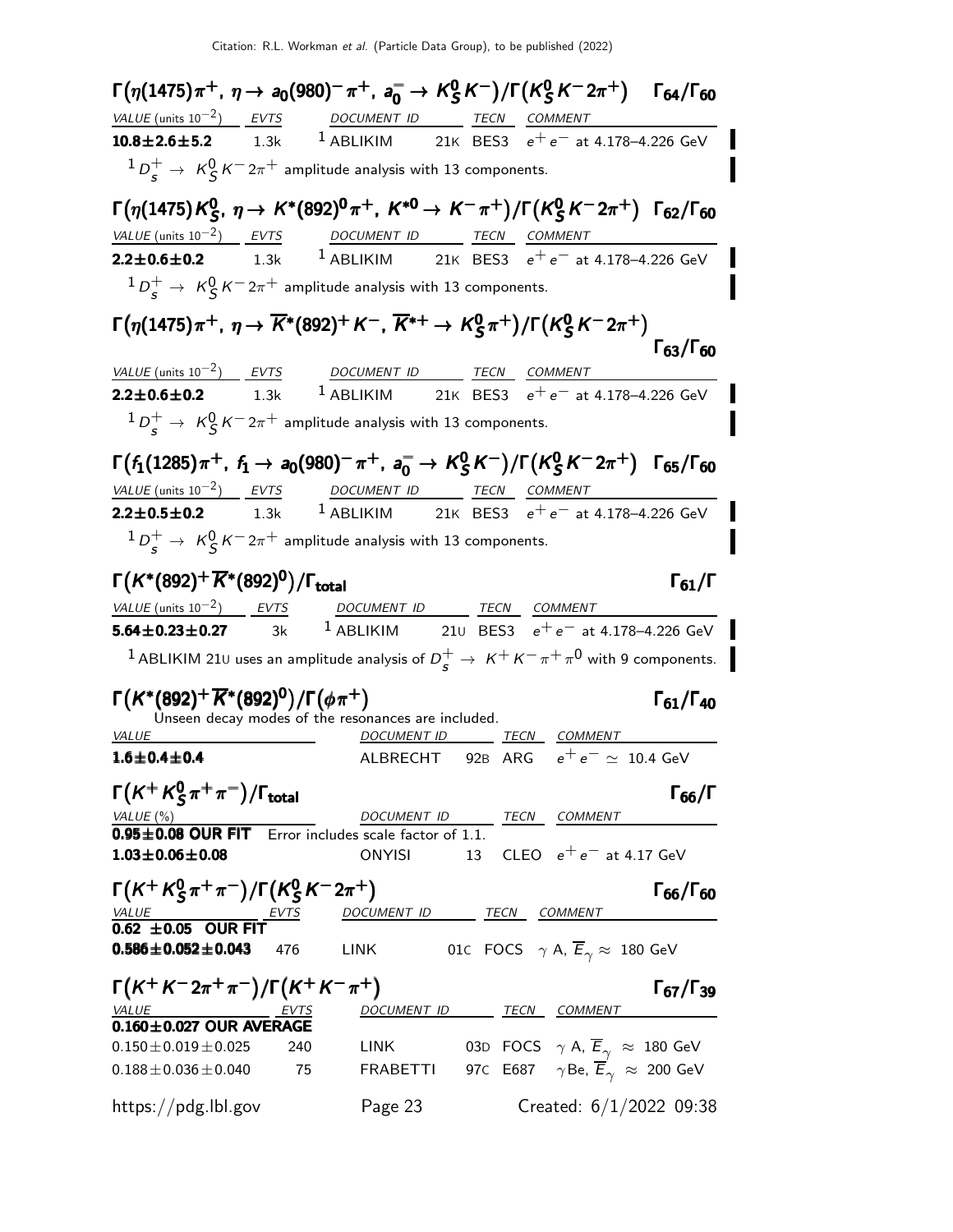### $\Gamma(\eta(1475)\pi^+,\ \eta \to a_0(980)^-\pi^+,\ a_0^- \to K_S^0 K^-)/\Gamma(K_S^0 K^- 2\pi^+)$ — $\Gamma_{64}/\Gamma_{60}$

| VALUE (units $10^{-2}$) | EVTS | DOCUMENT ID | | TECN | COMMENT |
|---|---|---|---|---|---|
| **10.8±2.6±5.2** | 1.3k | [1] ABLIKIM | 21K | BES3 | $e^+e^-$ at 4.178–4.226 GeV |

[1] $D_s^+ \to K_S^0 K^- 2\pi^+$ amplitude analysis with 13 components.

### $\Gamma(\eta(1475)K_S^0,\ \eta \to K^*(892)^0\pi^+,\ K^{*0} \to K^-\pi^+)/\Gamma(K_S^0 K^- 2\pi^+)$ — $\Gamma_{62}/\Gamma_{60}$

| VALUE (units $10^{-2}$) | EVTS | DOCUMENT ID | | TECN | COMMENT |
|---|---|---|---|---|---|
| **2.2±0.6±0.2** | 1.3k | [1] ABLIKIM | 21K | BES3 | $e^+e^-$ at 4.178–4.226 GeV |

[1] $D_s^+ \to K_S^0 K^- 2\pi^+$ amplitude analysis with 13 components.

### $\Gamma(\eta(1475)\pi^+,\ \eta \to \overline{K}^*(892)^+K^-,\ \overline{K}^{*+} \to K_S^0\pi^+)/\Gamma(K_S^0 K^- 2\pi^+)$ — $\Gamma_{63}/\Gamma_{60}$

| VALUE (units $10^{-2}$) | EVTS | DOCUMENT ID | | TECN | COMMENT |
|---|---|---|---|---|---|
| **2.2±0.6±0.2** | 1.3k | [1] ABLIKIM | 21K | BES3 | $e^+e^-$ at 4.178–4.226 GeV |

[1] $D_s^+ \to K_S^0 K^- 2\pi^+$ amplitude analysis with 13 components.

### $\Gamma(f_1(1285)\pi^+,\ f_1 \to a_0(980)^-\pi^+,\ a_0^- \to K_S^0 K^-)/\Gamma(K_S^0 K^- 2\pi^+)$ — $\Gamma_{65}/\Gamma_{60}$

| VALUE (units $10^{-2}$) | EVTS | DOCUMENT ID | | TECN | COMMENT |
|---|---|---|---|---|---|
| **2.2±0.5±0.2** | 1.3k | [1] ABLIKIM | 21K | BES3 | $e^+e^-$ at 4.178–4.226 GeV |

[1] $D_s^+ \to K_S^0 K^- 2\pi^+$ amplitude analysis with 13 components.

### $\Gamma(K^*(892)^+\overline{K}^*(892)^0)/\Gamma_{\text{total}}$ — $\Gamma_{61}/\Gamma$

| VALUE (units $10^{-2}$) | EVTS | DOCUMENT ID | | TECN | COMMENT |
|---|---|---|---|---|---|
| **5.64±0.23±0.27** | 3k | [1] ABLIKIM | 21U | BES3 | $e^+e^-$ at 4.178–4.226 GeV |

[1] ABLIKIM 21U uses an amplitude analysis of $D_s^+ \to K^+K^-\pi^+\pi^0$ with 9 components.

### $\Gamma(K^*(892)^+\overline{K}^*(892)^0)/\Gamma(\phi\pi^+)$ — $\Gamma_{61}/\Gamma_{40}$

Unseen decay modes of the resonances are included.

| VALUE | DOCUMENT ID | | TECN | COMMENT |
|---|---|---|---|---|
| **1.6±0.4±0.4** | ALBRECHT | 92B | ARG | $e^+e^- \simeq$ 10.4 GeV |

### $\Gamma(K^+K_S^0\pi^+\pi^-)/\Gamma_{\text{total}}$ — $\Gamma_{66}/\Gamma$

| VALUE (%) | DOCUMENT ID | | TECN | COMMENT |
|---|---|---|---|---|
| **0.95±0.08 OUR FIT** Error includes scale factor of 1.1. | | | | |
| **1.03±0.06±0.08** | ONYISI | 13 | CLEO | $e^+e^-$ at 4.17 GeV |

### $\Gamma(K^+K_S^0\pi^+\pi^-)/\Gamma(K_S^0 K^- 2\pi^+)$ — $\Gamma_{66}/\Gamma_{60}$

| VALUE | EVTS | DOCUMENT ID | | TECN | COMMENT |
|---|---|---|---|---|---|
| **0.62 ±0.05 OUR FIT** | | | | | |
| **0.586±0.052±0.043** | 476 | LINK | 01C | FOCS | $\gamma$ A, $\overline{E}_\gamma \approx$ 180 GeV |

### $\Gamma(K^+K^-2\pi^+\pi^-)/\Gamma(K^+K^-\pi^+)$ — $\Gamma_{67}/\Gamma_{39}$

| VALUE | EVTS | DOCUMENT ID | | TECN | COMMENT |
|---|---|---|---|---|---|
| **0.160±0.027 OUR AVERAGE** | | | | | |
| 0.150±0.019±0.025 | 240 | LINK | 03D | FOCS | $\gamma$ A, $\overline{E}_\gamma \approx$ 180 GeV |
| 0.188±0.036±0.040 | 75 | FRABETTI | 97C | E687 | $\gamma$Be, $\overline{E}_\gamma \approx$ 200 GeV |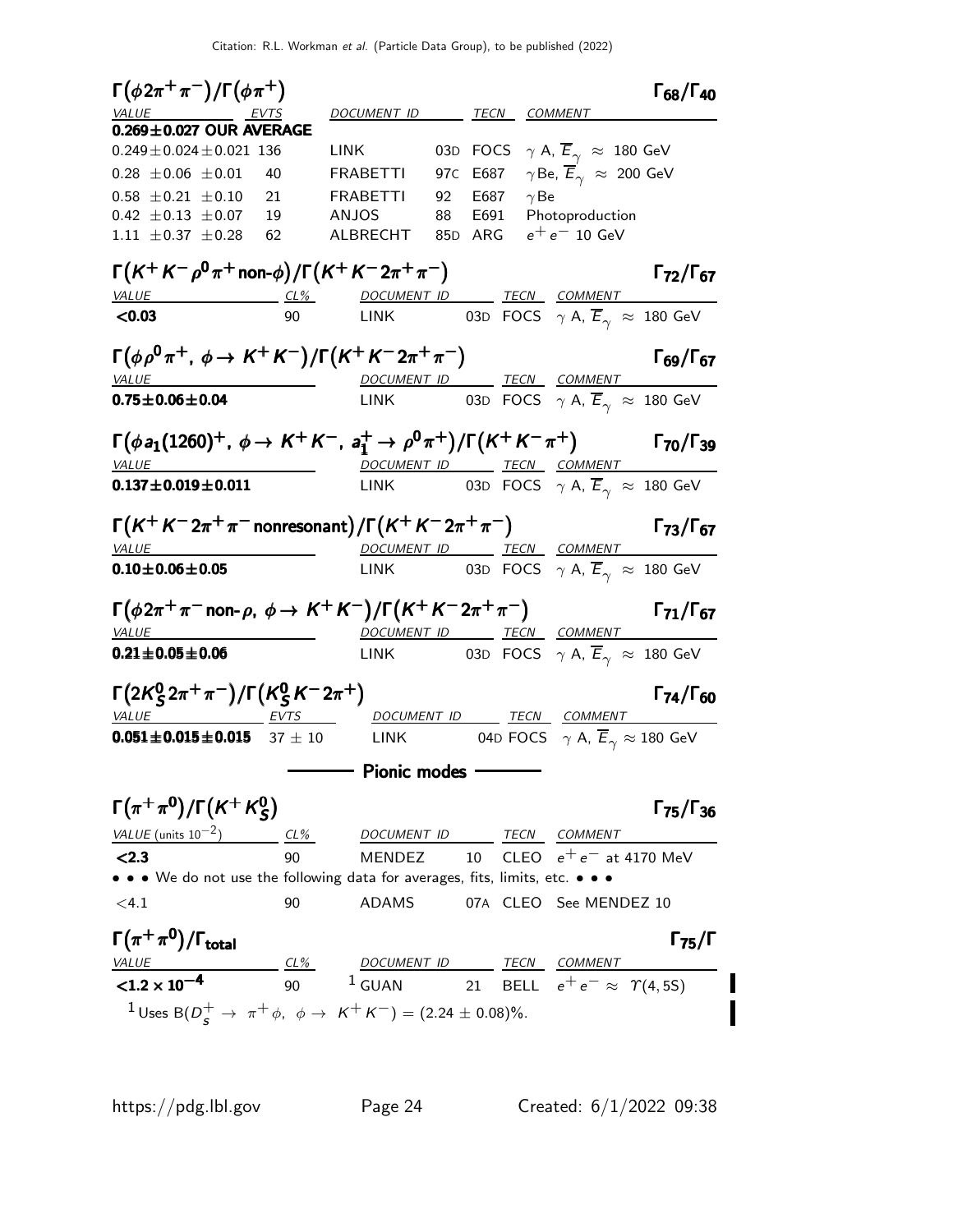### $\Gamma(\phi 2\pi^+\pi^-)/\Gamma(\phi\pi^+)$ — $\Gamma_{68}/\Gamma_{40}$

| VALUE | EVTS | DOCUMENT ID | | TECN | COMMENT |
|---|---|---|---|---|---|
| **0.269±0.027 OUR AVERAGE** | | | | | |
| 0.249±0.024±0.021 | 136 | LINK | 03D | FOCS | $\gamma$ A, $\overline{E}_\gamma \approx$ 180 GeV |
| 0.28 ±0.06 ±0.01 | 40 | FRABETTI | 97C | E687 | $\gamma$Be, $\overline{E}_\gamma \approx$ 200 GeV |
| 0.58 ±0.21 ±0.10 | 21 | FRABETTI | 92 | E687 | $\gamma$Be |
| 0.42 ±0.13 ±0.07 | 19 | ANJOS | 88 | E691 | Photoproduction |
| 1.11 ±0.37 ±0.28 | 62 | ALBRECHT | 85D | ARG | $e^+e^-$ 10 GeV |

### $\Gamma(K^+K^-\rho^0\pi^+ \text{non-}\phi)/\Gamma(K^+K^-2\pi^+\pi^-)$ — $\Gamma_{72}/\Gamma_{67}$

| VALUE | CL% | DOCUMENT ID | | TECN | COMMENT |
|---|---|---|---|---|---|
| **<0.03** | 90 | LINK | 03D | FOCS | $\gamma$ A, $\overline{E}_\gamma \approx$ 180 GeV |

### $\Gamma(\phi\rho^0\pi^+,\ \phi\to K^+K^-)/\Gamma(K^+K^-2\pi^+\pi^-)$ — $\Gamma_{69}/\Gamma_{67}$

| VALUE | DOCUMENT ID | | TECN | COMMENT |
|---|---|---|---|---|
| **0.75±0.06±0.04** | LINK | 03D | FOCS | $\gamma$ A, $\overline{E}_\gamma \approx$ 180 GeV |

### $\Gamma(\phi a_1(1260)^+,\ \phi\to K^+K^-,\ a_1^+\to\rho^0\pi^+)/\Gamma(K^+K^-\pi^+)$ — $\Gamma_{70}/\Gamma_{39}$

| VALUE | DOCUMENT ID | | TECN | COMMENT |
|---|---|---|---|---|
| **0.137±0.019±0.011** | LINK | 03D | FOCS | $\gamma$ A, $\overline{E}_\gamma \approx$ 180 GeV |

### $\Gamma(K^+K^-2\pi^+\pi^- \text{nonresonant})/\Gamma(K^+K^-2\pi^+\pi^-)$ — $\Gamma_{73}/\Gamma_{67}$

| VALUE | DOCUMENT ID | | TECN | COMMENT |
|---|---|---|---|---|
| **0.10±0.06±0.05** | LINK | 03D | FOCS | $\gamma$ A, $\overline{E}_\gamma \approx$ 180 GeV |

### $\Gamma(\phi 2\pi^+\pi^- \text{non-}\rho,\ \phi\to K^+K^-)/\Gamma(K^+K^-2\pi^+\pi^-)$ — $\Gamma_{71}/\Gamma_{67}$

| VALUE | DOCUMENT ID | | TECN | COMMENT |
|---|---|---|---|---|
| **0.21±0.05±0.06** | LINK | 03D | FOCS | $\gamma$ A, $\overline{E}_\gamma \approx$ 180 GeV |

### $\Gamma(2K_S^0 2\pi^+\pi^-)/\Gamma(K_S^0K^-2\pi^+)$ — $\Gamma_{74}/\Gamma_{60}$

| VALUE | EVTS | DOCUMENT ID | | TECN | COMMENT |
|---|---|---|---|---|---|
| **0.051±0.015±0.015** | 37 ± 10 | LINK | 04D | FOCS | $\gamma$ A, $\overline{E}_\gamma \approx$ 180 GeV |

## Pionic modes

### $\Gamma(\pi^+\pi^0)/\Gamma(K^+K_S^0)$ — $\Gamma_{75}/\Gamma_{36}$

| VALUE (units $10^{-2}$) | CL% | DOCUMENT ID | | TECN | COMMENT |
|---|---|---|---|---|---|
| **<2.3** | 90 | MENDEZ | 10 | CLEO | $e^+e^-$ at 4170 MeV |
| • • • We do not use the following data for averages, fits, limits, etc. • • • | | | | | |
| <4.1 | 90 | ADAMS | 07A | CLEO | See MENDEZ 10 |

### $\Gamma(\pi^+\pi^0)/\Gamma_{\text{total}}$ — $\Gamma_{75}/\Gamma$

| VALUE | CL% | DOCUMENT ID | | TECN | COMMENT |
|---|---|---|---|---|---|
| **$<1.2\times10^{-4}$** | 90 | [1] GUAN | 21 | BELL | $e^+e^-\approx\Upsilon(4,5S)$ |

[1] Uses $B(D_s^+\to\pi^+\phi,\ \phi\to K^+K^-) = (2.24\pm0.08)\%$.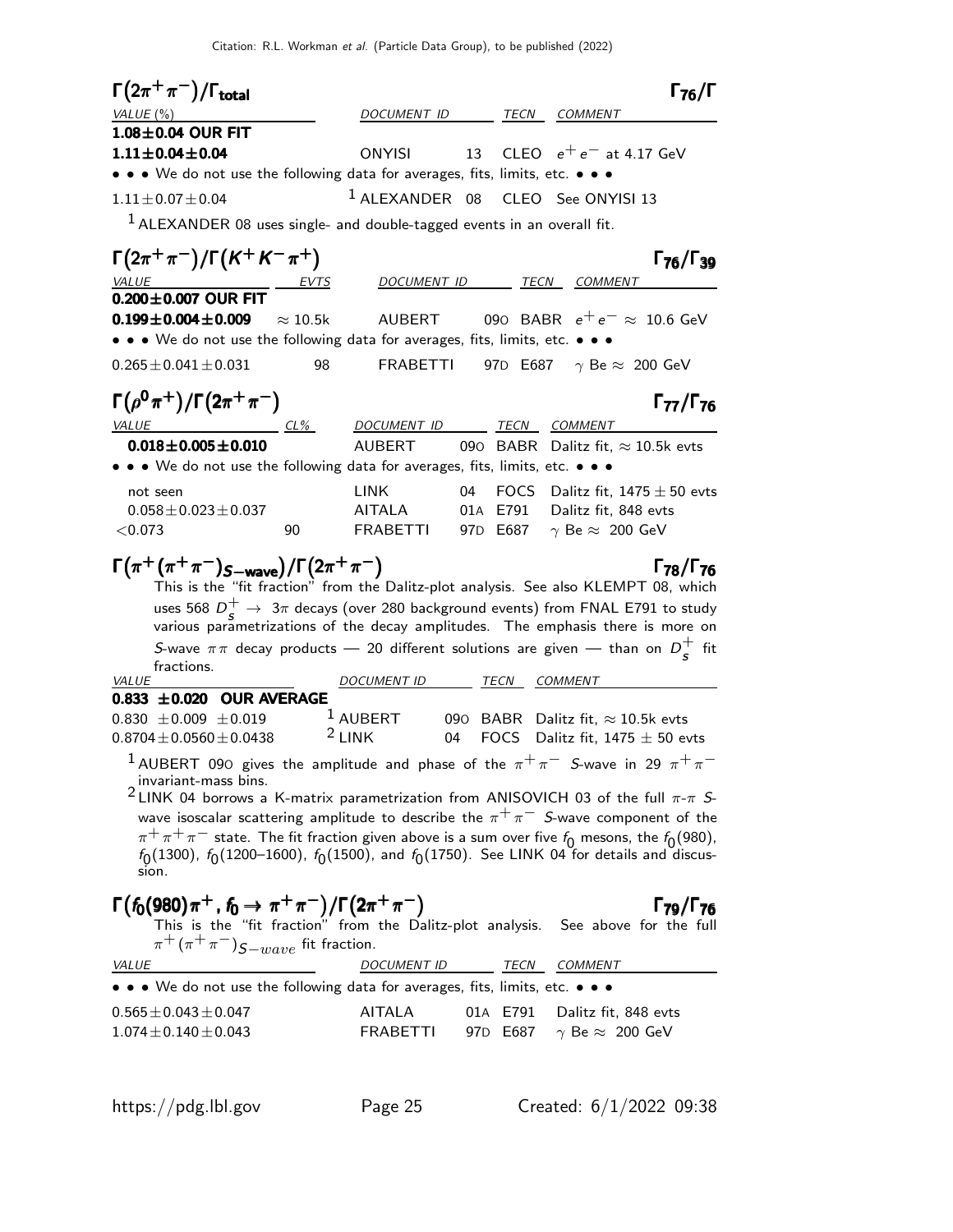### $\Gamma(2\pi^+\pi^-)/\Gamma_{\text{total}}$ $\quad\Gamma_{76}/\Gamma$

| VALUE (%) | DOCUMENT ID | | TECN | COMMENT |
|---|---|---|---|---|
| **1.08±0.04 OUR FIT** | | | | |
| **1.11±0.04±0.04** | ONYISI | 13 | CLEO | $e^+e^-$ at 4.17 GeV |
| • • • We do not use the following data for averages, fits, limits, etc. • • • | | | | |
| 1.11±0.07±0.04 | ALEXANDER [1] | 08 | CLEO | See ONYISI 13 |

[1] ALEXANDER 08 uses single- and double-tagged events in an overall fit.

### $\Gamma(2\pi^+\pi^-)/\Gamma(K^+K^-\pi^+)$ $\quad\Gamma_{76}/\Gamma_{39}$

| VALUE | EVTS | DOCUMENT ID | | TECN | COMMENT |
|---|---|---|---|---|---|
| **0.200±0.007 OUR FIT** | | | | | |
| **0.199±0.004±0.009** | $\approx$ 10.5k | AUBERT | 09O | BABR | $e^+e^- \approx$ 10.6 GeV |
| • • • We do not use the following data for averages, fits, limits, etc. • • • | | | | | |
| 0.265±0.041±0.031 | 98 | FRABETTI | 97D | E687 | $\gamma$ Be $\approx$ 200 GeV |

### $\Gamma(\rho^0\pi^+)/\Gamma(2\pi^+\pi^-)$ $\quad\Gamma_{77}/\Gamma_{76}$

| VALUE | CL% | DOCUMENT ID | | TECN | COMMENT |
|---|---|---|---|---|---|
| **0.018±0.005±0.010** | | AUBERT | 09O | BABR | Dalitz fit, $\approx$ 10.5k evts |
| • • • We do not use the following data for averages, fits, limits, etc. • • • | | | | | |
| not seen | | LINK | 04 | FOCS | Dalitz fit, 1475 ± 50 evts |
| 0.058±0.023±0.037 | | AITALA | 01A | E791 | Dalitz fit, 848 evts |
| <0.073 | 90 | FRABETTI | 97D | E687 | $\gamma$ Be $\approx$ 200 GeV |

### $\Gamma(\pi^+(\pi^+\pi^-)_{S\text{-wave}})/\Gamma(2\pi^+\pi^-)$ $\quad\Gamma_{78}/\Gamma_{76}$

This is the "fit fraction" from the Dalitz-plot analysis. See also KLEMPT 08, which uses 568 $D_s^+ \to 3\pi$ decays (over 280 background events) from FNAL E791 to study various parametrizations of the decay amplitudes. The emphasis there is more on $S$-wave $\pi\pi$ decay products — 20 different solutions are given — than on $D_s^+$ fit fractions.

| VALUE | DOCUMENT ID | | TECN | COMMENT |
|---|---|---|---|---|
| **0.833 ±0.020 OUR AVERAGE** | | | | |
| 0.830 ±0.009 ±0.019 | AUBERT [1] | 09O | BABR | Dalitz fit, $\approx$ 10.5k evts |
| 0.8704±0.0560±0.0438 | LINK [2] | 04 | FOCS | Dalitz fit, 1475 ± 50 evts |

[1] AUBERT 09O gives the amplitude and phase of the $\pi^+\pi^-$ $S$-wave in 29 $\pi^+\pi^-$ invariant-mass bins.

[2] LINK 04 borrows a K-matrix parametrization from ANISOVICH 03 of the full $\pi$-$\pi$ $S$-wave isoscalar scattering amplitude to describe the $\pi^+\pi^-$ $S$-wave component of the $\pi^+\pi^+\pi^-$ state. The fit fraction given above is a sum over five $f_0$ mesons, the $f_0(980)$, $f_0(1300)$, $f_0(1200$–$1600)$, $f_0(1500)$, and $f_0(1750)$. See LINK 04 for details and discussion.

### $\Gamma(f_0(980)\pi^+, f_0 \to \pi^+\pi^-)/\Gamma(2\pi^+\pi^-)$ $\quad\Gamma_{79}/\Gamma_{76}$

This is the "fit fraction" from the Dalitz-plot analysis. See above for the full $\pi^+(\pi^+\pi^-)_{S-wave}$ fit fraction.

| VALUE | DOCUMENT ID | | TECN | COMMENT |
|---|---|---|---|---|
| • • • We do not use the following data for averages, fits, limits, etc. • • • | | | | |
| 0.565±0.043±0.047 | AITALA | 01A | E791 | Dalitz fit, 848 evts |
| 1.074±0.140±0.043 | FRABETTI | 97D | E687 | $\gamma$ Be $\approx$ 200 GeV |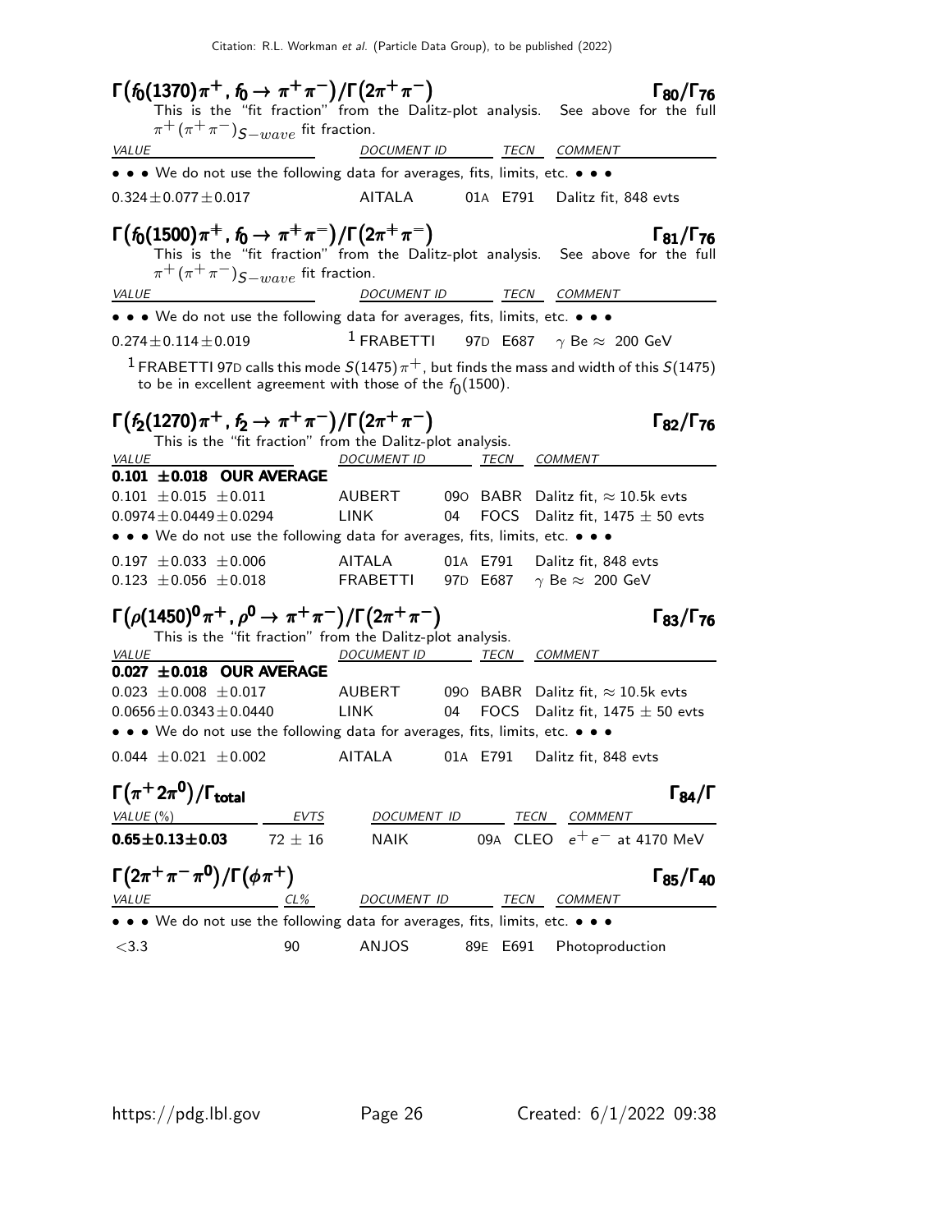## $\Gamma(f_0(1370)\pi^+ , f_0 \to \pi^+\pi^-)/\Gamma(2\pi^+\pi^-)$ $\Gamma_{80}/\Gamma_{76}$

This is the "fit fraction" from the Dalitz-plot analysis. See above for the full $\pi^+(\pi^+\pi^-)_{S-wave}$ fit fraction.

| VALUE | DOCUMENT ID | | TECN | COMMENT |
|---|---|---|---|---|
| • • • We do not use the following data for averages, fits, limits, etc. • • • | | | | |
| $0.324\pm0.077\pm0.017$ | AITALA | 01A | E791 | Dalitz fit, 848 evts |

## $\Gamma(f_0(1500)\pi^+ , f_0 \to \pi^+\pi^-)/\Gamma(2\pi^+\pi^-)$ $\Gamma_{81}/\Gamma_{76}$

This is the "fit fraction" from the Dalitz-plot analysis. See above for the full $\pi^+(\pi^+\pi^-)_{S-wave}$ fit fraction.

| VALUE | DOCUMENT ID | | TECN | COMMENT |
|---|---|---|---|---|
| • • • We do not use the following data for averages, fits, limits, etc. • • • | | | | |
| $0.274\pm0.114\pm0.019$ | [1] FRABETTI | 97D | E687 | $\gamma$ Be $\approx$ 200 GeV |

[1] FRABETTI 97D calls this mode $S(1475)\pi^+$, but finds the mass and width of this $S(1475)$ to be in excellent agreement with those of the $f_0(1500)$.

## $\Gamma(f_2(1270)\pi^+ , f_2 \to \pi^+\pi^-)/\Gamma(2\pi^+\pi^-)$ $\Gamma_{82}/\Gamma_{76}$

This is the "fit fraction" from the Dalitz-plot analysis.

| VALUE | DOCUMENT ID | | TECN | COMMENT |
|---|---|---|---|---|
| **0.101 ±0.018 OUR AVERAGE** | | | | |
| $0.101\ \pm0.015\ \pm0.011$ | AUBERT | 09O | BABR | Dalitz fit, $\approx$ 10.5k evts |
| $0.0974\pm0.0449\pm0.0294$ | LINK | 04 | FOCS | Dalitz fit, 1475 $\pm$ 50 evts |
| • • • We do not use the following data for averages, fits, limits, etc. • • • | | | | |
| $0.197\ \pm0.033\ \pm0.006$ | AITALA | 01A | E791 | Dalitz fit, 848 evts |
| $0.123\ \pm0.056\ \pm0.018$ | FRABETTI | 97D | E687 | $\gamma$ Be $\approx$ 200 GeV |

## $\Gamma(\rho(1450)^0\pi^+ , \rho^0 \to \pi^+\pi^-)/\Gamma(2\pi^+\pi^-)$ $\Gamma_{83}/\Gamma_{76}$

This is the "fit fraction" from the Dalitz-plot analysis.

| VALUE | DOCUMENT ID | | TECN | COMMENT |
|---|---|---|---|---|
| **0.027 ±0.018 OUR AVERAGE** | | | | |
| $0.023\ \pm0.008\ \pm0.017$ | AUBERT | 09O | BABR | Dalitz fit, $\approx$ 10.5k evts |
| $0.0656\pm0.0343\pm0.0440$ | LINK | 04 | FOCS | Dalitz fit, 1475 $\pm$ 50 evts |
| • • • We do not use the following data for averages, fits, limits, etc. • • • | | | | |
| $0.044\ \pm0.021\ \pm0.002$ | AITALA | 01A | E791 | Dalitz fit, 848 evts |

## $\Gamma(\pi^+ 2\pi^0)/\Gamma_{total}$ $\Gamma_{84}/\Gamma$

| VALUE (%) | EVTS | DOCUMENT ID | | TECN | COMMENT |
|---|---|---|---|---|---|
| **0.65±0.13±0.03** | $72\pm16$ | NAIK | 09A | CLEO | $e^+e^-$ at 4170 MeV |

## $\Gamma(2\pi^+\pi^-\pi^0)/\Gamma(\phi\pi^+)$ $\Gamma_{85}/\Gamma_{40}$

| VALUE | CL% | DOCUMENT ID | | TECN | COMMENT |
|---|---|---|---|---|---|
| • • • We do not use the following data for averages, fits, limits, etc. • • • | | | | | |
| $<3.3$ | 90 | ANJOS | 89E | E691 | Photoproduction |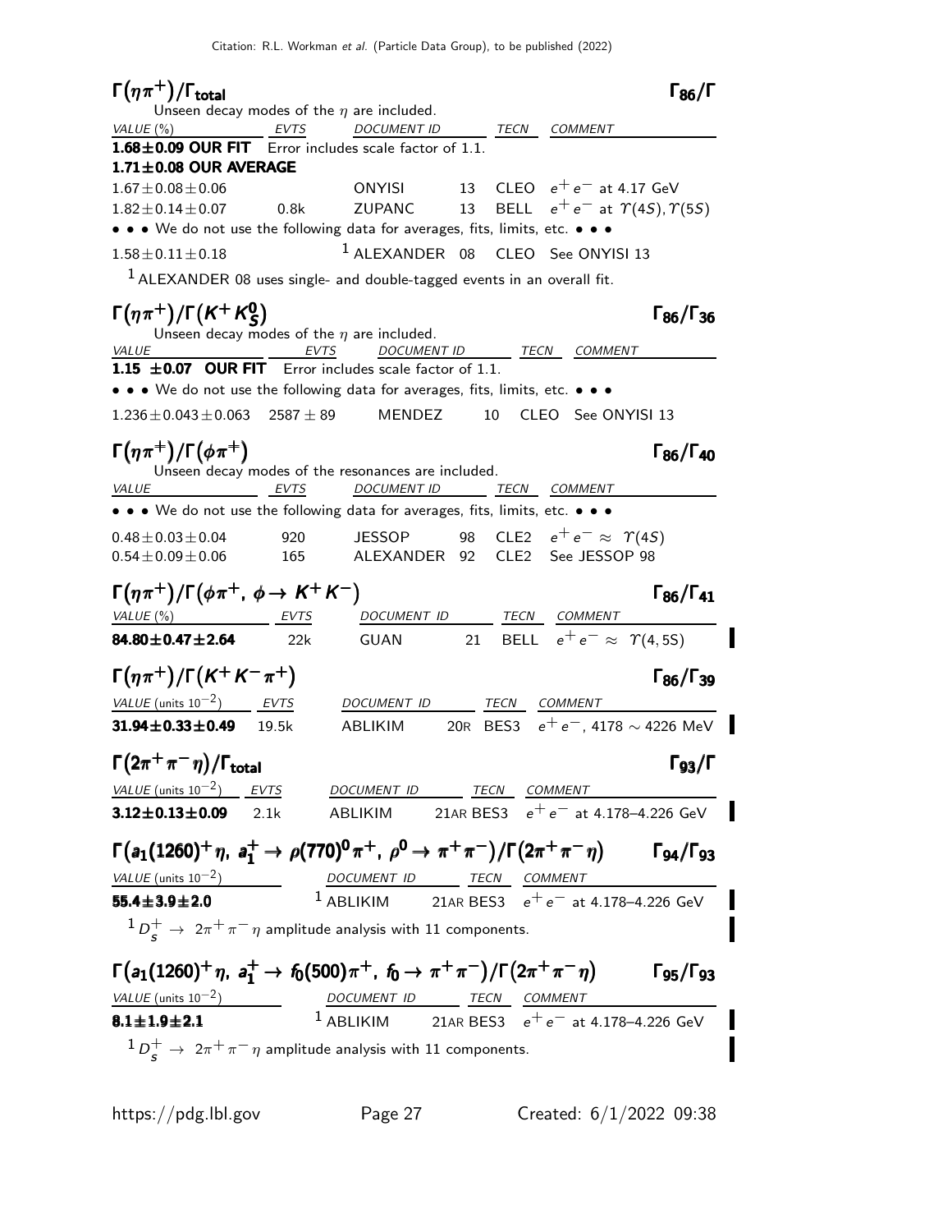### $\Gamma(\eta\pi^+)/\Gamma_{total}$ $\Gamma_{86}/\Gamma$

Unseen decay modes of the $\eta$ are included.

| VALUE (%) | EVTS | DOCUMENT ID | | TECN | COMMENT |
|---|---|---|---|---|---|
| **1.68±0.09 OUR FIT** | Error includes scale factor of 1.1. | | | | |
| **1.71±0.08 OUR AVERAGE** | | | | | |
| $1.67\pm0.08\pm0.06$ | | ONYISI | 13 | CLEO | $e^+e^-$ at 4.17 GeV |
| $1.82\pm0.14\pm0.07$ | 0.8k | ZUPANC | 13 | BELL | $e^+e^-$ at $\Upsilon(4S), \Upsilon(5S)$ |
| • • • We do not use the following data for averages, fits, limits, etc. • • • | | | | | |
| $1.58\pm0.11\pm0.18$ | | [1] ALEXANDER | 08 | CLEO | See ONYISI 13 |

[1] ALEXANDER 08 uses single- and double-tagged events in an overall fit.

### $\Gamma(\eta\pi^+)/\Gamma(K^+K^0_S)$ $\Gamma_{86}/\Gamma_{36}$

Unseen decay modes of the $\eta$ are included.

| VALUE | EVTS | DOCUMENT ID | | TECN | COMMENT |
|---|---|---|---|---|---|
| **1.15 ±0.07 OUR FIT** | Error includes scale factor of 1.1. | | | | |
| • • • We do not use the following data for averages, fits, limits, etc. • • • | | | | | |
| $1.236\pm0.043\pm0.063$ | $2587\pm89$ | MENDEZ | 10 | CLEO | See ONYISI 13 |

### $\Gamma(\eta\pi^+)/\Gamma(\phi\pi^+)$ $\Gamma_{86}/\Gamma_{40}$

Unseen decay modes of the resonances are included.

| VALUE | EVTS | DOCUMENT ID | | TECN | COMMENT |
|---|---|---|---|---|---|
| • • • We do not use the following data for averages, fits, limits, etc. • • • | | | | | |
| $0.48\pm0.03\pm0.04$ | 920 | JESSOP | 98 | CLE2 | $e^+e^- \approx \Upsilon(4S)$ |
| $0.54\pm0.09\pm0.06$ | 165 | ALEXANDER | 92 | CLE2 | See JESSOP 98 |

### $\Gamma(\eta\pi^+)/\Gamma(\phi\pi^+, \phi\to K^+K^-)$ $\Gamma_{86}/\Gamma_{41}$

| VALUE (%) | EVTS | DOCUMENT ID | | TECN | COMMENT |
|---|---|---|---|---|---|
| **84.80±0.47±2.64** | 22k | GUAN | 21 | BELL | $e^+e^- \approx \Upsilon(4,5S)$ |

### $\Gamma(\eta\pi^+)/\Gamma(K^+K^-\pi^+)$ $\Gamma_{86}/\Gamma_{39}$

| VALUE (units $10^{-2}$) | EVTS | DOCUMENT ID | | TECN | COMMENT |
|---|---|---|---|---|---|
| **31.94±0.33±0.49** | 19.5k | ABLIKIM | 20R | BES3 | $e^+e^-$, 4178 ∼ 4226 MeV |

### $\Gamma(2\pi^+\pi^-\eta)/\Gamma_{total}$ $\Gamma_{93}/\Gamma$

| VALUE (units $10^{-2}$) | EVTS | DOCUMENT ID | | TECN | COMMENT |
|---|---|---|---|---|---|
| **3.12±0.13±0.09** | 2.1k | ABLIKIM | 21AR | BES3 | $e^+e^-$ at 4.178–4.226 GeV |

### $\Gamma(a_1(1260)^+\eta,\ a_1^+\to\rho(770)^0\pi^+,\ \rho^0\to\pi^+\pi^-)/\Gamma(2\pi^+\pi^-\eta)$ $\Gamma_{94}/\Gamma_{93}$

| VALUE (units $10^{-2}$) | DOCUMENT ID | | TECN | COMMENT |
|---|---|---|---|---|
| **55.4±3.9±2.0** | [1] ABLIKIM | 21AR | BES3 | $e^+e^-$ at 4.178–4.226 GeV |

[1] $D_s^+ \to 2\pi^+\pi^-\eta$ amplitude analysis with 11 components.

### $\Gamma(a_1(1260)^+\eta,\ a_1^+\to f_0(500)\pi^+,\ f_0\to\pi^+\pi^-)/\Gamma(2\pi^+\pi^-\eta)$ $\Gamma_{95}/\Gamma_{93}$

| VALUE (units $10^{-2}$) | DOCUMENT ID | | TECN | COMMENT |
|---|---|---|---|---|
| **8.1±1.9±2.1** | [1] ABLIKIM | 21AR | BES3 | $e^+e^-$ at 4.178–4.226 GeV |

[1] $D_s^+ \to 2\pi^+\pi^-\eta$ amplitude analysis with 11 components.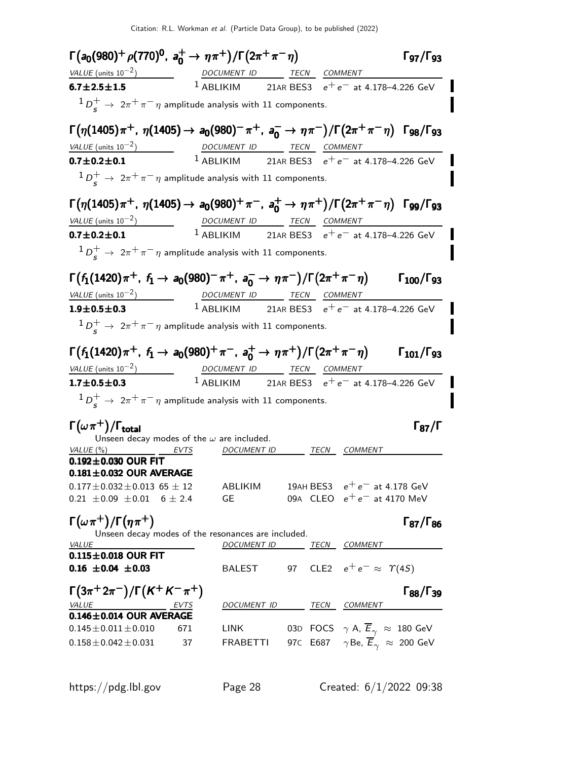### $\Gamma(a_0(980)^+ \rho(770)^0,\ a_0^+ \to \eta\pi^+)/\Gamma(2\pi^+\pi^-\eta)$ — $\Gamma_{97}/\Gamma_{93}$

| VALUE (units $10^{-2}$) | DOCUMENT ID | TECN | COMMENT |
|---|---|---|---|
| **6.7±2.5±1.5** | [1] ABLIKIM 21AR | BES3 | $e^+e^-$ at 4.178–4.226 GeV |

[1] $D_s^+ \to 2\pi^+\pi^-\eta$ amplitude analysis with 11 components.

### $\Gamma(\eta(1405)\pi^+,\ \eta(1405) \to a_0(980)^-\pi^+,\ a_0^- \to \eta\pi^-)/\Gamma(2\pi^+\pi^-\eta)$ — $\Gamma_{98}/\Gamma_{93}$

| VALUE (units $10^{-2}$) | DOCUMENT ID | TECN | COMMENT |
|---|---|---|---|
| **0.7±0.2±0.1** | [1] ABLIKIM 21AR | BES3 | $e^+e^-$ at 4.178–4.226 GeV |

[1] $D_s^+ \to 2\pi^+\pi^-\eta$ amplitude analysis with 11 components.

### $\Gamma(\eta(1405)\pi^+,\ \eta(1405) \to a_0(980)^+\pi^-,\ a_0^+ \to \eta\pi^+)/\Gamma(2\pi^+\pi^-\eta)$ — $\Gamma_{99}/\Gamma_{93}$

| VALUE (units $10^{-2}$) | DOCUMENT ID | TECN | COMMENT |
|---|---|---|---|
| **0.7±0.2±0.1** | [1] ABLIKIM 21AR | BES3 | $e^+e^-$ at 4.178–4.226 GeV |

[1] $D_s^+ \to 2\pi^+\pi^-\eta$ amplitude analysis with 11 components.

### $\Gamma(f_1(1420)\pi^+,\ f_1 \to a_0(980)^-\pi^+,\ a_0^- \to \eta\pi^-)/\Gamma(2\pi^+\pi^-\eta)$ — $\Gamma_{100}/\Gamma_{93}$

| VALUE (units $10^{-2}$) | DOCUMENT ID | TECN | COMMENT |
|---|---|---|---|
| **1.9±0.5±0.3** | [1] ABLIKIM 21AR | BES3 | $e^+e^-$ at 4.178–4.226 GeV |

[1] $D_s^+ \to 2\pi^+\pi^-\eta$ amplitude analysis with 11 components.

### $\Gamma(f_1(1420)\pi^+,\ f_1 \to a_0(980)^+\pi^-,\ a_0^+ \to \eta\pi^+)/\Gamma(2\pi^+\pi^-\eta)$ — $\Gamma_{101}/\Gamma_{93}$

| VALUE (units $10^{-2}$) | DOCUMENT ID | TECN | COMMENT |
|---|---|---|---|
| **1.7±0.5±0.3** | [1] ABLIKIM 21AR | BES3 | $e^+e^-$ at 4.178–4.226 GeV |

[1] $D_s^+ \to 2\pi^+\pi^-\eta$ amplitude analysis with 11 components.

### $\Gamma(\omega\pi^+)/\Gamma_{\text{total}}$ — $\Gamma_{87}/\Gamma$

Unseen decay modes of the $\omega$ are included.

| VALUE (%) | EVTS | DOCUMENT ID | TECN | COMMENT |
|---|---|---|---|---|
| **0.192±0.030 OUR FIT** | | | | |
| **0.181±0.032 OUR AVERAGE** | | | | |
| 0.177±0.032±0.013 | 65 ± 12 | ABLIKIM 19AH | BES3 | $e^+e^-$ at 4.178 GeV |
| 0.21 ±0.09 ±0.01 | 6 ± 2.4 | GE 09A | CLEO | $e^+e^-$ at 4170 MeV |

### $\Gamma(\omega\pi^+)/\Gamma(\eta\pi^+)$ — $\Gamma_{87}/\Gamma_{86}$

Unseen decay modes of the resonances are included.

| VALUE | DOCUMENT ID | TECN | COMMENT |
|---|---|---|---|
| **0.115±0.018 OUR FIT** | | | |
| **0.16 ±0.04 ±0.03** | BALEST 97 | CLE2 | $e^+e^- \approx \Upsilon(4S)$ |

### $\Gamma(3\pi^+2\pi^-)/\Gamma(K^+K^-\pi^+)$ — $\Gamma_{88}/\Gamma_{39}$

| VALUE | EVTS | DOCUMENT ID | TECN | COMMENT |
|---|---|---|---|---|
| **0.146±0.014 OUR AVERAGE** | | | | |
| 0.145±0.011±0.010 | 671 | LINK 03D | FOCS | $\gamma$ A, $\overline{E}_\gamma \approx$ 180 GeV |
| 0.158±0.042±0.031 | 37 | FRABETTI 97C | E687 | $\gamma$Be, $\overline{E}_\gamma \approx$ 200 GeV |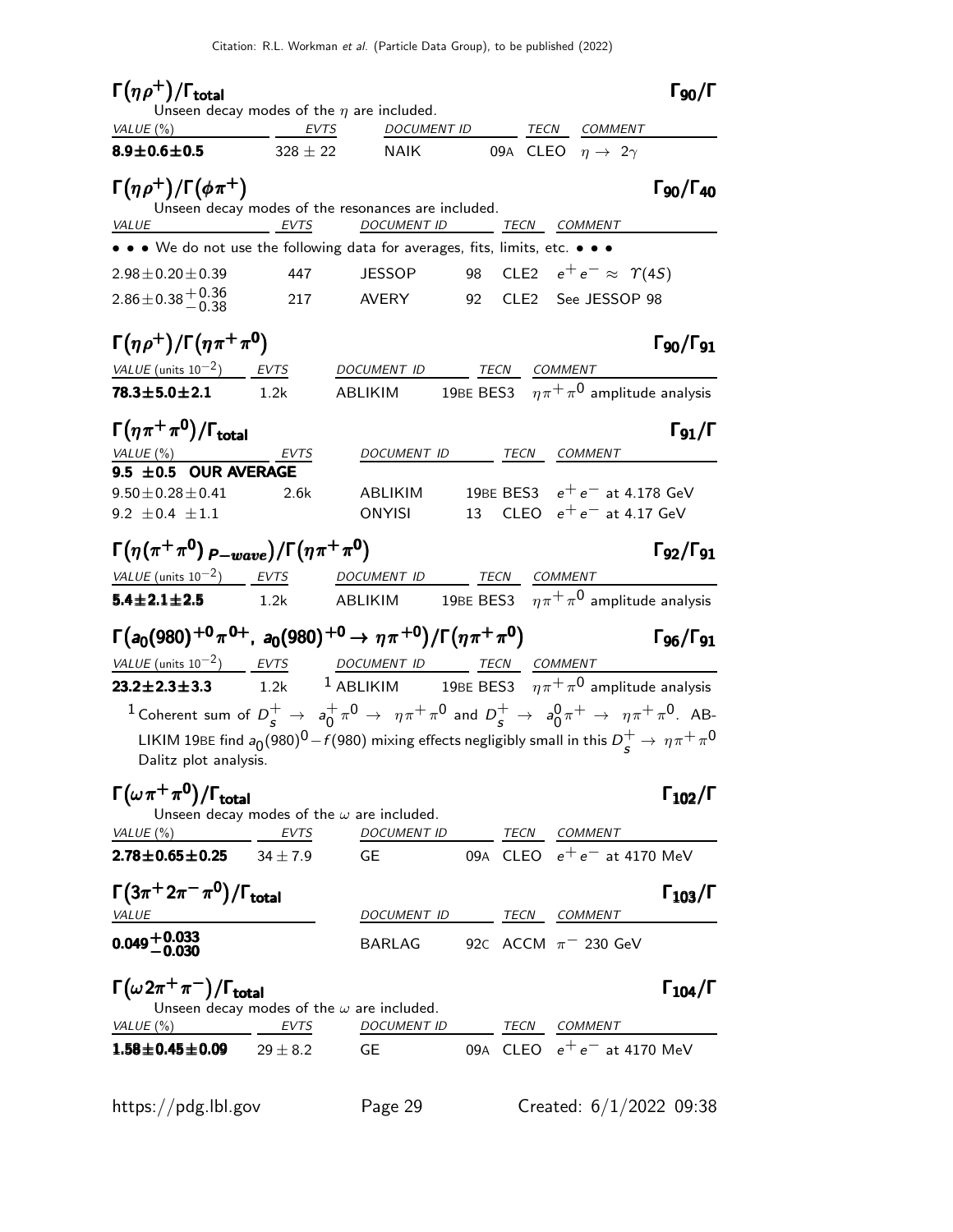### $\Gamma(\eta\rho^+)/\Gamma_{\text{total}}$ $\Gamma_{90}/\Gamma$

Unseen decay modes of the $\eta$ are included.

| VALUE (%) | EVTS | DOCUMENT ID | | TECN | COMMENT |
|---|---|---|---|---|---|
| **8.9±0.6±0.5** | 328 ± 22 | NAIK | 09A | CLEO | $\eta \rightarrow 2\gamma$ |

### $\Gamma(\eta\rho^+)/\Gamma(\phi\pi^+)$ $\Gamma_{90}/\Gamma_{40}$

Unseen decay modes of the resonances are included.

| VALUE | EVTS | DOCUMENT ID | | TECN | COMMENT |
|---|---|---|---|---|---|
| • • • We do not use the following data for averages, fits, limits, etc. • • • | | | | | |
| $2.98\pm0.20\pm0.39$ | 447 | JESSOP | 98 | CLE2 | $e^+e^- \approx \Upsilon(4S)$ |
| $2.86\pm0.38^{+0.36}_{-0.38}$ | 217 | AVERY | 92 | CLE2 | See JESSOP 98 |

### $\Gamma(\eta\rho^+)/\Gamma(\eta\pi^+\pi^0)$ $\Gamma_{90}/\Gamma_{91}$

| VALUE (units $10^{-2}$) | EVTS | DOCUMENT ID | TECN | COMMENT |
|---|---|---|---|---|
| **78.3±5.0±2.1** | 1.2k | ABLIKIM | 19BE BES3 | $\eta\pi^+\pi^0$ amplitude analysis |

### $\Gamma(\eta\pi^+\pi^0)/\Gamma_{\text{total}}$ $\Gamma_{91}/\Gamma$

| VALUE (%) | EVTS | DOCUMENT ID | | TECN | COMMENT |
|---|---|---|---|---|---|
| **9.5 ±0.5 OUR AVERAGE** | | | | | |
| $9.50\pm0.28\pm0.41$ | 2.6k | ABLIKIM | 19BE | BES3 | $e^+e^-$ at 4.178 GeV |
| $9.2\ \pm0.4\ \pm1.1$ | | ONYISI | 13 | CLEO | $e^+e^-$ at 4.17 GeV |

### $\Gamma(\eta(\pi^+\pi^0)_{P-wave})/\Gamma(\eta\pi^+\pi^0)$ $\Gamma_{92}/\Gamma_{91}$

| VALUE (units $10^{-2}$) | EVTS | DOCUMENT ID | TECN | COMMENT |
|---|---|---|---|---|
| **5.4±2.1±2.5** | 1.2k | ABLIKIM | 19BE BES3 | $\eta\pi^+\pi^0$ amplitude analysis |

### $\Gamma(a_0(980)^{+0}\pi^{0+},\ a_0(980)^{+0}\rightarrow\eta\pi^{+0})/\Gamma(\eta\pi^+\pi^0)$ $\Gamma_{96}/\Gamma_{91}$

| VALUE (units $10^{-2}$) | EVTS | DOCUMENT ID | TECN | COMMENT |
|---|---|---|---|---|
| **23.2±2.3±3.3** | 1.2k | [1] ABLIKIM | 19BE BES3 | $\eta\pi^+\pi^0$ amplitude analysis |

[1] Coherent sum of $D_s^+ \rightarrow a_0^+\pi^0 \rightarrow \eta\pi^+\pi^0$ and $D_s^+ \rightarrow a_0^0\pi^+ \rightarrow \eta\pi^+\pi^0$. ABLIKIM 19BE find $a_0(980)^0-f(980)$ mixing effects negligibly small in this $D_s^+ \rightarrow \eta\pi^+\pi^0$ Dalitz plot analysis.

### $\Gamma(\omega\pi^+\pi^0)/\Gamma_{\text{total}}$ $\Gamma_{102}/\Gamma$

Unseen decay modes of the $\omega$ are included.

| VALUE (%) | EVTS | DOCUMENT ID | | TECN | COMMENT |
|---|---|---|---|---|---|
| **2.78±0.65±0.25** | 34 ± 7.9 | GE | 09A | CLEO | $e^+e^-$ at 4170 MeV |

### $\Gamma(3\pi^+2\pi^-\pi^0)/\Gamma_{\text{total}}$ $\Gamma_{103}/\Gamma$

| VALUE | DOCUMENT ID | | TECN | COMMENT |
|---|---|---|---|---|
| $\mathbf{0.049^{+0.033}_{-0.030}}$ | BARLAG | 92C | ACCM | $\pi^-$ 230 GeV |

### $\Gamma(\omega 2\pi^+\pi^-)/\Gamma_{\text{total}}$ $\Gamma_{104}/\Gamma$

Unseen decay modes of the $\omega$ are included.

| VALUE (%) | EVTS | DOCUMENT ID | | TECN | COMMENT |
|---|---|---|---|---|---|
| **1.58±0.45±0.09** | 29 ± 8.2 | GE | 09A | CLEO | $e^+e^-$ at 4170 MeV |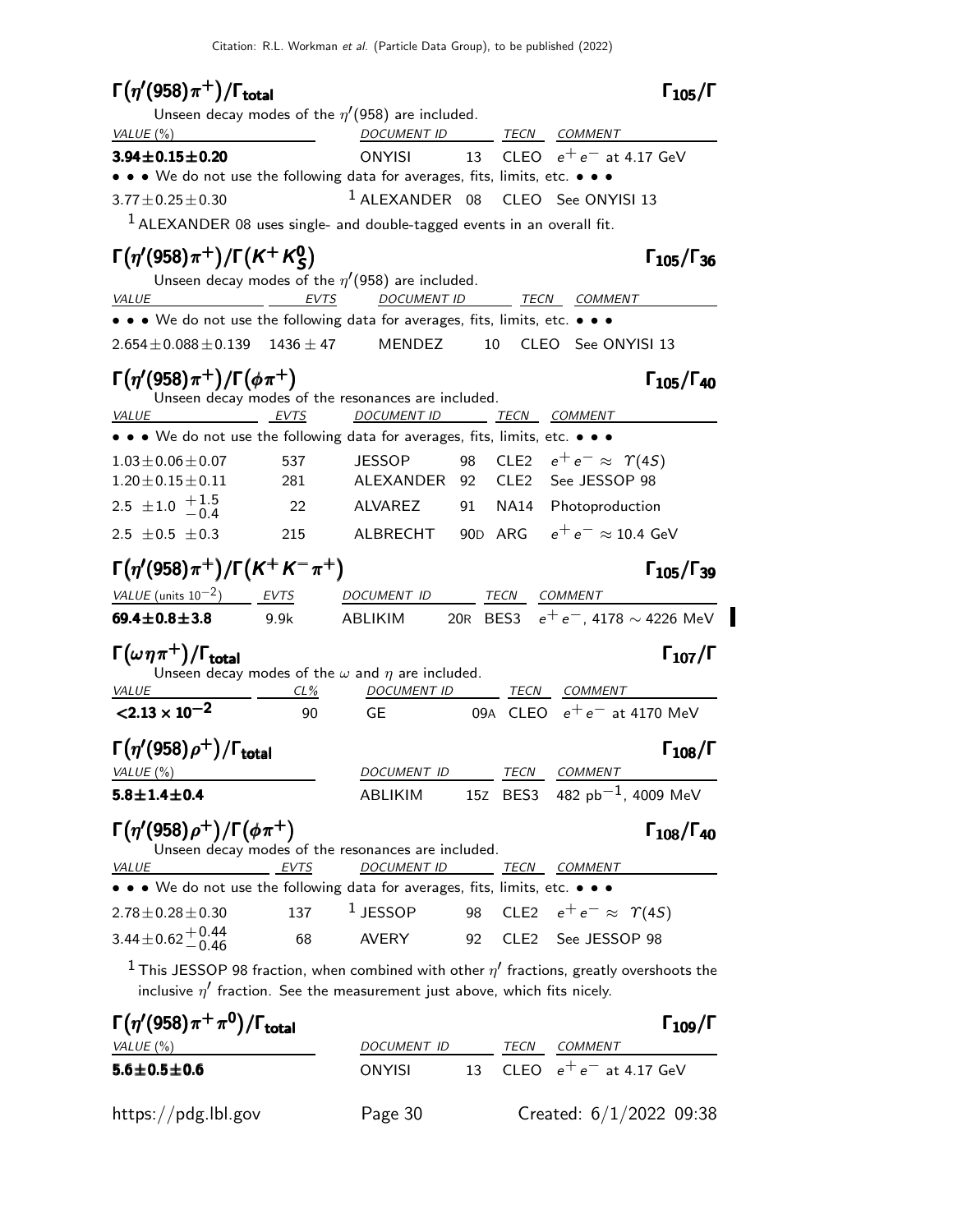## $\Gamma(\eta'(958)\pi^+)/\Gamma_{total}$ — $\Gamma_{105}/\Gamma$

Unseen decay modes of the $\eta'(958)$ are included.

| VALUE (%) | DOCUMENT ID | | TECN | COMMENT |
|---|---|---|---|---|
| **3.94±0.15±0.20** | ONYISI | 13 | CLEO | $e^+e^-$ at 4.17 GeV |
| • • • We do not use the following data for averages, fits, limits, etc. • • • | | | | |
| 3.77±0.25±0.30 | [1] ALEXANDER | 08 | CLEO | See ONYISI 13 |

[1] ALEXANDER 08 uses single- and double-tagged events in an overall fit.

## $\Gamma(\eta'(958)\pi^+)/\Gamma(K^+K^0_S)$ — $\Gamma_{105}/\Gamma_{36}$

Unseen decay modes of the $\eta'(958)$ are included.

| VALUE | EVTS | DOCUMENT ID | | TECN | COMMENT |
|---|---|---|---|---|---|
| • • • We do not use the following data for averages, fits, limits, etc. • • • | | | | | |
| 2.654±0.088±0.139 | 1436 ± 47 | MENDEZ | 10 | CLEO | See ONYISI 13 |

## $\Gamma(\eta'(958)\pi^+)/\Gamma(\phi\pi^+)$ — $\Gamma_{105}/\Gamma_{40}$

Unseen decay modes of the resonances are included.

| VALUE | EVTS | DOCUMENT ID | | TECN | COMMENT |
|---|---|---|---|---|---|
| • • • We do not use the following data for averages, fits, limits, etc. • • • | | | | | |
| 1.03±0.06±0.07 | 537 | JESSOP | 98 | CLE2 | $e^+e^- \approx \Upsilon(4S)$ |
| 1.20±0.15±0.11 | 281 | ALEXANDER | 92 | CLE2 | See JESSOP 98 |
| 2.5 ±1.0 $^{+1.5}_{-0.4}$ | 22 | ALVAREZ | 91 | NA14 | Photoproduction |
| 2.5 ±0.5 ±0.3 | 215 | ALBRECHT | 90D | ARG | $e^+e^- \approx 10.4$ GeV |

## $\Gamma(\eta'(958)\pi^+)/\Gamma(K^+K^-\pi^+)$ — $\Gamma_{105}/\Gamma_{39}$

| VALUE (units $10^{-2}$) | EVTS | DOCUMENT ID | | TECN | COMMENT |
|---|---|---|---|---|---|
| **69.4±0.8±3.8** | 9.9k | ABLIKIM | 20R | BES3 | $e^+e^-$, 4178 ∼ 4226 MeV |

## $\Gamma(\omega\eta\pi^+)/\Gamma_{total}$ — $\Gamma_{107}/\Gamma$

Unseen decay modes of the $\omega$ and $\eta$ are included.

| VALUE | CL% | DOCUMENT ID | | TECN | COMMENT |
|---|---|---|---|---|---|
| **$<2.13 \times 10^{-2}$** | 90 | GE | 09A | CLEO | $e^+e^-$ at 4170 MeV |

## $\Gamma(\eta'(958)\rho^+)/\Gamma_{total}$ — $\Gamma_{108}/\Gamma$

| VALUE (%) | DOCUMENT ID | | TECN | COMMENT |
|---|---|---|---|---|
| **5.8±1.4±0.4** | ABLIKIM | 15Z | BES3 | 482 pb$^{-1}$, 4009 MeV |

## $\Gamma(\eta'(958)\rho^+)/\Gamma(\phi\pi^+)$ — $\Gamma_{108}/\Gamma_{40}$

Unseen decay modes of the resonances are included.

| VALUE | EVTS | DOCUMENT ID | | TECN | COMMENT |
|---|---|---|---|---|---|
| • • • We do not use the following data for averages, fits, limits, etc. • • • | | | | | |
| 2.78±0.28±0.30 | 137 | [1] JESSOP | 98 | CLE2 | $e^+e^- \approx \Upsilon(4S)$ |
| 3.44±0.62$^{+0.44}_{-0.46}$ | 68 | AVERY | 92 | CLE2 | See JESSOP 98 |

[1] This JESSOP 98 fraction, when combined with other $\eta'$ fractions, greatly overshoots the inclusive $\eta'$ fraction. See the measurement just above, which fits nicely.

## $\Gamma(\eta'(958)\pi^+\pi^0)/\Gamma_{total}$ — $\Gamma_{109}/\Gamma$

| VALUE (%) | DOCUMENT ID | | TECN | COMMENT |
|---|---|---|---|---|
| **5.6±0.5±0.6** | ONYISI | 13 | CLEO | $e^+e^-$ at 4.17 GeV |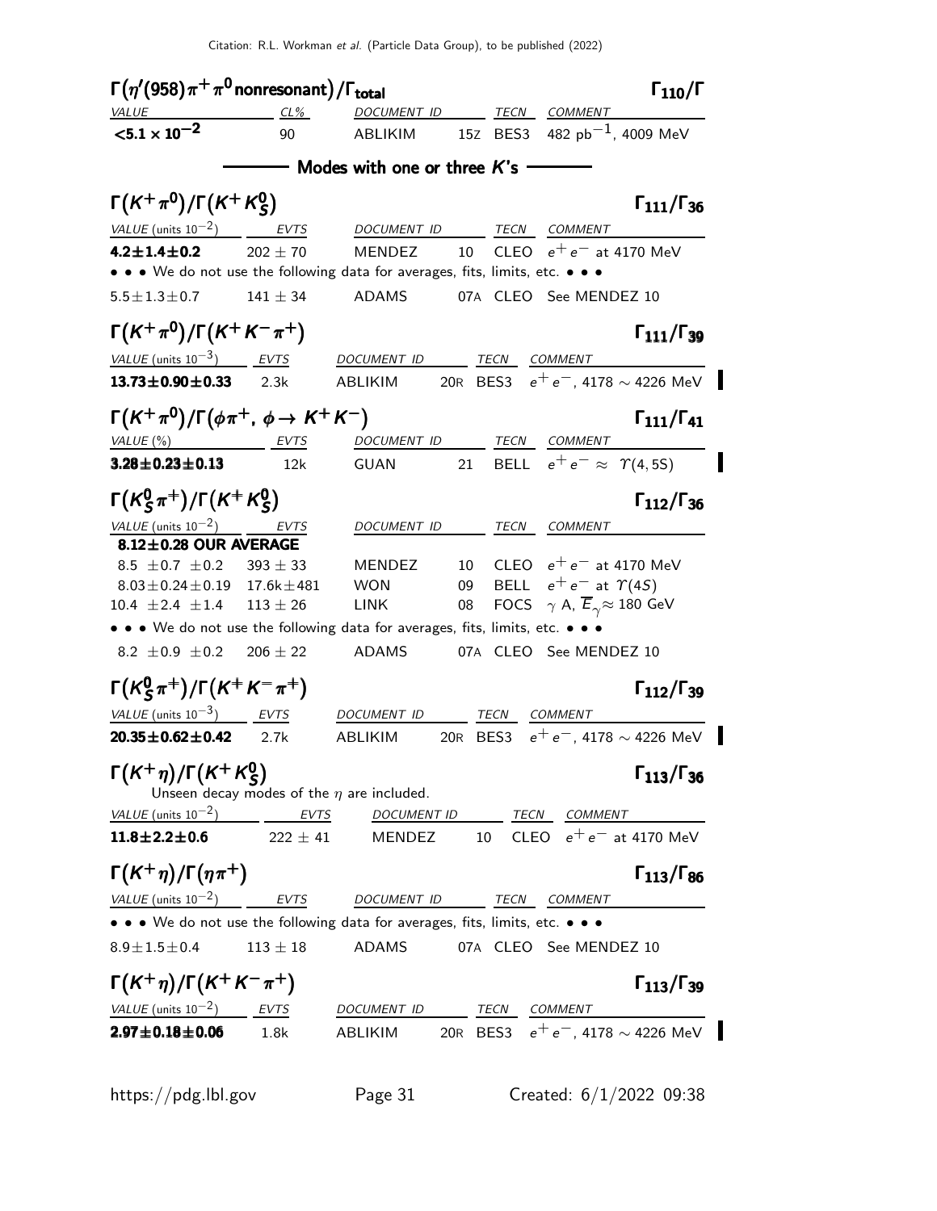### $\Gamma(\eta'(958)\pi^+\pi^0$ nonresonant$)/\Gamma_{total}$ — $\Gamma_{110}/\Gamma$

| VALUE | CL% | DOCUMENT ID | | TECN | COMMENT |
|---|---|---|---|---|---|
| **$<5.1 \times 10^{-2}$** | 90 | ABLIKIM | 15Z | BES3 | 482 pb$^{-1}$, 4009 MeV |

## Modes with one or three $K$'s

### $\Gamma(K^+\pi^0)/\Gamma(K^+K^0_S)$ — $\Gamma_{111}/\Gamma_{36}$

| VALUE (units $10^{-2}$) | EVTS | DOCUMENT ID | | TECN | COMMENT |
|---|---|---|---|---|---|
| **4.2±1.4±0.2** | $202 \pm 70$ | MENDEZ | 10 | CLEO | $e^+e^-$ at 4170 MeV |
| • • • We do not use the following data for averages, fits, limits, etc. • • • | | | | | |
| $5.5 \pm 1.3 \pm 0.7$ | $141 \pm 34$ | ADAMS | 07A | CLEO | See MENDEZ 10 |

### $\Gamma(K^+\pi^0)/\Gamma(K^+K^-\pi^+)$ — $\Gamma_{111}/\Gamma_{39}$

| VALUE (units $10^{-3}$) | EVTS | DOCUMENT ID | | TECN | COMMENT |
|---|---|---|---|---|---|
| **13.73±0.90±0.33** | 2.3k | ABLIKIM | 20R | BES3 | $e^+e^-$, 4178 $\sim$ 4226 MeV |

### $\Gamma(K^+\pi^0)/\Gamma(\phi\pi^+, \phi\to K^+K^-)$ — $\Gamma_{111}/\Gamma_{41}$

| VALUE (%) | EVTS | DOCUMENT ID | | TECN | COMMENT |
|---|---|---|---|---|---|
| **3.28±0.23±0.13** | 12k | GUAN | 21 | BELL | $e^+e^- \approx \Upsilon(4,5S)$ |

### $\Gamma(K^0_S\pi^+)/\Gamma(K^+K^0_S)$ — $\Gamma_{112}/\Gamma_{36}$

| VALUE (units $10^{-2}$) | EVTS | DOCUMENT ID | | TECN | COMMENT |
|---|---|---|---|---|---|
| **8.12±0.28 OUR AVERAGE** | | | | | |
| $8.5 \pm 0.7 \pm 0.2$ | $393 \pm 33$ | MENDEZ | 10 | CLEO | $e^+e^-$ at 4170 MeV |
| $8.03 \pm 0.24 \pm 0.19$ | $17.6\text{k} \pm 481$ | WON | 09 | BELL | $e^+e^-$ at $\Upsilon(4S)$ |
| $10.4 \pm 2.4 \pm 1.4$ | $113 \pm 26$ | LINK | 08 | FOCS | $\gamma$ A, $\overline{E}_\gamma \approx 180$ GeV |
| • • • We do not use the following data for averages, fits, limits, etc. • • • | | | | | |
| $8.2 \pm 0.9 \pm 0.2$ | $206 \pm 22$ | ADAMS | 07A | CLEO | See MENDEZ 10 |

### $\Gamma(K^0_S\pi^+)/\Gamma(K^+K^-\pi^+)$ — $\Gamma_{112}/\Gamma_{39}$

| VALUE (units $10^{-3}$) | EVTS | DOCUMENT ID | | TECN | COMMENT |
|---|---|---|---|---|---|
| **20.35±0.62±0.42** | 2.7k | ABLIKIM | 20R | BES3 | $e^+e^-$, 4178 $\sim$ 4226 MeV |

### $\Gamma(K^+\eta)/\Gamma(K^+K^0_S)$ — $\Gamma_{113}/\Gamma_{36}$

Unseen decay modes of the $\eta$ are included.

| VALUE (units $10^{-2}$) | EVTS | DOCUMENT ID | | TECN | COMMENT |
|---|---|---|---|---|---|
| **11.8±2.2±0.6** | $222 \pm 41$ | MENDEZ | 10 | CLEO | $e^+e^-$ at 4170 MeV |

### $\Gamma(K^+\eta)/\Gamma(\eta\pi^+)$ — $\Gamma_{113}/\Gamma_{86}$

| VALUE (units $10^{-2}$) | EVTS | DOCUMENT ID | | TECN | COMMENT |
|---|---|---|---|---|---|
| • • • We do not use the following data for averages, fits, limits, etc. • • • | | | | | |
| $8.9 \pm 1.5 \pm 0.4$ | $113 \pm 18$ | ADAMS | 07A | CLEO | See MENDEZ 10 |

### $\Gamma(K^+\eta)/\Gamma(K^+K^-\pi^+)$ — $\Gamma_{113}/\Gamma_{39}$

| VALUE (units $10^{-2}$) | EVTS | DOCUMENT ID | | TECN | COMMENT |
|---|---|---|---|---|---|
| **2.97±0.18±0.06** | 1.8k | ABLIKIM | 20R | BES3 | $e^+e^-$, 4178 $\sim$ 4226 MeV |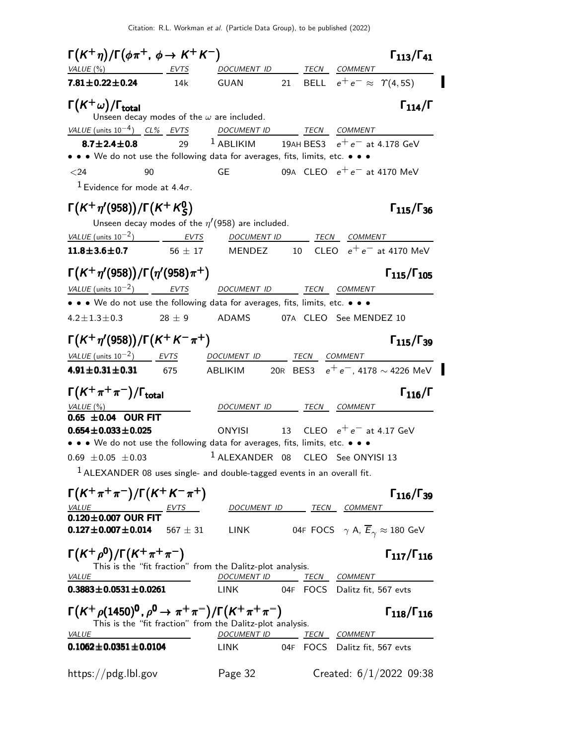### $\Gamma(K^+\eta)/\Gamma(\phi\pi^+, \phi \to K^+K^-)$ — $\Gamma_{113}/\Gamma_{41}$

| VALUE (%) | EVTS | DOCUMENT ID | | TECN | COMMENT |
|---|---|---|---|---|---|
| **7.81±0.22±0.24** | 14k | GUAN | 21 | BELL | $e^+e^- \approx \Upsilon(4,5S)$ |

### $\Gamma(K^+\omega)/\Gamma_{\text{total}}$ — $\Gamma_{114}/\Gamma$

Unseen decay modes of the $\omega$ are included.

| VALUE (units $10^{-4}$) | CL% | EVTS | DOCUMENT ID | | TECN | COMMENT |
|---|---|---|---|---|---|---|
| **8.7±2.4±0.8** | | 29 | [1] ABLIKIM | 19AH | BES3 | $e^+e^-$ at 4.178 GeV |
| • • • We do not use the following data for averages, fits, limits, etc. • • • | | | | | | |
| <24 | 90 | | GE | 09A | CLEO | $e^+e^-$ at 4170 MeV |

[1] Evidence for mode at 4.4$\sigma$.

### $\Gamma(K^+\eta'(958))/\Gamma(K^+K^0_S)$ — $\Gamma_{115}/\Gamma_{36}$

Unseen decay modes of the $\eta'(958)$ are included.

| VALUE (units $10^{-2}$) | EVTS | DOCUMENT ID | | TECN | COMMENT |
|---|---|---|---|---|---|
| **11.8±3.6±0.7** | 56 ± 17 | MENDEZ | 10 | CLEO | $e^+e^-$ at 4170 MeV |

### $\Gamma(K^+\eta'(958))/\Gamma(\eta'(958)\pi^+)$ — $\Gamma_{115}/\Gamma_{105}$

| VALUE (units $10^{-2}$) | EVTS | DOCUMENT ID | | TECN | COMMENT |
|---|---|---|---|---|---|
| • • • We do not use the following data for averages, fits, limits, etc. • • • | | | | | |
| 4.2±1.3±0.3 | 28 ± 9 | ADAMS | 07A | CLEO | See MENDEZ 10 |

### $\Gamma(K^+\eta'(958))/\Gamma(K^+K^-\pi^+)$ — $\Gamma_{115}/\Gamma_{39}$

| VALUE (units $10^{-2}$) | EVTS | DOCUMENT ID | | TECN | COMMENT |
|---|---|---|---|---|---|
| **4.91±0.31±0.31** | 675 | ABLIKIM | 20R | BES3 | $e^+e^-$, 4178 ∼ 4226 MeV |

### $\Gamma(K^+\pi^+\pi^-)/\Gamma_{\text{total}}$ — $\Gamma_{116}/\Gamma$

| VALUE (%) | DOCUMENT ID | | TECN | COMMENT |
|---|---|---|---|---|
| **0.65 ±0.04 OUR FIT** | | | | |
| **0.654±0.033±0.025** | ONYISI | 13 | CLEO | $e^+e^-$ at 4.17 GeV |
| • • • We do not use the following data for averages, fits, limits, etc. • • • | | | | |
| 0.69 ±0.05 ±0.03 | [1] ALEXANDER | 08 | CLEO | See ONYISI 13 |

[1] ALEXANDER 08 uses single- and double-tagged events in an overall fit.

### $\Gamma(K^+\pi^+\pi^-)/\Gamma(K^+K^-\pi^+)$ — $\Gamma_{116}/\Gamma_{39}$

| VALUE | EVTS | DOCUMENT ID | | TECN | COMMENT |
|---|---|---|---|---|---|
| **0.120±0.007 OUR FIT** | | | | | |
| **0.127±0.007±0.014** | 567 ± 31 | LINK | 04F | FOCS | $\gamma$ A, $\overline{E}_\gamma \approx$ 180 GeV |

### $\Gamma(K^+\rho^0)/\Gamma(K^+\pi^+\pi^-)$ — $\Gamma_{117}/\Gamma_{116}$

This is the "fit fraction" from the Dalitz-plot analysis.

| VALUE | DOCUMENT ID | | TECN | COMMENT |
|---|---|---|---|---|
| **0.3883±0.0531±0.0261** | LINK | 04F | FOCS | Dalitz fit, 567 evts |

### $\Gamma(K^+\rho(1450)^0, \rho^0 \to \pi^+\pi^-)/\Gamma(K^+\pi^+\pi^-)$ — $\Gamma_{118}/\Gamma_{116}$

This is the "fit fraction" from the Dalitz-plot analysis.

| VALUE | DOCUMENT ID | | TECN | COMMENT |
|---|---|---|---|---|
| **0.1062±0.0351±0.0104** | LINK | 04F | FOCS | Dalitz fit, 567 evts |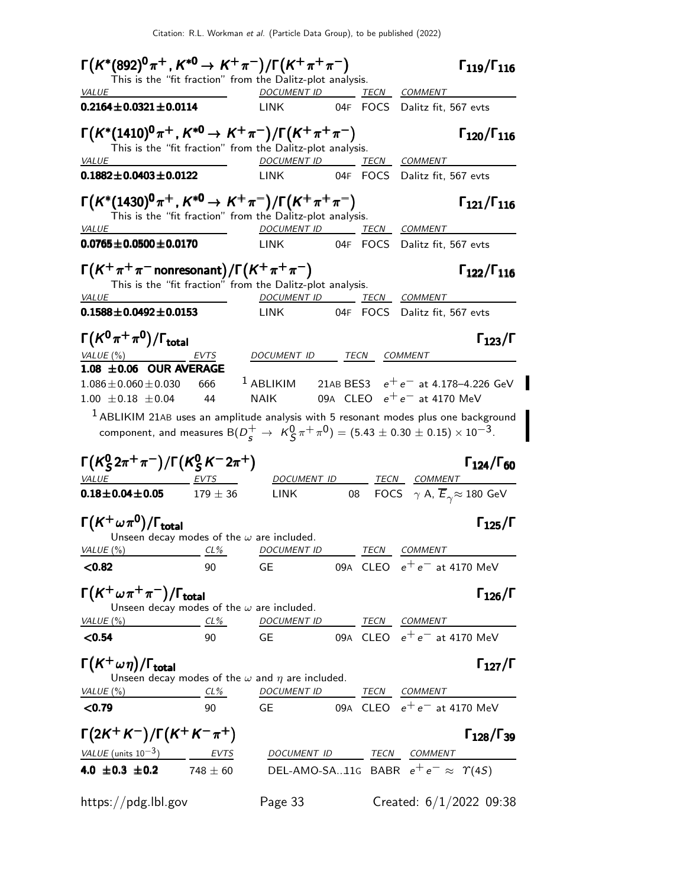### $\Gamma\big(K^*(892)^0\pi^+ , K^{*0} \to K^+\pi^-\big)/\Gamma\big(K^+\pi^+\pi^-\big)$ — $\Gamma_{119}/\Gamma_{116}$

This is the "fit fraction" from the Dalitz-plot analysis.

| VALUE | DOCUMENT ID | | TECN | COMMENT |
|---|---|---|---|---|
| **0.2164±0.0321±0.0114** | LINK | 04F | FOCS | Dalitz fit, 567 evts |

### $\Gamma\big(K^*(1410)^0\pi^+ , K^{*0} \to K^+\pi^-\big)/\Gamma\big(K^+\pi^+\pi^-\big)$ — $\Gamma_{120}/\Gamma_{116}$

This is the "fit fraction" from the Dalitz-plot analysis.

| VALUE | DOCUMENT ID | | TECN | COMMENT |
|---|---|---|---|---|
| **0.1882±0.0403±0.0122** | LINK | 04F | FOCS | Dalitz fit, 567 evts |

### $\Gamma\big(K^*(1430)^0\pi^+ , K^{*0} \to K^+\pi^-\big)/\Gamma\big(K^+\pi^+\pi^-\big)$ — $\Gamma_{121}/\Gamma_{116}$

This is the "fit fraction" from the Dalitz-plot analysis.

| VALUE | DOCUMENT ID | | TECN | COMMENT |
|---|---|---|---|---|
| **0.0765±0.0500±0.0170** | LINK | 04F | FOCS | Dalitz fit, 567 evts |

### $\Gamma\big(K^+\pi^+\pi^- \text{ nonresonant}\big)/\Gamma\big(K^+\pi^+\pi^-\big)$ — $\Gamma_{122}/\Gamma_{116}$

This is the "fit fraction" from the Dalitz-plot analysis.

| VALUE | DOCUMENT ID | | TECN | COMMENT |
|---|---|---|---|---|
| **0.1588±0.0492±0.0153** | LINK | 04F | FOCS | Dalitz fit, 567 evts |

### $\Gamma\big(K^0\pi^+\pi^0\big)/\Gamma_{\text{total}}$ — $\Gamma_{123}/\Gamma$

| VALUE (%) | EVTS | DOCUMENT ID | | TECN | COMMENT |
|---|---|---|---|---|---|
| **1.08 ±0.06 OUR AVERAGE** | | | | | |
| 1.086±0.060±0.030 | 666 | [1] ABLIKIM | 21AB | BES3 | $e^+e^-$ at 4.178–4.226 GeV |
| 1.00 ±0.18 ±0.04 | 44 | NAIK | 09A | CLEO | $e^+e^-$ at 4170 MeV |

[1] ABLIKIM 21AB uses an amplitude analysis with 5 resonant modes plus one background component, and measures $B(D_s^+ \to K_S^0\pi^+\pi^0) = (5.43 \pm 0.30 \pm 0.15) \times 10^{-3}$.

### $\Gamma\big(K_S^0 2\pi^+\pi^-\big)/\Gamma\big(K_S^0 K^- 2\pi^+\big)$ — $\Gamma_{124}/\Gamma_{60}$

| VALUE | EVTS | DOCUMENT ID | | TECN | COMMENT |
|---|---|---|---|---|---|
| **0.18±0.04±0.05** | 179 ± 36 | LINK | 08 | FOCS | $\gamma$ A, $\overline{E}_\gamma \approx$ 180 GeV |

### $\Gamma\big(K^+\omega\pi^0\big)/\Gamma_{\text{total}}$ — $\Gamma_{125}/\Gamma$

Unseen decay modes of the $\omega$ are included.

| VALUE (%) | CL% | DOCUMENT ID | | TECN | COMMENT |
|---|---|---|---|---|---|
| **<0.82** | 90 | GE | 09A | CLEO | $e^+e^-$ at 4170 MeV |

### $\Gamma\big(K^+\omega\pi^+\pi^-\big)/\Gamma_{\text{total}}$ — $\Gamma_{126}/\Gamma$

Unseen decay modes of the $\omega$ are included.

| VALUE (%) | CL% | DOCUMENT ID | | TECN | COMMENT |
|---|---|---|---|---|---|
| **<0.54** | 90 | GE | 09A | CLEO | $e^+e^-$ at 4170 MeV |

### $\Gamma\big(K^+\omega\eta\big)/\Gamma_{\text{total}}$ — $\Gamma_{127}/\Gamma$

Unseen decay modes of the $\omega$ and $\eta$ are included.

| VALUE (%) | CL% | DOCUMENT ID | | TECN | COMMENT |
|---|---|---|---|---|---|
| **<0.79** | 90 | GE | 09A | CLEO | $e^+e^-$ at 4170 MeV |

### $\Gamma\big(2K^+K^-\big)/\Gamma\big(K^+K^-\pi^+\big)$ — $\Gamma_{128}/\Gamma_{39}$

| VALUE (units $10^{-3}$) | EVTS | DOCUMENT ID | | TECN | COMMENT |
|---|---|---|---|---|---|
| **4.0 ±0.3 ±0.2** | 748 ± 60 | DEL-AMO-SA... | 11G | BABR | $e^+e^- \approx \Upsilon(4S)$ |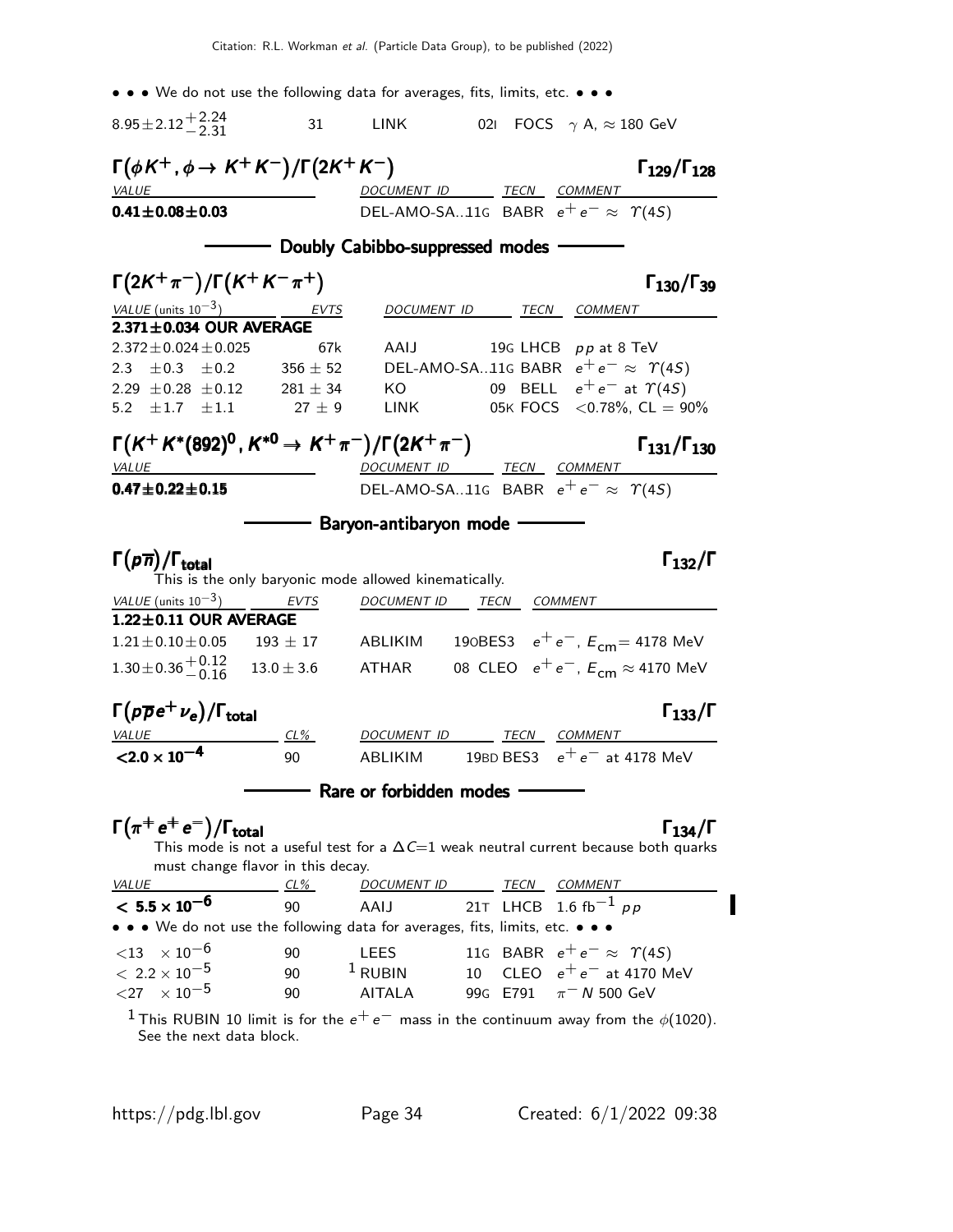• • • We do not use the following data for averages, fits, limits, etc. • • •

| | | | | |
|---|---|---|---|---|
| $8.95 \pm 2.12^{+2.24}_{-2.31}$ | 31 | LINK | 02I FOCS | $\gamma$ A, $\approx 180$ GeV |

### $\Gamma(\phi K^+, \phi \to K^+ K^-)/\Gamma(2K^+ K^-)$ — $\Gamma_{129}/\Gamma_{128}$

| VALUE | DOCUMENT ID | TECN | COMMENT |
|---|---|---|---|
| **$0.41 \pm 0.08 \pm 0.03$** | DEL-AMO-SA...11G | BABR | $e^+e^- \approx \Upsilon(4S)$ |

## Doubly Cabibbo-suppressed modes

### $\Gamma(2K^+\pi^-)/\Gamma(K^+K^-\pi^+)$ — $\Gamma_{130}/\Gamma_{39}$

| VALUE (units $10^{-3}$) | EVTS | DOCUMENT ID | TECN | COMMENT |
|---|---|---|---|---|
| **2.371±0.034 OUR AVERAGE** | | | | |
| $2.372 \pm 0.024 \pm 0.025$ | 67k | AAIJ | 19G LHCB | $pp$ at 8 TeV |
| $2.3 \pm 0.3 \pm 0.2$ | $356 \pm 52$ | DEL-AMO-SA...11G | BABR | $e^+e^- \approx \Upsilon(4S)$ |
| $2.29 \pm 0.28 \pm 0.12$ | $281 \pm 34$ | KO | 09 BELL | $e^+e^-$ at $\Upsilon(4S)$ |
| $5.2 \pm 1.7 \pm 1.1$ | $27 \pm 9$ | LINK | 05K FOCS | $<0.78\%$, CL = 90% |

### $\Gamma(K^+K^*(892)^0, K^{*0} \to K^+\pi^-)/\Gamma(2K^+\pi^-)$ — $\Gamma_{131}/\Gamma_{130}$

| VALUE | DOCUMENT ID | TECN | COMMENT |
|---|---|---|---|
| **$0.47 \pm 0.22 \pm 0.15$** | DEL-AMO-SA...11G | BABR | $e^+e^- \approx \Upsilon(4S)$ |

## Baryon-antibaryon mode

### $\Gamma(p\overline{n})/\Gamma_{\text{total}}$ — $\Gamma_{132}/\Gamma$

This is the only baryonic mode allowed kinematically.

| VALUE (units $10^{-3}$) | EVTS | DOCUMENT ID | TECN | COMMENT |
|---|---|---|---|---|
| **1.22±0.11 OUR AVERAGE** | | | | |
| $1.21 \pm 0.10 \pm 0.05$ | $193 \pm 17$ | ABLIKIM | 19O BES3 | $e^+e^-$, $E_{\text{cm}} = 4178$ MeV |
| $1.30 \pm 0.36^{+0.12}_{-0.16}$ | $13.0 \pm 3.6$ | ATHAR | 08 CLEO | $e^+e^-$, $E_{\text{cm}} \approx 4170$ MeV |

### $\Gamma(p\overline{p}e^+\nu_e)/\Gamma_{\text{total}}$ — $\Gamma_{133}/\Gamma$

| VALUE | CL% | DOCUMENT ID | TECN | COMMENT |
|---|---|---|---|---|
| **$<2.0 \times 10^{-4}$** | 90 | ABLIKIM | 19BD BES3 | $e^+e^-$ at 4178 MeV |

## Rare or forbidden modes

### $\Gamma(\pi^+e^+e^-)/\Gamma_{\text{total}}$ — $\Gamma_{134}/\Gamma$

This mode is not a useful test for a $\Delta C$=1 weak neutral current because both quarks must change flavor in this decay.

| VALUE | CL% | DOCUMENT ID | TECN | COMMENT |
|---|---|---|---|---|
| **$< 5.5 \times 10^{-6}$** | 90 | AAIJ | 21T LHCB | 1.6 fb$^{-1}$ $pp$ |
| • • • We do not use the following data for averages, fits, limits, etc. • • • | | | | |
| $<13 \times 10^{-6}$ | 90 | LEES | 11G BABR | $e^+e^- \approx \Upsilon(4S)$ |
| $< 2.2 \times 10^{-5}$ | 90 | [1] RUBIN | 10 CLEO | $e^+e^-$ at 4170 MeV |
| $<27 \times 10^{-5}$ | 90 | AITALA | 99G E791 | $\pi^- N$ 500 GeV |

[1] This RUBIN 10 limit is for the $e^+e^-$ mass in the continuum away from the $\phi(1020)$. See the next data block.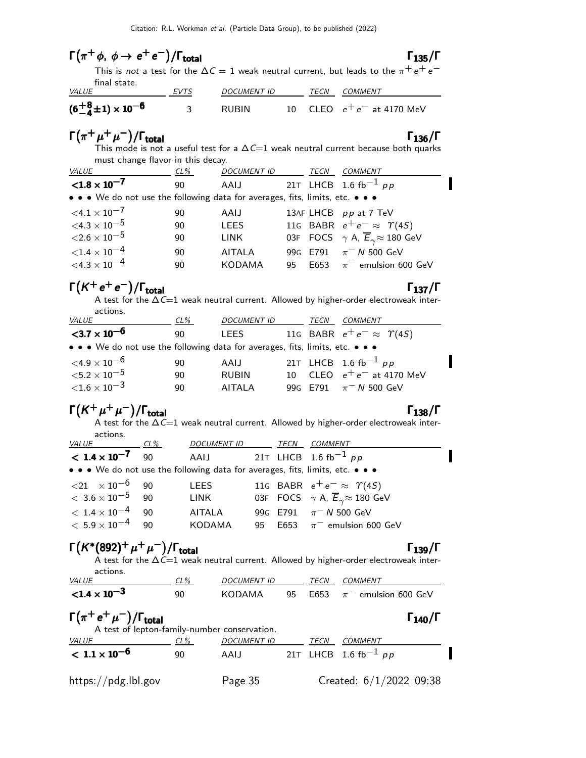## $\Gamma(\pi^+\phi,\ \phi\to e^+e^-)/\Gamma_{\rm total}$ $\Gamma_{135}/\Gamma$

This is *not* a test for the $\Delta C = 1$ weak neutral current, but leads to the $\pi^+ e^+ e^-$ final state.

| VALUE | EVTS | DOCUMENT ID | | TECN | COMMENT |
|---|---|---|---|---|---|
| $(6^{+8}_{-4}\pm1)\times10^{-6}$ | 3 | RUBIN | 10 | CLEO | $e^+e^-$ at 4170 MeV |

## $\Gamma(\pi^+\mu^+\mu^-)/\Gamma_{\rm total}$ $\Gamma_{136}/\Gamma$

This mode is not a useful test for a $\Delta C$=1 weak neutral current because both quarks must change flavor in this decay.

| VALUE | CL% | DOCUMENT ID | | TECN | COMMENT |
|---|---|---|---|---|---|
| $<1.8\times10^{-7}$ | 90 | AAIJ | 21T | LHCB | 1.6 fb$^{-1}$ $pp$ |
| • • • We do not use the following data for averages, fits, limits, etc. • • • | | | | | |
| $<4.1\times10^{-7}$ | 90 | AAIJ | 13AF | LHCB | $pp$ at 7 TeV |
| $<4.3\times10^{-5}$ | 90 | LEES | 11G | BABR | $e^+e^-\approx\ \Upsilon(4S)$ |
| $<2.6\times10^{-5}$ | 90 | LINK | 03F | FOCS | $\gamma$ A, $\overline{E}_\gamma\approx$ 180 GeV |
| $<1.4\times10^{-4}$ | 90 | AITALA | 99G | E791 | $\pi^-$ $N$ 500 GeV |
| $<4.3\times10^{-4}$ | 90 | KODAMA | 95 | E653 | $\pi^-$ emulsion 600 GeV |

## $\Gamma(K^+e^+e^-)/\Gamma_{\rm total}$ $\Gamma_{137}/\Gamma$

A test for the $\Delta C$=1 weak neutral current. Allowed by higher-order electroweak interactions.

| VALUE | CL% | DOCUMENT ID | | TECN | COMMENT |
|---|---|---|---|---|---|
| $<3.7\times10^{-6}$ | 90 | LEES | 11G | BABR | $e^+e^-\approx\ \Upsilon(4S)$ |
| • • • We do not use the following data for averages, fits, limits, etc. • • • | | | | | |
| $<4.9\times10^{-6}$ | 90 | AAIJ | 21T | LHCB | 1.6 fb$^{-1}$ $pp$ |
| $<5.2\times10^{-5}$ | 90 | RUBIN | 10 | CLEO | $e^+e^-$ at 4170 MeV |
| $<1.6\times10^{-3}$ | 90 | AITALA | 99G | E791 | $\pi^-$ $N$ 500 GeV |

## $\Gamma(K^+\mu^+\mu^-)/\Gamma_{\rm total}$ $\Gamma_{138}/\Gamma$

A test for the $\Delta C$=1 weak neutral current. Allowed by higher-order electroweak interactions.

| VALUE | CL% | DOCUMENT ID | | TECN | COMMENT |
|---|---|---|---|---|---|
| $<1.4\times10^{-7}$ | 90 | AAIJ | 21T | LHCB | 1.6 fb$^{-1}$ $pp$ |
| • • • We do not use the following data for averages, fits, limits, etc. • • • | | | | | |
| $<21\ \times10^{-6}$ | 90 | LEES | 11G | BABR | $e^+e^-\approx\ \Upsilon(4S)$ |
| $<3.6\times10^{-5}$ | 90 | LINK | 03F | FOCS | $\gamma$ A, $\overline{E}_\gamma\approx$ 180 GeV |
| $<1.4\times10^{-4}$ | 90 | AITALA | 99G | E791 | $\pi^-$ $N$ 500 GeV |
| $<5.9\times10^{-4}$ | 90 | KODAMA | 95 | E653 | $\pi^-$ emulsion 600 GeV |

## $\Gamma(K^*(892)^+\mu^+\mu^-)/\Gamma_{\rm total}$ $\Gamma_{139}/\Gamma$

A test for the $\Delta C$=1 weak neutral current. Allowed by higher-order electroweak interactions.

| VALUE | CL% | DOCUMENT ID | | TECN | COMMENT |
|---|---|---|---|---|---|
| $<1.4\times10^{-3}$ | 90 | KODAMA | 95 | E653 | $\pi^-$ emulsion 600 GeV |

## $\Gamma(\pi^+e^+\mu^-)/\Gamma_{\rm total}$ $\Gamma_{140}/\Gamma$

A test of lepton-family-number conservation.

| VALUE | CL% | DOCUMENT ID | | TECN | COMMENT |
|---|---|---|---|---|---|
| $<1.1\times10^{-6}$ | 90 | AAIJ | 21T | LHCB | 1.6 fb$^{-1}$ $pp$ |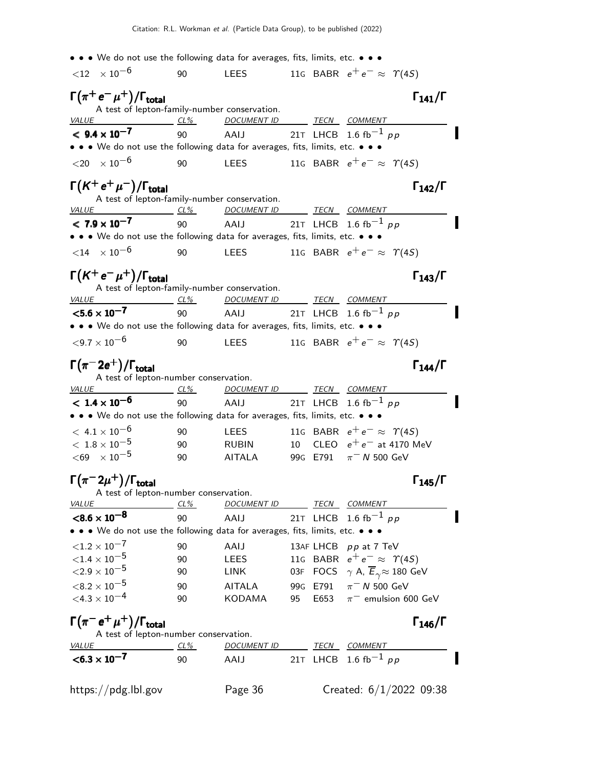• • • We do not use the following data for averages, fits, limits, etc. • • •

| | | | | |
|---|---|---|---|---|
| $<12 \times 10^{-6}$ | 90 | LEES | 11G BABR | $e^+e^- \approx \Upsilon(4S)$ |

## $\Gamma(\pi^+ e^- \mu^+)/\Gamma_{\text{total}}$ $\Gamma_{141}/\Gamma$

A test of lepton-family-number conservation.

| VALUE | CL% | DOCUMENT ID | TECN | COMMENT |
|---|---|---|---|---|
| $< 9.4 \times 10^{-7}$ | 90 | AAIJ | 21T LHCB | 1.6 $\text{fb}^{-1}$ $pp$ |
| • • • We do not use the following data for averages, fits, limits, etc. • • • | | | | |
| $<20 \times 10^{-6}$ | 90 | LEES | 11G BABR | $e^+e^- \approx \Upsilon(4S)$ |

## $\Gamma(K^+ e^+ \mu^-)/\Gamma_{\text{total}}$ $\Gamma_{142}/\Gamma$

A test of lepton-family-number conservation.

| VALUE | CL% | DOCUMENT ID | TECN | COMMENT |
|---|---|---|---|---|
| $< 7.9 \times 10^{-7}$ | 90 | AAIJ | 21T LHCB | 1.6 $\text{fb}^{-1}$ $pp$ |
| • • • We do not use the following data for averages, fits, limits, etc. • • • | | | | |
| $<14 \times 10^{-6}$ | 90 | LEES | 11G BABR | $e^+e^- \approx \Upsilon(4S)$ |

## $\Gamma(K^+ e^- \mu^+)/\Gamma_{\text{total}}$ $\Gamma_{143}/\Gamma$

A test of lepton-family-number conservation.

| VALUE | CL% | DOCUMENT ID | TECN | COMMENT |
|---|---|---|---|---|
| $<5.6 \times 10^{-7}$ | 90 | AAIJ | 21T LHCB | 1.6 $\text{fb}^{-1}$ $pp$ |
| • • • We do not use the following data for averages, fits, limits, etc. • • • | | | | |
| $<9.7 \times 10^{-6}$ | 90 | LEES | 11G BABR | $e^+e^- \approx \Upsilon(4S)$ |

## $\Gamma(\pi^- 2e^+)/\Gamma_{\text{total}}$ $\Gamma_{144}/\Gamma$

A test of lepton-number conservation.

| VALUE | CL% | DOCUMENT ID | TECN | COMMENT |
|---|---|---|---|---|
| $< 1.4 \times 10^{-6}$ | 90 | AAIJ | 21T LHCB | 1.6 $\text{fb}^{-1}$ $pp$ |
| • • • We do not use the following data for averages, fits, limits, etc. • • • | | | | |
| $< 4.1 \times 10^{-6}$ | 90 | LEES | 11G BABR | $e^+e^- \approx \Upsilon(4S)$ |
| $< 1.8 \times 10^{-5}$ | 90 | RUBIN | 10 CLEO | $e^+e^-$ at 4170 MeV |
| $<69 \times 10^{-5}$ | 90 | AITALA | 99G E791 | $\pi^- N$ 500 GeV |

## $\Gamma(\pi^- 2\mu^+)/\Gamma_{\text{total}}$ $\Gamma_{145}/\Gamma$

A test of lepton-number conservation.

| VALUE | CL% | DOCUMENT ID | TECN | COMMENT |
|---|---|---|---|---|
| $<8.6 \times 10^{-8}$ | 90 | AAIJ | 21T LHCB | 1.6 $\text{fb}^{-1}$ $pp$ |
| • • • We do not use the following data for averages, fits, limits, etc. • • • | | | | |
| $<1.2 \times 10^{-7}$ | 90 | AAIJ | 13AF LHCB | $pp$ at 7 TeV |
| $<1.4 \times 10^{-5}$ | 90 | LEES | 11G BABR | $e^+e^- \approx \Upsilon(4S)$ |
| $<2.9 \times 10^{-5}$ | 90 | LINK | 03F FOCS | $\gamma$ A, $\overline{E}_\gamma \approx$ 180 GeV |
| $<8.2 \times 10^{-5}$ | 90 | AITALA | 99G E791 | $\pi^- N$ 500 GeV |
| $<4.3 \times 10^{-4}$ | 90 | KODAMA | 95 E653 | $\pi^-$ emulsion 600 GeV |

## $\Gamma(\pi^- e^+ \mu^+)/\Gamma_{\text{total}}$ $\Gamma_{146}/\Gamma$

A test of lepton-number conservation.

| VALUE | CL% | DOCUMENT ID | TECN | COMMENT |
|---|---|---|---|---|
| $<6.3 \times 10^{-7}$ | 90 | AAIJ | 21T LHCB | 1.6 $\text{fb}^{-1}$ $pp$ |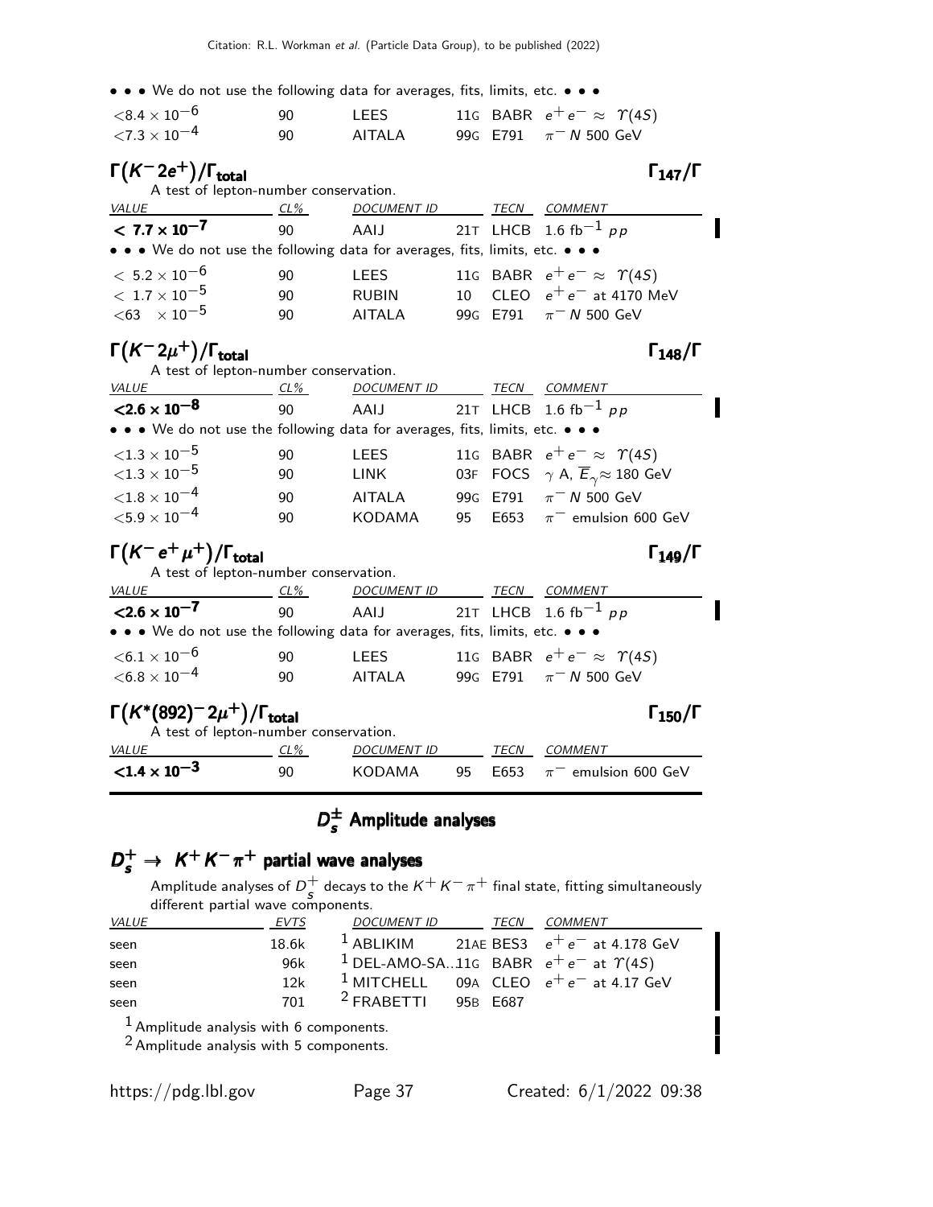• • • We do not use the following data for averages, fits, limits, etc. • • •

| | | | | |
|---|---|---|---|---|
| $<8.4 \times 10^{-6}$ | 90 | LEES | 11G BABR | $e^+e^- \approx \Upsilon(4S)$ |
| $<7.3 \times 10^{-4}$ | 90 | AITALA | 99G E791 | $\pi^- N$ 500 GeV |

## $\Gamma(K^- 2e^+)/\Gamma_{\text{total}}$ $\Gamma_{147}/\Gamma$

A test of lepton-number conservation.

| VALUE | CL% | DOCUMENT ID | TECN | COMMENT |
|---|---|---|---|---|
| $< 7.7 \times 10^{-7}$ | 90 | AAIJ | 21T LHCB | 1.6 fb$^{-1}$ $pp$ |
| • • • We do not use the following data for averages, fits, limits, etc. • • • | | | | |
| $< 5.2 \times 10^{-6}$ | 90 | LEES | 11G BABR | $e^+e^- \approx \Upsilon(4S)$ |
| $< 1.7 \times 10^{-5}$ | 90 | RUBIN | 10 CLEO | $e^+e^-$ at 4170 MeV |
| $<63 \times 10^{-5}$ | 90 | AITALA | 99G E791 | $\pi^- N$ 500 GeV |

## $\Gamma(K^- 2\mu^+)/\Gamma_{\text{total}}$ $\Gamma_{148}/\Gamma$

A test of lepton-number conservation.

| VALUE | CL% | DOCUMENT ID | TECN | COMMENT |
|---|---|---|---|---|
| $<2.6 \times 10^{-8}$ | 90 | AAIJ | 21T LHCB | 1.6 fb$^{-1}$ $pp$ |
| • • • We do not use the following data for averages, fits, limits, etc. • • • | | | | |
| $<1.3 \times 10^{-5}$ | 90 | LEES | 11G BABR | $e^+e^- \approx \Upsilon(4S)$ |
| $<1.3 \times 10^{-5}$ | 90 | LINK | 03F FOCS | $\gamma$ A, $\overline{E}_\gamma \approx$ 180 GeV |
| $<1.8 \times 10^{-4}$ | 90 | AITALA | 99G E791 | $\pi^- N$ 500 GeV |
| $<5.9 \times 10^{-4}$ | 90 | KODAMA | 95 E653 | $\pi^-$ emulsion 600 GeV |

## $\Gamma(K^- e^+ \mu^+)/\Gamma_{\text{total}}$ $\Gamma_{149}/\Gamma$

A test of lepton-number conservation.

| VALUE | CL% | DOCUMENT ID | TECN | COMMENT |
|---|---|---|---|---|
| $<2.6 \times 10^{-7}$ | 90 | AAIJ | 21T LHCB | 1.6 fb$^{-1}$ $pp$ |
| • • • We do not use the following data for averages, fits, limits, etc. • • • | | | | |
| $<6.1 \times 10^{-6}$ | 90 | LEES | 11G BABR | $e^+e^- \approx \Upsilon(4S)$ |
| $<6.8 \times 10^{-4}$ | 90 | AITALA | 99G E791 | $\pi^- N$ 500 GeV |

## $\Gamma(K^*(892)^- 2\mu^+)/\Gamma_{\text{total}}$ $\Gamma_{150}/\Gamma$

A test of lepton-number conservation.

| VALUE | CL% | DOCUMENT ID | TECN | COMMENT |
|---|---|---|---|---|
| $<1.4 \times 10^{-3}$ | 90 | KODAMA | 95 E653 | $\pi^-$ emulsion 600 GeV |

# $D_s^\pm$ Amplitude analyses

## $D_s^+ \to K^+ K^- \pi^+$ partial wave analyses

Amplitude analyses of $D_s^+$ decays to the $K^+ K^- \pi^+$ final state, fitting simultaneously different partial wave components.

| VALUE | EVTS | DOCUMENT ID | TECN | COMMENT |
|---|---|---|---|---|
| seen | 18.6k | [1] ABLIKIM | 21AE BES3 | $e^+e^-$ at 4.178 GeV |
| seen | 96k | [1] DEL-AMO-SA...11G | BABR | $e^+e^-$ at $\Upsilon(4S)$ |
| seen | 12k | [1] MITCHELL | 09A CLEO | $e^+e^-$ at 4.17 GeV |
| seen | 701 | [2] FRABETTI | 95B E687 | |

[1] Amplitude analysis with 6 components.

[2] Amplitude analysis with 5 components.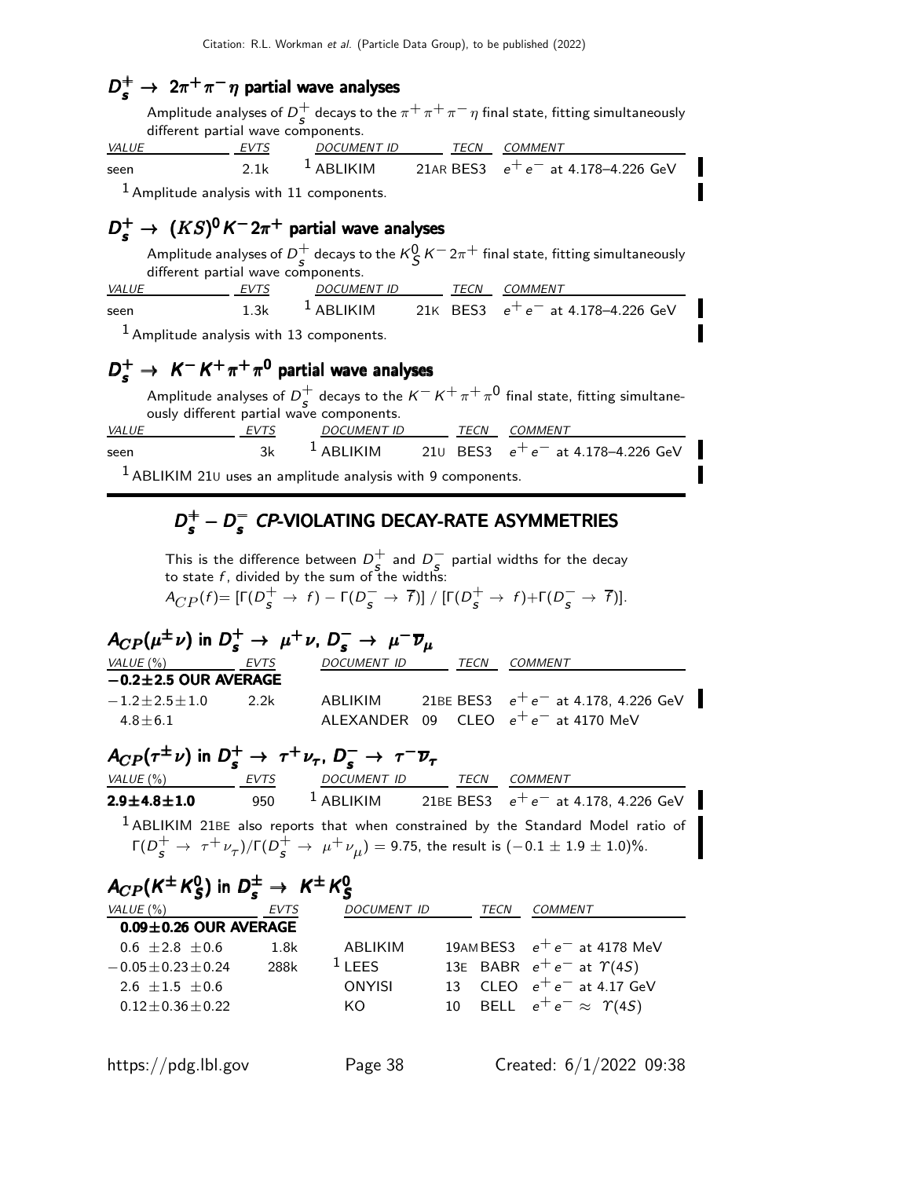## $D_s^+ \to 2\pi^+\pi^-\eta$ partial wave analyses

Amplitude analyses of $D_s^+$ decays to the $\pi^+\pi^+\pi^-\eta$ final state, fitting simultaneously different partial wave components.

| VALUE | EVTS | DOCUMENT ID | TECN | COMMENT |
|---|---|---|---|---|
| seen | 2.1k | [1] ABLIKIM 21AR | BES3 | $e^+e^-$ at 4.178–4.226 GeV |

[1] Amplitude analysis with 11 components.

## $D_s^+ \to (KS)^0 K^- 2\pi^+$ partial wave analyses

Amplitude analyses of $D_s^+$ decays to the $K_S^0 K^- 2\pi^+$ final state, fitting simultaneously different partial wave components.

| VALUE | EVTS | DOCUMENT ID | TECN | COMMENT |
|---|---|---|---|---|
| seen | 1.3k | [1] ABLIKIM 21K | BES3 | $e^+e^-$ at 4.178–4.226 GeV |

[1] Amplitude analysis with 13 components.

## $D_s^+ \to K^- K^+ \pi^+ \pi^0$ partial wave analyses

Amplitude analyses of $D_s^+$ decays to the $K^- K^+ \pi^+ \pi^0$ final state, fitting simultaneously different partial wave components.

| VALUE | EVTS | DOCUMENT ID | TECN | COMMENT |
|---|---|---|---|---|
| seen | 3k | [1] ABLIKIM 21U | BES3 | $e^+e^-$ at 4.178–4.226 GeV |

[1] ABLIKIM 21U uses an amplitude analysis with 9 components.

# $D_s^+ - D_s^-$ *CP*-VIOLATING DECAY-RATE ASYMMETRIES

This is the difference between $D_s^+$ and $D_s^-$ partial widths for the decay to state $f$, divided by the sum of the widths:
$A_{CP}(f) = [\Gamma(D_s^+ \to f) - \Gamma(D_s^- \to \overline{f})] \,/\, [\Gamma(D_s^+ \to f) + \Gamma(D_s^- \to \overline{f})]$.

## $A_{CP}(\mu^\pm\nu)$ in $D_s^+ \to \mu^+\nu$, $D_s^- \to \mu^-\overline{\nu}_\mu$

| VALUE (%) | EVTS | DOCUMENT ID | TECN | COMMENT |
|---|---|---|---|---|
| **−0.2±2.5 OUR AVERAGE** | | | | |
| $-1.2\pm2.5\pm1.0$ | 2.2k | ABLIKIM 21BE | BES3 | $e^+e^-$ at 4.178, 4.226 GeV |
| $4.8\pm6.1$ | | ALEXANDER 09 | CLEO | $e^+e^-$ at 4170 MeV |

## $A_{CP}(\tau^\pm\nu)$ in $D_s^+ \to \tau^+\nu_\tau$, $D_s^- \to \tau^-\overline{\nu}_\tau$

| VALUE (%) | EVTS | DOCUMENT ID | TECN | COMMENT |
|---|---|---|---|---|
| **2.9±4.8±1.0** | 950 | [1] ABLIKIM 21BE | BES3 | $e^+e^-$ at 4.178, 4.226 GeV |

[1] ABLIKIM 21BE also reports that when constrained by the Standard Model ratio of $\Gamma(D_s^+ \to \tau^+\nu_\tau)/\Gamma(D_s^+ \to \mu^+\nu_\mu) = 9.75$, the result is $(-0.1 \pm 1.9 \pm 1.0)\%$.

## $A_{CP}(K^\pm K_S^0)$ in $D_s^\pm \to K^\pm K_S^0$

| VALUE (%) | EVTS | DOCUMENT ID | TECN | COMMENT |
|---|---|---|---|---|
| **0.09±0.26 OUR AVERAGE** | | | | |
| $0.6\ \pm2.8\ \pm0.6$ | 1.8k | ABLIKIM 19AM | BES3 | $e^+e^-$ at 4178 MeV |
| $-0.05\pm0.23\pm0.24$ | 288k | [1] LEES 13E | BABR | $e^+e^-$ at $\Upsilon(4S)$ |
| $2.6\ \pm1.5\ \pm0.6$ | | ONYISI 13 | CLEO | $e^+e^-$ at 4.17 GeV |
| $0.12\pm0.36\pm0.22$ | | KO 10 | BELL | $e^+e^- \approx \Upsilon(4S)$ |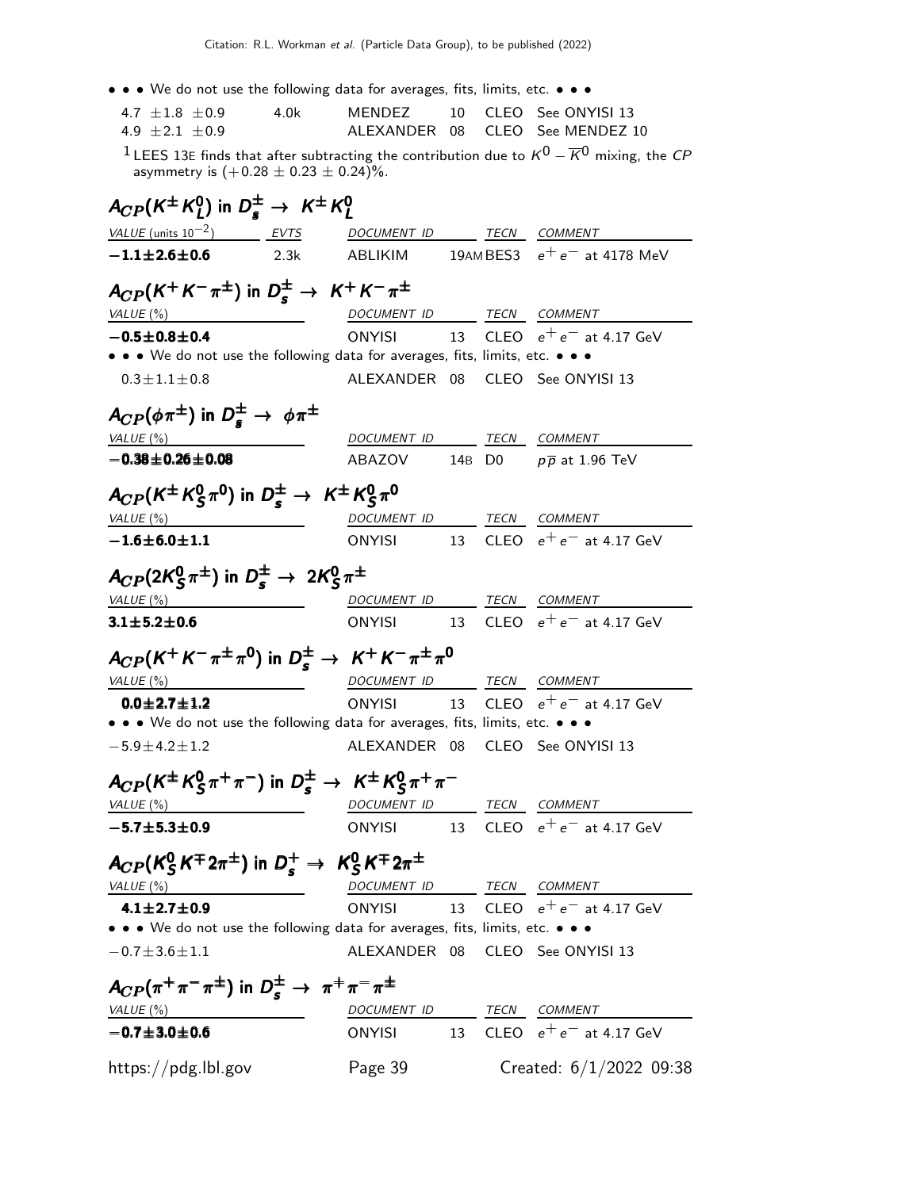• • • We do not use the following data for averages, fits, limits, etc. • • •

| | | | | | |
|---|---|---|---|---|---|
| 4.7 ±1.8 ±0.9 | 4.0k | MENDEZ | 10 | CLEO | See ONYISI 13 |
| 4.9 ±2.1 ±0.9 | | ALEXANDER | 08 | CLEO | See MENDEZ 10 |

[1] LEES 13E finds that after subtracting the contribution due to $K^0 - \overline{K}^0$ mixing, the *CP* asymmetry is $(+0.28 \pm 0.23 \pm 0.24)\%$.

### $A_{CP}(K^\pm K^0_L)$ in $D^\pm_s \to K^\pm K^0_L$

| VALUE (units $10^{-2}$) | EVTS | DOCUMENT ID | | TECN | COMMENT |
|---|---|---|---|---|---|
| **−1.1±2.6±0.6** | 2.3k | ABLIKIM | 19AM | BES3 | $e^+e^-$ at 4178 MeV |

### $A_{CP}(K^+K^-\pi^\pm)$ in $D^\pm_s \to K^+K^-\pi^\pm$

| VALUE (%) | DOCUMENT ID | | TECN | COMMENT |
|---|---|---|---|---|
| **−0.5±0.8±0.4** | ONYISI | 13 | CLEO | $e^+e^-$ at 4.17 GeV |
| • • • We do not use the following data for averages, fits, limits, etc. • • • | | | | |
| 0.3±1.1±0.8 | ALEXANDER | 08 | CLEO | See ONYISI 13 |

### $A_{CP}(\phi\pi^\pm)$ in $D^\pm_s \to \phi\pi^\pm$

| VALUE (%) | DOCUMENT ID | | TECN | COMMENT |
|---|---|---|---|---|
| **−0.38±0.26±0.08** | ABAZOV | 14B | D0 | $p\overline{p}$ at 1.96 TeV |

### $A_{CP}(K^\pm K^0_S\pi^0)$ in $D^\pm_s \to K^\pm K^0_S\pi^0$

| VALUE (%) | DOCUMENT ID | | TECN | COMMENT |
|---|---|---|---|---|
| **−1.6±6.0±1.1** | ONYISI | 13 | CLEO | $e^+e^-$ at 4.17 GeV |

### $A_{CP}(2K^0_S\pi^\pm)$ in $D^\pm_s \to 2K^0_S\pi^\pm$

| VALUE (%) | DOCUMENT ID | | TECN | COMMENT |
|---|---|---|---|---|
| **3.1±5.2±0.6** | ONYISI | 13 | CLEO | $e^+e^-$ at 4.17 GeV |

### $A_{CP}(K^+K^-\pi^\pm\pi^0)$ in $D^\pm_s \to K^+K^-\pi^\pm\pi^0$

| VALUE (%) | DOCUMENT ID | | TECN | COMMENT |
|---|---|---|---|---|
| **0.0±2.7±1.2** | ONYISI | 13 | CLEO | $e^+e^-$ at 4.17 GeV |
| • • • We do not use the following data for averages, fits, limits, etc. • • • | | | | |
| −5.9±4.2±1.2 | ALEXANDER | 08 | CLEO | See ONYISI 13 |

### $A_{CP}(K^\pm K^0_S\pi^+\pi^-)$ in $D^\pm_s \to K^\pm K^0_S\pi^+\pi^-$

| VALUE (%) | DOCUMENT ID | | TECN | COMMENT |
|---|---|---|---|---|
| **−5.7±5.3±0.9** | ONYISI | 13 | CLEO | $e^+e^-$ at 4.17 GeV |

### $A_{CP}(K^0_S K^\mp 2\pi^\pm)$ in $D^+_s \to K^0_S K^\mp 2\pi^\pm$

| VALUE (%) | DOCUMENT ID | | TECN | COMMENT |
|---|---|---|---|---|
| **4.1±2.7±0.9** | ONYISI | 13 | CLEO | $e^+e^-$ at 4.17 GeV |
| • • • We do not use the following data for averages, fits, limits, etc. • • • | | | | |
| −0.7±3.6±1.1 | ALEXANDER | 08 | CLEO | See ONYISI 13 |

### $A_{CP}(\pi^+\pi^-\pi^\pm)$ in $D^\pm_s \to \pi^+\pi^-\pi^\pm$

| VALUE (%) | DOCUMENT ID | | TECN | COMMENT |
|---|---|---|---|---|
| **−0.7±3.0±0.6** | ONYISI | 13 | CLEO | $e^+e^-$ at 4.17 GeV |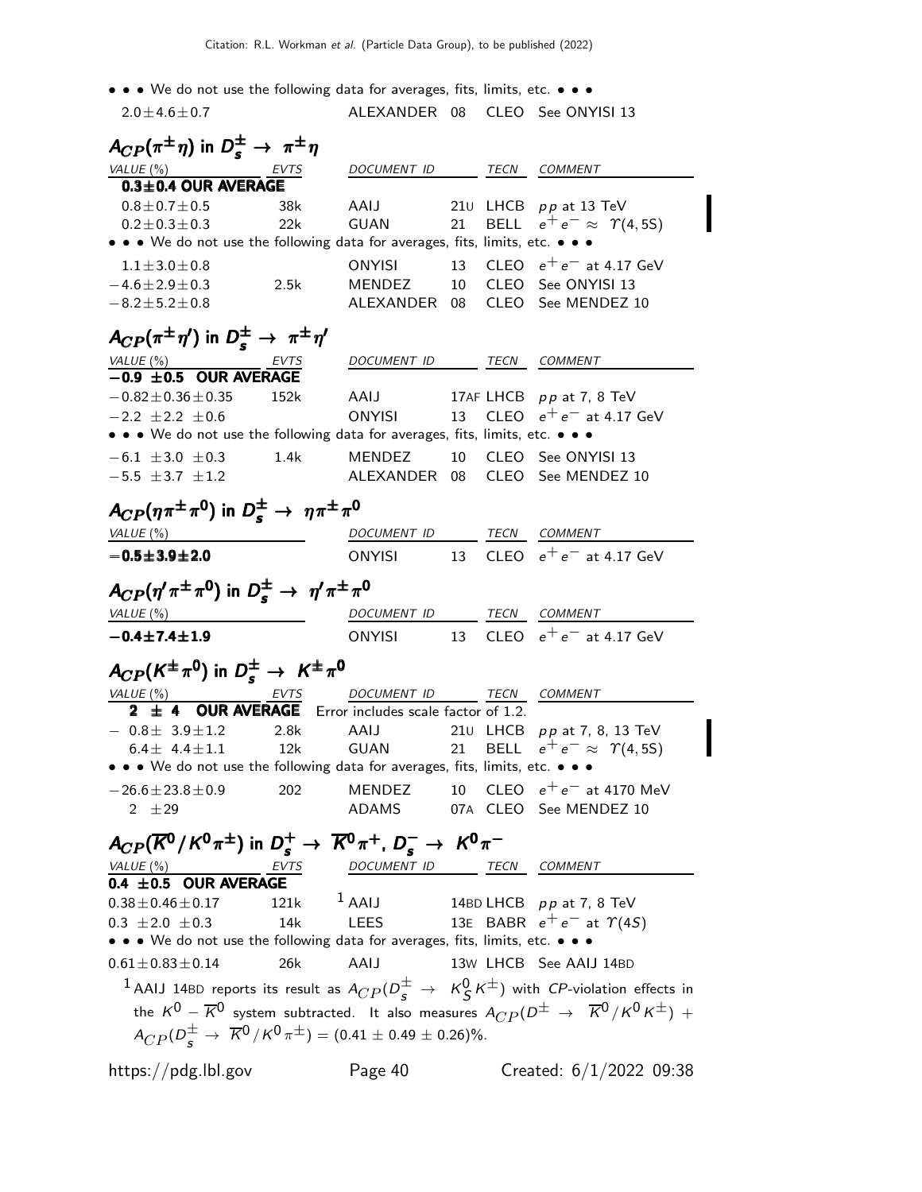• • • We do not use the following data for averages, fits, limits, etc. • • •

| | | | |
|---|---|---|---|
| $2.0 \pm 4.6 \pm 0.7$ | ALEXANDER 08 | CLEO | See ONYISI 13 |

## $A_{CP}(\pi^{\pm}\eta)$ in $D_s^{\pm} \to \pi^{\pm}\eta$

| VALUE (%) | EVTS | DOCUMENT ID | | TECN | COMMENT |
|---|---|---|---|---|---|
| **0.3±0.4 OUR AVERAGE** | | | | | |
| $0.8 \pm 0.7 \pm 0.5$ | 38k | AAIJ | 21U | LHCB | $pp$ at 13 TeV |
| $0.2 \pm 0.3 \pm 0.3$ | 22k | GUAN | 21 | BELL | $e^+e^- \approx \Upsilon(4,5S)$ |
| • • • We do not use the following data for averages, fits, limits, etc. • • • | | | | | |
| $1.1 \pm 3.0 \pm 0.8$ | | ONYISI | 13 | CLEO | $e^+e^-$ at 4.17 GeV |
| $-4.6 \pm 2.9 \pm 0.3$ | 2.5k | MENDEZ | 10 | CLEO | See ONYISI 13 |
| $-8.2 \pm 5.2 \pm 0.8$ | | ALEXANDER | 08 | CLEO | See MENDEZ 10 |

## $A_{CP}(\pi^{\pm}\eta')$ in $D_s^{\pm} \to \pi^{\pm}\eta'$

| VALUE (%) | EVTS | DOCUMENT ID | | TECN | COMMENT |
|---|---|---|---|---|---|
| **−0.9 ±0.5 OUR AVERAGE** | | | | | |
| $-0.82 \pm 0.36 \pm 0.35$ | 152k | AAIJ | 17AF | LHCB | $pp$ at 7, 8 TeV |
| $-2.2 \pm 2.2 \pm 0.6$ | | ONYISI | 13 | CLEO | $e^+e^-$ at 4.17 GeV |
| • • • We do not use the following data for averages, fits, limits, etc. • • • | | | | | |
| $-6.1 \pm 3.0 \pm 0.3$ | 1.4k | MENDEZ | 10 | CLEO | See ONYISI 13 |
| $-5.5 \pm 3.7 \pm 1.2$ | | ALEXANDER | 08 | CLEO | See MENDEZ 10 |

## $A_{CP}(\eta\pi^{\pm}\pi^0)$ in $D_s^{\pm} \to \eta\pi^{\pm}\pi^0$

| VALUE (%) | DOCUMENT ID | | TECN | COMMENT |
|---|---|---|---|---|
| **−0.5±3.9±2.0** | ONYISI | 13 | CLEO | $e^+e^-$ at 4.17 GeV |

## $A_{CP}(\eta'\pi^{\pm}\pi^0)$ in $D_s^{\pm} \to \eta'\pi^{\pm}\pi^0$

| VALUE (%) | DOCUMENT ID | | TECN | COMMENT |
|---|---|---|---|---|
| **−0.4±7.4±1.9** | ONYISI | 13 | CLEO | $e^+e^-$ at 4.17 GeV |

## $A_{CP}(K^{\pm}\pi^0)$ in $D_s^{\pm} \to K^{\pm}\pi^0$

| VALUE (%) | EVTS | DOCUMENT ID | | TECN | COMMENT |
|---|---|---|---|---|---|
| **2 ± 4 OUR AVERAGE** Error includes scale factor of 1.2. | | | | | |
| $-0.8 \pm 3.9 \pm 1.2$ | 2.8k | AAIJ | 21U | LHCB | $pp$ at 7, 8, 13 TeV |
| $6.4 \pm 4.4 \pm 1.1$ | 12k | GUAN | 21 | BELL | $e^+e^- \approx \Upsilon(4,5S)$ |
| • • • We do not use the following data for averages, fits, limits, etc. • • • | | | | | |
| $-26.6 \pm 23.8 \pm 0.9$ | 202 | MENDEZ | 10 | CLEO | $e^+e^-$ at 4170 MeV |
| $2 \pm 29$ | | ADAMS | 07A | CLEO | See MENDEZ 10 |

## $A_{CP}(\overline{K}^0/K^0\pi^{\pm})$ in $D_s^+ \to \overline{K}^0\pi^+$, $D_s^- \to K^0\pi^-$

| VALUE (%) | EVTS | DOCUMENT ID | | TECN | COMMENT |
|---|---|---|---|---|---|
| **0.4 ±0.5 OUR AVERAGE** | | | | | |
| $0.38 \pm 0.46 \pm 0.17$ | 121k | [1] AAIJ | 14BD | LHCB | $pp$ at 7, 8 TeV |
| $0.3 \pm 2.0 \pm 0.3$ | 14k | LEES | 13E | BABR | $e^+e^-$ at $\Upsilon(4S)$ |
| • • • We do not use the following data for averages, fits, limits, etc. • • • | | | | | |
| $0.61 \pm 0.83 \pm 0.14$ | 26k | AAIJ | 13W | LHCB | See AAIJ 14BD |

[1] AAIJ 14BD reports its result as $A_{CP}(D_s^{\pm} \to K_S^0 K^{\pm})$ with CP-violation effects in the $K^0 - \overline{K}^0$ system subtracted. It also measures $A_{CP}(D^{\pm} \to \overline{K}^0/K^0 K^{\pm}) + A_{CP}(D_s^{\pm} \to \overline{K}^0/K^0 \pi^{\pm}) = (0.41 \pm 0.49 \pm 0.26)\%$.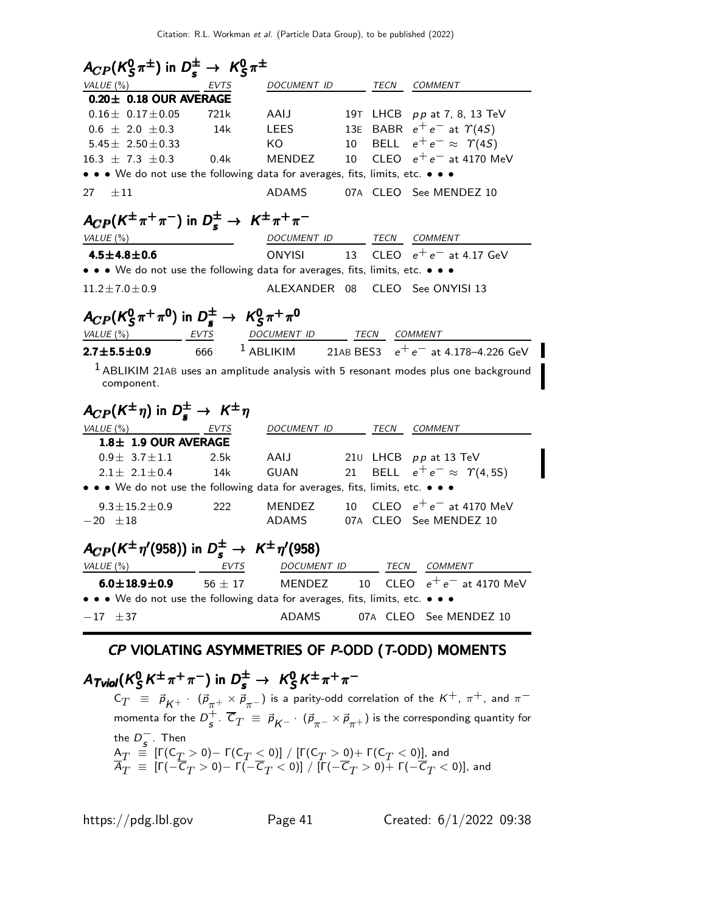### $A_{CP}(K^0_S\pi^\pm)$ in $D^\pm_s \to K^0_S\pi^\pm$

| VALUE (%) | EVTS | DOCUMENT ID | | TECN | COMMENT |
|---|---|---|---|---|---|
| **0.20± 0.18 OUR AVERAGE** | | | | | |
| $0.16\pm 0.17\pm0.05$ | 721k | AAIJ | 19T | LHCB | $pp$ at 7, 8, 13 TeV |
| $0.6 \pm 2.0 \pm0.3$ | 14k | LEES | 13E | BABR | $e^+e^-$ at $\Upsilon(4S)$ |
| $5.45\pm 2.50\pm0.33$ | | KO | 10 | BELL | $e^+e^- \approx \Upsilon(4S)$ |
| $16.3 \pm 7.3 \pm0.3$ | 0.4k | MENDEZ | 10 | CLEO | $e^+e^-$ at 4170 MeV |
| • • • We do not use the following data for averages, fits, limits, etc. • • • | | | | | |
| $27 \pm11$ | | ADAMS | 07A | CLEO | See MENDEZ 10 |

### $A_{CP}(K^\pm\pi^+\pi^-)$ in $D^\pm_s \to K^\pm\pi^+\pi^-$

| VALUE (%) | DOCUMENT ID | | TECN | COMMENT |
|---|---|---|---|---|
| **4.5±4.8±0.6** | ONYISI | 13 | CLEO | $e^+e^-$ at 4.17 GeV |
| • • • We do not use the following data for averages, fits, limits, etc. • • • | | | | |
| $11.2\pm7.0\pm0.9$ | ALEXANDER | 08 | CLEO | See ONYISI 13 |

### $A_{CP}(K^0_S\pi^+\pi^0)$ in $D^\pm_s \to K^0_S\pi^+\pi^0$

| VALUE (%) | EVTS | DOCUMENT ID | | TECN | COMMENT |
|---|---|---|---|---|---|
| **2.7±5.5±0.9** | 666 | [1] ABLIKIM | 21AB | BES3 | $e^+e^-$ at 4.178–4.226 GeV |

[1] ABLIKIM 21AB uses an amplitude analysis with 5 resonant modes plus one background component.

### $A_{CP}(K^\pm\eta)$ in $D^\pm_s \to K^\pm\eta$

| VALUE (%) | EVTS | DOCUMENT ID | | TECN | COMMENT |
|---|---|---|---|---|---|
| **1.8± 1.9 OUR AVERAGE** | | | | | |
| $0.9\pm 3.7\pm1.1$ | 2.5k | AAIJ | 21U | LHCB | $pp$ at 13 TeV |
| $2.1\pm 2.1\pm0.4$ | 14k | GUAN | 21 | BELL | $e^+e^- \approx \Upsilon(4,5S)$ |
| • • • We do not use the following data for averages, fits, limits, etc. • • • | | | | | |
| $9.3\pm15.2\pm0.9$ | 222 | MENDEZ | 10 | CLEO | $e^+e^-$ at 4170 MeV |
| $-20 \pm18$ | | ADAMS | 07A | CLEO | See MENDEZ 10 |

### $A_{CP}(K^\pm\eta'(958))$ in $D^\pm_s \to K^\pm\eta'(958)$

| VALUE (%) | EVTS | DOCUMENT ID | | TECN | COMMENT |
|---|---|---|---|---|---|
| **6.0±18.9±0.9** | $56 \pm 17$ | MENDEZ | 10 | CLEO | $e^+e^-$ at 4170 MeV |
| • • • We do not use the following data for averages, fits, limits, etc. • • • | | | | | |
| $-17 \pm37$ | | ADAMS | 07A | CLEO | See MENDEZ 10 |

## CP VIOLATING ASYMMETRIES OF P-ODD (T-ODD) MOMENTS

### $A_{Tviol}(K^0_S K^\pm\pi^+\pi^-)$ in $D^\pm_s \to K^0_S K^\pm\pi^+\pi^-$

$C_T \equiv \vec{p}_{K^+} \cdot (\vec{p}_{\pi^+} \times \vec{p}_{\pi^-})$ is a parity-odd correlation of the $K^+$, $\pi^+$, and $\pi^-$ momenta for the $D^+_s$. $\overline{C}_T \equiv \vec{p}_{K^-} \cdot (\vec{p}_{\pi^-} \times \vec{p}_{\pi^+})$ is the corresponding quantity for the $D^-_s$. Then

$A_T \equiv [\Gamma(C_T > 0) - \Gamma(C_T < 0)] \,/\, [\Gamma(C_T > 0) + \Gamma(C_T < 0)]$, and

$\overline{A}_T \equiv [\Gamma(-\overline{C}_T > 0) - \Gamma(-\overline{C}_T < 0)] \,/\, [\Gamma(-\overline{C}_T > 0) + \Gamma(-\overline{C}_T < 0)]$, and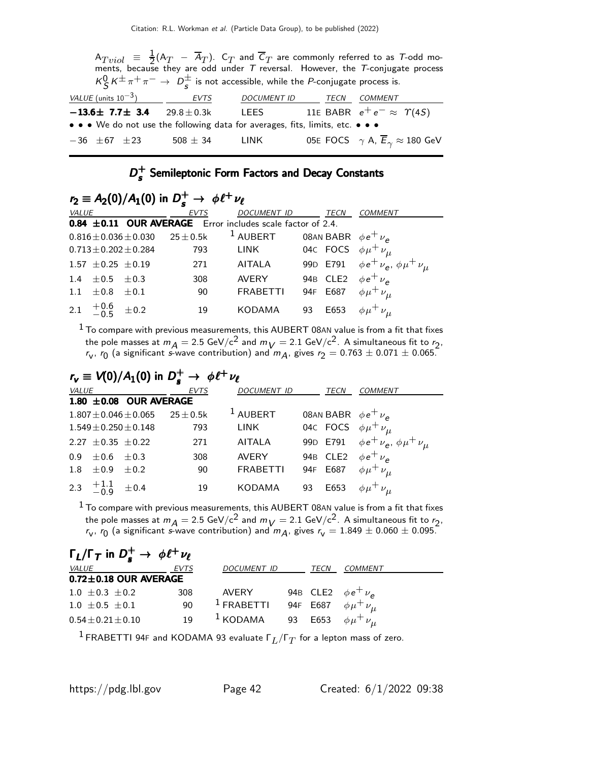$A_{Tviol} \equiv \frac{1}{2}(A_T - \overline{A}_T)$. $C_T$ and $\overline{C}_T$ are commonly referred to as $T$-odd moments, because they are odd under $T$ reversal. However, the $T$-conjugate process $K^0_S K^{\pm} \pi^+ \pi^- \rightarrow D^{\pm}_s$ is not accessible, while the $P$-conjugate process is.

| VALUE (units $10^{-3}$) | EVTS | DOCUMENT ID | TECN | COMMENT |
|---|---|---|---|---|
| **$-13.6 \pm 7.7 \pm 3.4$** | $29.8 \pm 0.3$k | LEES | 11E BABR | $e^+ e^- \approx \Upsilon(4S)$ |
| • • • We do not use the following data for averages, fits, limits, etc. • • • | | | | |
| $-36 \pm 67 \pm 23$ | $508 \pm 34$ | LINK | 05E FOCS | $\gamma$ A, $\overline{E}_\gamma \approx 180$ GeV |

## $D^+_s$ Semileptonic Form Factors and Decay Constants

### $r_2 \equiv A_2(0)/A_1(0)$ in $D^+_s \rightarrow \phi \ell^+ \nu_\ell$

| VALUE | EVTS | DOCUMENT ID | TECN | COMMENT |
|---|---|---|---|---|
| **$0.84 \pm 0.11$ OUR AVERAGE** | Error includes scale factor of 2.4. | | | |
| $0.816 \pm 0.036 \pm 0.030$ | $25 \pm 0.5$k | [1] AUBERT | 08AN BABR | $\phi e^+ \nu_e$ |
| $0.713 \pm 0.202 \pm 0.284$ | 793 | LINK | 04C FOCS | $\phi \mu^+ \nu_\mu$ |
| $1.57 \pm 0.25 \pm 0.19$ | 271 | AITALA | 99D E791 | $\phi e^+ \nu_e$, $\phi \mu^+ \nu_\mu$ |
| $1.4 \pm 0.5 \pm 0.3$ | 308 | AVERY | 94B CLE2 | $\phi e^+ \nu_e$ |
| $1.1 \pm 0.8 \pm 0.1$ | 90 | FRABETTI | 94F E687 | $\phi \mu^+ \nu_\mu$ |
| $2.1\ ^{+0.6}_{-0.5} \pm 0.2$ | 19 | KODAMA | 93 E653 | $\phi \mu^+ \nu_\mu$ |

[1] To compare with previous measurements, this AUBERT 08AN value is from a fit that fixes the pole masses at $m_A = 2.5$ GeV/c$^2$ and $m_V = 2.1$ GeV/c$^2$. A simultaneous fit to $r_2$, $r_v$, $r_0$ (a significant $s$-wave contribution) and $m_A$, gives $r_2 = 0.763 \pm 0.071 \pm 0.065$.

### $r_v \equiv V(0)/A_1(0)$ in $D^+_s \rightarrow \phi \ell^+ \nu_\ell$

| VALUE | EVTS | DOCUMENT ID | TECN | COMMENT |
|---|---|---|---|---|
| **$1.80 \pm 0.08$ OUR AVERAGE** | | | | |
| $1.807 \pm 0.046 \pm 0.065$ | $25 \pm 0.5$k | [1] AUBERT | 08AN BABR | $\phi e^+ \nu_e$ |
| $1.549 \pm 0.250 \pm 0.148$ | 793 | LINK | 04C FOCS | $\phi \mu^+ \nu_\mu$ |
| $2.27 \pm 0.35 \pm 0.22$ | 271 | AITALA | 99D E791 | $\phi e^+ \nu_e$, $\phi \mu^+ \nu_\mu$ |
| $0.9 \pm 0.6 \pm 0.3$ | 308 | AVERY | 94B CLE2 | $\phi e^+ \nu_e$ |
| $1.8 \pm 0.9 \pm 0.2$ | 90 | FRABETTI | 94F E687 | $\phi \mu^+ \nu_\mu$ |
| $2.3\ ^{+1.1}_{-0.9} \pm 0.4$ | 19 | KODAMA | 93 E653 | $\phi \mu^+ \nu_\mu$ |

[1] To compare with previous measurements, this AUBERT 08AN value is from a fit that fixes the pole masses at $m_A = 2.5$ GeV/c$^2$ and $m_V = 2.1$ GeV/c$^2$. A simultaneous fit to $r_2$, $r_v$, $r_0$ (a significant $s$-wave contribution) and $m_A$, gives $r_v = 1.849 \pm 0.060 \pm 0.095$.

### $\Gamma_L/\Gamma_T$ in $D^+_s \rightarrow \phi \ell^+ \nu_\ell$

| VALUE | EVTS | DOCUMENT ID | TECN | COMMENT |
|---|---|---|---|---|
| **$0.72 \pm 0.18$ OUR AVERAGE** | | | | |
| $1.0 \pm 0.3 \pm 0.2$ | 308 | AVERY | 94B CLE2 | $\phi e^+ \nu_e$ |
| $1.0 \pm 0.5 \pm 0.1$ | 90 | [1] FRABETTI | 94F E687 | $\phi \mu^+ \nu_\mu$ |
| $0.54 \pm 0.21 \pm 0.10$ | 19 | [1] KODAMA | 93 E653 | $\phi \mu^+ \nu_\mu$ |

[1] FRABETTI 94F and KODAMA 93 evaluate $\Gamma_L/\Gamma_T$ for a lepton mass of zero.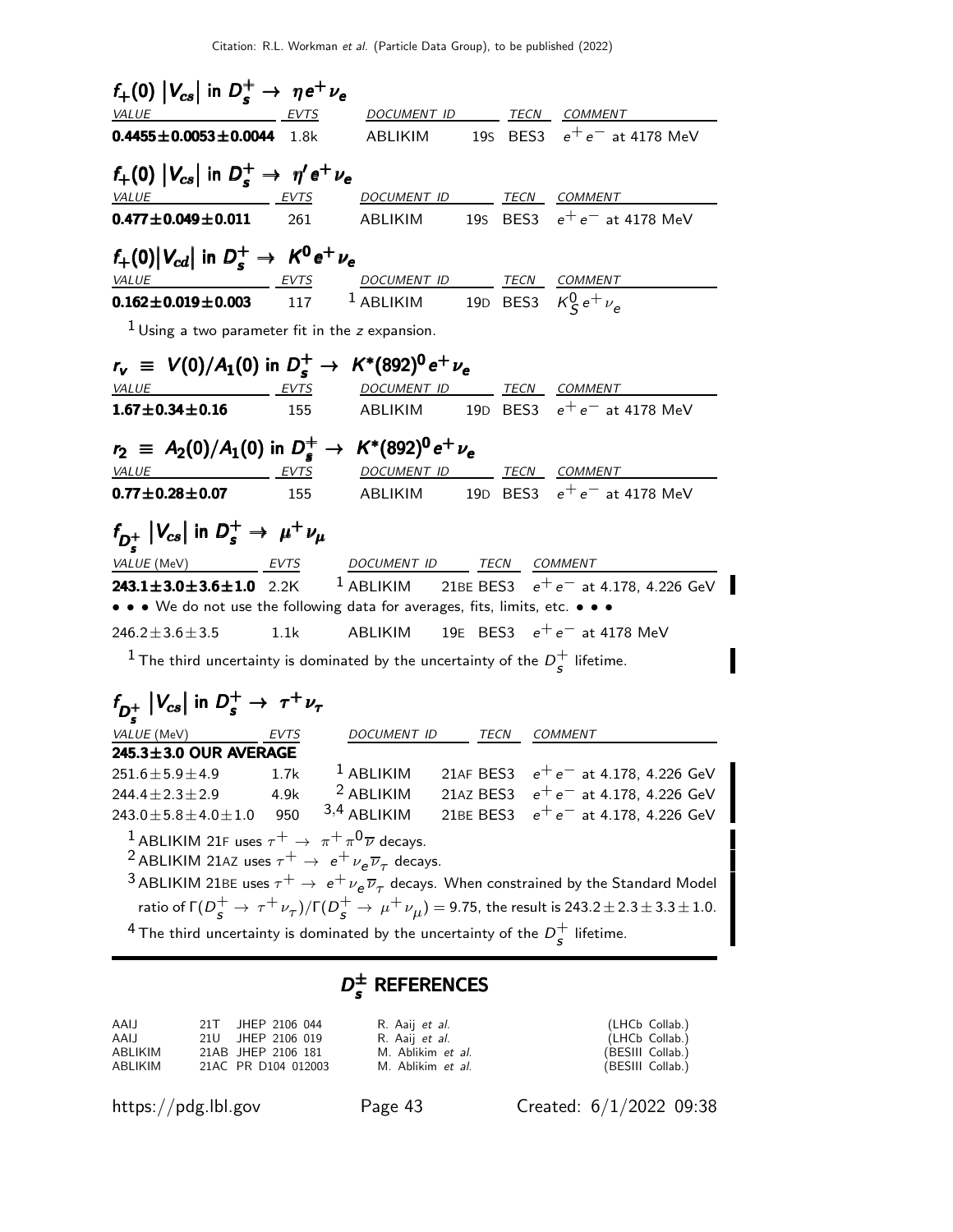### $f_+(0)\,|V_{cs}|$ in $D_s^+ \to \eta e^+ \nu_e$

| VALUE | EVTS | DOCUMENT ID | | TECN | COMMENT |
|---|---|---|---|---|---|
| **$0.4455 \pm 0.0053 \pm 0.0044$** | 1.8k | ABLIKIM | 19S | BES3 | $e^+e^-$ at 4178 MeV |

### $f_+(0)\,|V_{cs}|$ in $D_s^+ \to \eta' e^+ \nu_e$

| VALUE | EVTS | DOCUMENT ID | | TECN | COMMENT |
|---|---|---|---|---|---|
| **$0.477 \pm 0.049 \pm 0.011$** | 261 | ABLIKIM | 19S | BES3 | $e^+e^-$ at 4178 MeV |

### $f_+(0)|V_{cd}|$ in $D_s^+ \to K^0 e^+ \nu_e$

| VALUE | EVTS | DOCUMENT ID | | TECN | COMMENT |
|---|---|---|---|---|---|
| **$0.162 \pm 0.019 \pm 0.003$** | 117 | [1] ABLIKIM | 19D | BES3 | $K_S^0 e^+ \nu_e$ |

[1] Using a two parameter fit in the $z$ expansion.

### $r_v \equiv V(0)/A_1(0)$ in $D_s^+ \to K^*(892)^0 e^+ \nu_e$

| VALUE | EVTS | DOCUMENT ID | | TECN | COMMENT |
|---|---|---|---|---|---|
| **$1.67 \pm 0.34 \pm 0.16$** | 155 | ABLIKIM | 19D | BES3 | $e^+e^-$ at 4178 MeV |

### $r_2 \equiv A_2(0)/A_1(0)$ in $D_s^+ \to K^*(892)^0 e^+ \nu_e$

| VALUE | EVTS | DOCUMENT ID | | TECN | COMMENT |
|---|---|---|---|---|---|
| **$0.77 \pm 0.28 \pm 0.07$** | 155 | ABLIKIM | 19D | BES3 | $e^+e^-$ at 4178 MeV |

### $f_{D_s^+}\,|V_{cs}|$ in $D_s^+ \to \mu^+ \nu_\mu$

| VALUE (MeV) | EVTS | DOCUMENT ID | | TECN | COMMENT |
|---|---|---|---|---|---|
| **$243.1 \pm 3.0 \pm 3.6 \pm 1.0$** | 2.2K | [1] ABLIKIM | 21BE | BES3 | $e^+e^-$ at 4.178, 4.226 GeV |
| • • • We do not use the following data for averages, fits, limits, etc. • • • | | | | | |
| $246.2 \pm 3.6 \pm 3.5$ | 1.1k | ABLIKIM | 19E | BES3 | $e^+e^-$ at 4178 MeV |

[1] The third uncertainty is dominated by the uncertainty of the $D_s^+$ lifetime.

### $f_{D_s^+}\,|V_{cs}|$ in $D_s^+ \to \tau^+ \nu_\tau$

| VALUE (MeV) | EVTS | DOCUMENT ID | | TECN | COMMENT |
|---|---|---|---|---|---|
| **$245.3 \pm 3.0$ OUR AVERAGE** | | | | | |
| $251.6 \pm 5.9 \pm 4.9$ | 1.7k | [1] ABLIKIM | 21AF | BES3 | $e^+e^-$ at 4.178, 4.226 GeV |
| $244.4 \pm 2.3 \pm 2.9$ | 4.9k | [2] ABLIKIM | 21AZ | BES3 | $e^+e^-$ at 4.178, 4.226 GeV |
| $243.0 \pm 5.8 \pm 4.0 \pm 1.0$ | 950 | [3,4] ABLIKIM | 21BE | BES3 | $e^+e^-$ at 4.178, 4.226 GeV |

[1] ABLIKIM 21F uses $\tau^+ \to \pi^+ \pi^0 \overline{\nu}$ decays.

[2] ABLIKIM 21AZ uses $\tau^+ \to e^+ \nu_e \overline{\nu}_\tau$ decays.

[3] ABLIKIM 21BE uses $\tau^+ \to e^+ \nu_e \overline{\nu}_\tau$ decays. When constrained by the Standard Model ratio of $\Gamma(D_s^+ \to \tau^+ \nu_\tau)/\Gamma(D_s^+ \to \mu^+ \nu_\mu) = 9.75$, the result is $243.2 \pm 2.3 \pm 3.3 \pm 1.0$.

[4] The third uncertainty is dominated by the uncertainty of the $D_s^+$ lifetime.

## $D_s^\pm$ REFERENCES

| | | | | |
|---|---|---|---|---|
| AAIJ | 21T | JHEP 2106 044 | R. Aaij *et al.* | (LHCb Collab.) |
| AAIJ | 21U | JHEP 2106 019 | R. Aaij *et al.* | (LHCb Collab.) |
| ABLIKIM | 21AB | JHEP 2106 181 | M. Ablikim *et al.* | (BESIII Collab.) |
| ABLIKIM | 21AC | PR D104 012003 | M. Ablikim *et al.* | (BESIII Collab.) |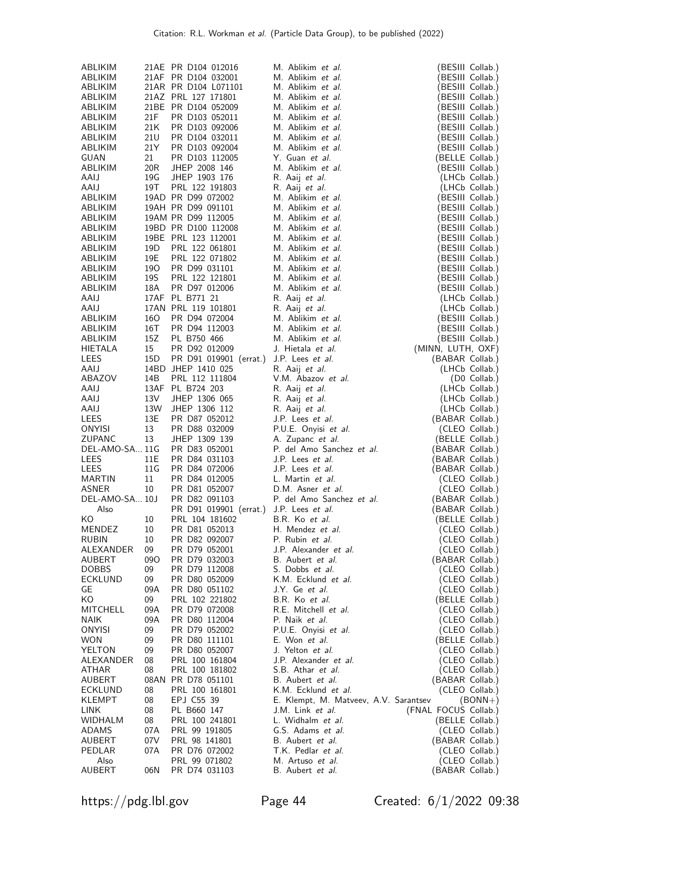| | | | | |
|---|---|---|---|---|
| ABLIKIM | 21AE | PR D104 012016 | M. Ablikim *et al.* | (BESIII Collab.) |
| ABLIKIM | 21AF | PR D104 032001 | M. Ablikim *et al.* | (BESIII Collab.) |
| ABLIKIM | 21AR | PR D104 L071101 | M. Ablikim *et al.* | (BESIII Collab.) |
| ABLIKIM | 21AZ | PRL 127 171801 | M. Ablikim *et al.* | (BESIII Collab.) |
| ABLIKIM | 21BE | PR D104 052009 | M. Ablikim *et al.* | (BESIII Collab.) |
| ABLIKIM | 21F | PR D103 052011 | M. Ablikim *et al.* | (BESIII Collab.) |
| ABLIKIM | 21K | PR D103 092006 | M. Ablikim *et al.* | (BESIII Collab.) |
| ABLIKIM | 21U | PR D104 032011 | M. Ablikim *et al.* | (BESIII Collab.) |
| ABLIKIM | 21Y | PR D103 092004 | M. Ablikim *et al.* | (BESIII Collab.) |
| GUAN | 21 | PR D103 112005 | Y. Guan *et al.* | (BELLE Collab.) |
| ABLIKIM | 20R | JHEP 2008 146 | M. Ablikim *et al.* | (BESIII Collab.) |
| AAIJ | 19G | JHEP 1903 176 | R. Aaij *et al.* | (LHCb Collab.) |
| AAIJ | 19T | PRL 122 191803 | R. Aaij *et al.* | (LHCb Collab.) |
| ABLIKIM | 19AD | PR D99 072002 | M. Ablikim *et al.* | (BESIII Collab.) |
| ABLIKIM | 19AH | PR D99 091101 | M. Ablikim *et al.* | (BESIII Collab.) |
| ABLIKIM | 19AM | PR D99 112005 | M. Ablikim *et al.* | (BESIII Collab.) |
| ABLIKIM | 19BD | PR D100 112008 | M. Ablikim *et al.* | (BESIII Collab.) |
| ABLIKIM | 19BE | PRL 123 112001 | M. Ablikim *et al.* | (BESIII Collab.) |
| ABLIKIM | 19D | PRL 122 061801 | M. Ablikim *et al.* | (BESIII Collab.) |
| ABLIKIM | 19E | PRL 122 071802 | M. Ablikim *et al.* | (BESIII Collab.) |
| ABLIKIM | 19O | PR D99 031101 | M. Ablikim *et al.* | (BESIII Collab.) |
| ABLIKIM | 19S | PRL 122 121801 | M. Ablikim *et al.* | (BESIII Collab.) |
| ABLIKIM | 18A | PR D97 012006 | M. Ablikim *et al.* | (BESIII Collab.) |
| AAIJ | 17AF | PL B771 21 | R. Aaij *et al.* | (LHCb Collab.) |
| AAIJ | 17AN | PRL 119 101801 | R. Aaij *et al.* | (LHCb Collab.) |
| ABLIKIM | 16O | PR D94 072004 | M. Ablikim *et al.* | (BESIII Collab.) |
| ABLIKIM | 16T | PR D94 112003 | M. Ablikim *et al.* | (BESIII Collab.) |
| ABLIKIM | 15Z | PL B750 466 | M. Ablikim *et al.* | (BESIII Collab.) |
| HIETALA | 15 | PR D92 012009 | J. Hietala *et al.* | (MINN, LUTH, OXF) |
| LEES | 15D | PR D91 019901 (errat.) | J.P. Lees *et al.* | (BABAR Collab.) |
| AAIJ | 14BD | JHEP 1410 025 | R. Aaij *et al.* | (LHCb Collab.) |
| ABAZOV | 14B | PRL 112 111804 | V.M. Abazov *et al.* | (D0 Collab.) |
| AAIJ | 13AF | PL B724 203 | R. Aaij *et al.* | (LHCb Collab.) |
| AAIJ | 13V | JHEP 1306 065 | R. Aaij *et al.* | (LHCb Collab.) |
| AAIJ | 13W | JHEP 1306 112 | R. Aaij *et al.* | (LHCb Collab.) |
| LEES | 13E | PR D87 052012 | J.P. Lees *et al.* | (BABAR Collab.) |
| ONYISI | 13 | PR D88 032009 | P.U.E. Onyisi *et al.* | (CLEO Collab.) |
| ZUPANC | 13 | JHEP 1309 139 | A. Zupanc *et al.* | (BELLE Collab.) |
| DEL-AMO-SA... | 11G | PR D83 052001 | P. del Amo Sanchez *et al.* | (BABAR Collab.) |
| LEES | 11E | PR D84 031103 | J.P. Lees *et al.* | (BABAR Collab.) |
| LEES | 11G | PR D84 072006 | J.P. Lees *et al.* | (BABAR Collab.) |
| MARTIN | 11 | PR D84 012005 | L. Martin *et al.* | (CLEO Collab.) |
| ASNER | 10 | PR D81 052007 | D.M. Asner *et al.* | (CLEO Collab.) |
| DEL-AMO-SA... | 10J | PR D82 091103 | P. del Amo Sanchez *et al.* | (BABAR Collab.) |
| Also | | PR D91 019901 (errat.) | J.P. Lees *et al.* | (BABAR Collab.) |
| KO | 10 | PRL 104 181602 | B.R. Ko *et al.* | (BELLE Collab.) |
| MENDEZ | 10 | PR D81 052013 | H. Mendez *et al.* | (CLEO Collab.) |
| RUBIN | 10 | PR D82 092007 | P. Rubin *et al.* | (CLEO Collab.) |
| ALEXANDER | 09 | PR D79 052001 | J.P. Alexander *et al.* | (CLEO Collab.) |
| AUBERT | 09O | PR D79 032003 | B. Aubert *et al.* | (BABAR Collab.) |
| DOBBS | 09 | PR D79 112008 | S. Dobbs *et al.* | (CLEO Collab.) |
| ECKLUND | 09 | PR D80 052009 | K.M. Ecklund *et al.* | (CLEO Collab.) |
| GE | 09A | PR D80 051102 | J.Y. Ge *et al.* | (CLEO Collab.) |
| KO | 09 | PRL 102 221802 | B.R. Ko *et al.* | (BELLE Collab.) |
| MITCHELL | 09A | PR D79 072008 | R.E. Mitchell *et al.* | (CLEO Collab.) |
| NAIK | 09A | PR D80 112004 | P. Naik *et al.* | (CLEO Collab.) |
| ONYISI | 09 | PR D79 052002 | P.U.E. Onyisi *et al.* | (CLEO Collab.) |
| WON | 09 | PR D80 111101 | E. Won *et al.* | (BELLE Collab.) |
| YELTON | 09 | PR D80 052007 | J. Yelton *et al.* | (CLEO Collab.) |
| ALEXANDER | 08 | PRL 100 161804 | J.P. Alexander *et al.* | (CLEO Collab.) |
| ATHAR | 08 | PRL 100 181802 | S.B. Athar *et al.* | (CLEO Collab.) |
| AUBERT | 08AN | PR D78 051101 | B. Aubert *et al.* | (BABAR Collab.) |
| ECKLUND | 08 | PRL 100 161801 | K.M. Ecklund *et al.* | (CLEO Collab.) |
| KLEMPT | 08 | EPJ C55 39 | E. Klempt, M. Matveev, A.V. Sarantsev | (BONN+) |
| LINK | 08 | PL B660 147 | J.M. Link *et al.* | (FNAL FOCUS Collab.) |
| WIDHALM | 08 | PRL 100 241801 | L. Widhalm *et al.* | (BELLE Collab.) |
| ADAMS | 07A | PRL 99 191805 | G.S. Adams *et al.* | (CLEO Collab.) |
| AUBERT | 07V | PRL 98 141801 | B. Aubert *et al.* | (BABAR Collab.) |
| PEDLAR | 07A | PR D76 072002 | T.K. Pedlar *et al.* | (CLEO Collab.) |
| Also | | PRL 99 071802 | M. Artuso *et al.* | (CLEO Collab.) |
| AUBERT | 06N | PR D74 031103 | B. Aubert *et al.* | (BABAR Collab.) |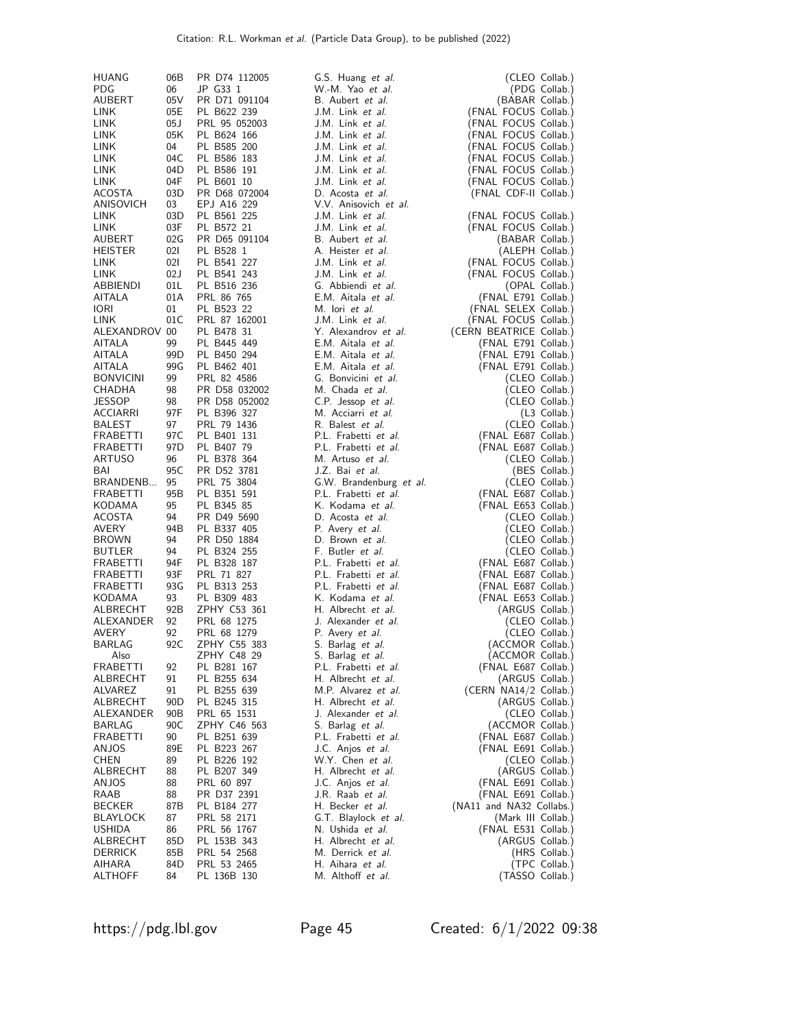| | | | | |
|---|---|---|---|---|
| HUANG | 06B | PR D74 112005 | G.S. Huang *et al.* | (CLEO Collab.) |
| PDG | 06 | JP G33 1 | W.-M. Yao *et al.* | (PDG Collab.) |
| AUBERT | 05V | PR D71 091104 | B. Aubert *et al.* | (BABAR Collab.) |
| LINK | 05E | PL B622 239 | J.M. Link *et al.* | (FNAL FOCUS Collab.) |
| LINK | 05J | PRL 95 052003 | J.M. Link *et al.* | (FNAL FOCUS Collab.) |
| LINK | 05K | PL B624 166 | J.M. Link *et al.* | (FNAL FOCUS Collab.) |
| LINK | 04 | PL B585 200 | J.M. Link *et al.* | (FNAL FOCUS Collab.) |
| LINK | 04C | PL B586 183 | J.M. Link *et al.* | (FNAL FOCUS Collab.) |
| LINK | 04D | PL B586 191 | J.M. Link *et al.* | (FNAL FOCUS Collab.) |
| LINK | 04F | PL B601 10 | J.M. Link *et al.* | (FNAL FOCUS Collab.) |
| ACOSTA | 03D | PR D68 072004 | D. Acosta *et al.* | (FNAL CDF-II Collab.) |
| ANISOVICH | 03 | EPJ A16 229 | V.V. Anisovich *et al.* | |
| LINK | 03D | PL B561 225 | J.M. Link *et al.* | (FNAL FOCUS Collab.) |
| LINK | 03F | PL B572 21 | J.M. Link *et al.* | (FNAL FOCUS Collab.) |
| AUBERT | 02G | PR D65 091104 | B. Aubert *et al.* | (BABAR Collab.) |
| HEISTER | 02I | PL B528 1 | A. Heister *et al.* | (ALEPH Collab.) |
| LINK | 02I | PL B541 227 | J.M. Link *et al.* | (FNAL FOCUS Collab.) |
| LINK | 02J | PL B541 243 | J.M. Link *et al.* | (FNAL FOCUS Collab.) |
| ABBIENDI | 01L | PL B516 236 | G. Abbiendi *et al.* | (OPAL Collab.) |
| AITALA | 01A | PRL 86 765 | E.M. Aitala *et al.* | (FNAL E791 Collab.) |
| IORI | 01 | PL B523 22 | M. Iori *et al.* | (FNAL SELEX Collab.) |
| LINK | 01C | PRL 87 162001 | J.M. Link *et al.* | (FNAL FOCUS Collab.) |
| ALEXANDROV | 00 | PL B478 31 | Y. Alexandrov *et al.* | (CERN BEATRICE Collab.) |
| AITALA | 99 | PL B445 449 | E.M. Aitala *et al.* | (FNAL E791 Collab.) |
| AITALA | 99D | PL B450 294 | E.M. Aitala *et al.* | (FNAL E791 Collab.) |
| AITALA | 99G | PL B462 401 | E.M. Aitala *et al.* | (FNAL E791 Collab.) |
| BONVICINI | 99 | PRL 82 4586 | G. Bonvicini *et al.* | (CLEO Collab.) |
| CHADHA | 98 | PR D58 032002 | M. Chada *et al.* | (CLEO Collab.) |
| JESSOP | 98 | PR D58 052002 | C.P. Jessop *et al.* | (CLEO Collab.) |
| ACCIARRI | 97F | PL B396 327 | M. Acciarri *et al.* | (L3 Collab.) |
| BALEST | 97 | PRL 79 1436 | R. Balest *et al.* | (CLEO Collab.) |
| FRABETTI | 97C | PL B401 131 | P.L. Frabetti *et al.* | (FNAL E687 Collab.) |
| FRABETTI | 97D | PL B407 79 | P.L. Frabetti *et al.* | (FNAL E687 Collab.) |
| ARTUSO | 96 | PL B378 364 | M. Artuso *et al.* | (CLEO Collab.) |
| BAI | 95C | PR D52 3781 | J.Z. Bai *et al.* | (BES Collab.) |
| BRANDENB... | 95 | PRL 75 3804 | G.W. Brandenburg *et al.* | (CLEO Collab.) |
| FRABETTI | 95B | PL B351 591 | P.L. Frabetti *et al.* | (FNAL E687 Collab.) |
| KODAMA | 95 | PL B345 85 | K. Kodama *et al.* | (FNAL E653 Collab.) |
| ACOSTA | 94 | PR D49 5690 | D. Acosta *et al.* | (CLEO Collab.) |
| AVERY | 94B | PL B337 405 | P. Avery *et al.* | (CLEO Collab.) |
| BROWN | 94 | PR D50 1884 | D. Brown *et al.* | (CLEO Collab.) |
| BUTLER | 94 | PL B324 255 | F. Butler *et al.* | (CLEO Collab.) |
| FRABETTI | 94F | PL B328 187 | P.L. Frabetti *et al.* | (FNAL E687 Collab.) |
| FRABETTI | 93F | PRL 71 827 | P.L. Frabetti *et al.* | (FNAL E687 Collab.) |
| FRABETTI | 93G | PL B313 253 | P.L. Frabetti *et al.* | (FNAL E687 Collab.) |
| KODAMA | 93 | PL B309 483 | K. Kodama *et al.* | (FNAL E653 Collab.) |
| ALBRECHT | 92B | ZPHY C53 361 | H. Albrecht *et al.* | (ARGUS Collab.) |
| ALEXANDER | 92 | PRL 68 1275 | J. Alexander *et al.* | (CLEO Collab.) |
| AVERY | 92 | PRL 68 1279 | P. Avery *et al.* | (CLEO Collab.) |
| BARLAG | 92C | ZPHY C55 383 | S. Barlag *et al.* | (ACCMOR Collab.) |
| Also | | ZPHY C48 29 | S. Barlag *et al.* | (ACCMOR Collab.) |
| FRABETTI | 92 | PL B281 167 | P.L. Frabetti *et al.* | (FNAL E687 Collab.) |
| ALBRECHT | 91 | PL B255 634 | H. Albrecht *et al.* | (ARGUS Collab.) |
| ALVAREZ | 91 | PL B255 639 | M.P. Alvarez *et al.* | (CERN NA14/2 Collab.) |
| ALBRECHT | 90D | PL B245 315 | H. Albrecht *et al.* | (ARGUS Collab.) |
| ALEXANDER | 90B | PRL 65 1531 | J. Alexander *et al.* | (CLEO Collab.) |
| BARLAG | 90C | ZPHY C46 563 | S. Barlag *et al.* | (ACCMOR Collab.) |
| FRABETTI | 90 | PL B251 639 | P.L. Frabetti *et al.* | (FNAL E687 Collab.) |
| ANJOS | 89E | PL B223 267 | J.C. Anjos *et al.* | (FNAL E691 Collab.) |
| CHEN | 89 | PL B226 192 | W.Y. Chen *et al.* | (CLEO Collab.) |
| ALBRECHT | 88 | PL B207 349 | H. Albrecht *et al.* | (ARGUS Collab.) |
| ANJOS | 88 | PRL 60 897 | J.C. Anjos *et al.* | (FNAL E691 Collab.) |
| RAAB | 88 | PR D37 2391 | J.R. Raab *et al.* | (FNAL E691 Collab.) |
| BECKER | 87B | PL B184 277 | H. Becker *et al.* | (NA11 and NA32 Collabs.) |
| BLAYLOCK | 87 | PRL 58 2171 | G.T. Blaylock *et al.* | (Mark III Collab.) |
| USHIDA | 86 | PRL 56 1767 | N. Ushida *et al.* | (FNAL E531 Collab.) |
| ALBRECHT | 85D | PL 153B 343 | H. Albrecht *et al.* | (ARGUS Collab.) |
| DERRICK | 85B | PRL 54 2568 | M. Derrick *et al.* | (HRS Collab.) |
| AIHARA | 84D | PRL 53 2465 | H. Aihara *et al.* | (TPC Collab.) |
| ALTHOFF | 84 | PL 136B 130 | M. Althoff *et al.* | (TASSO Collab.) |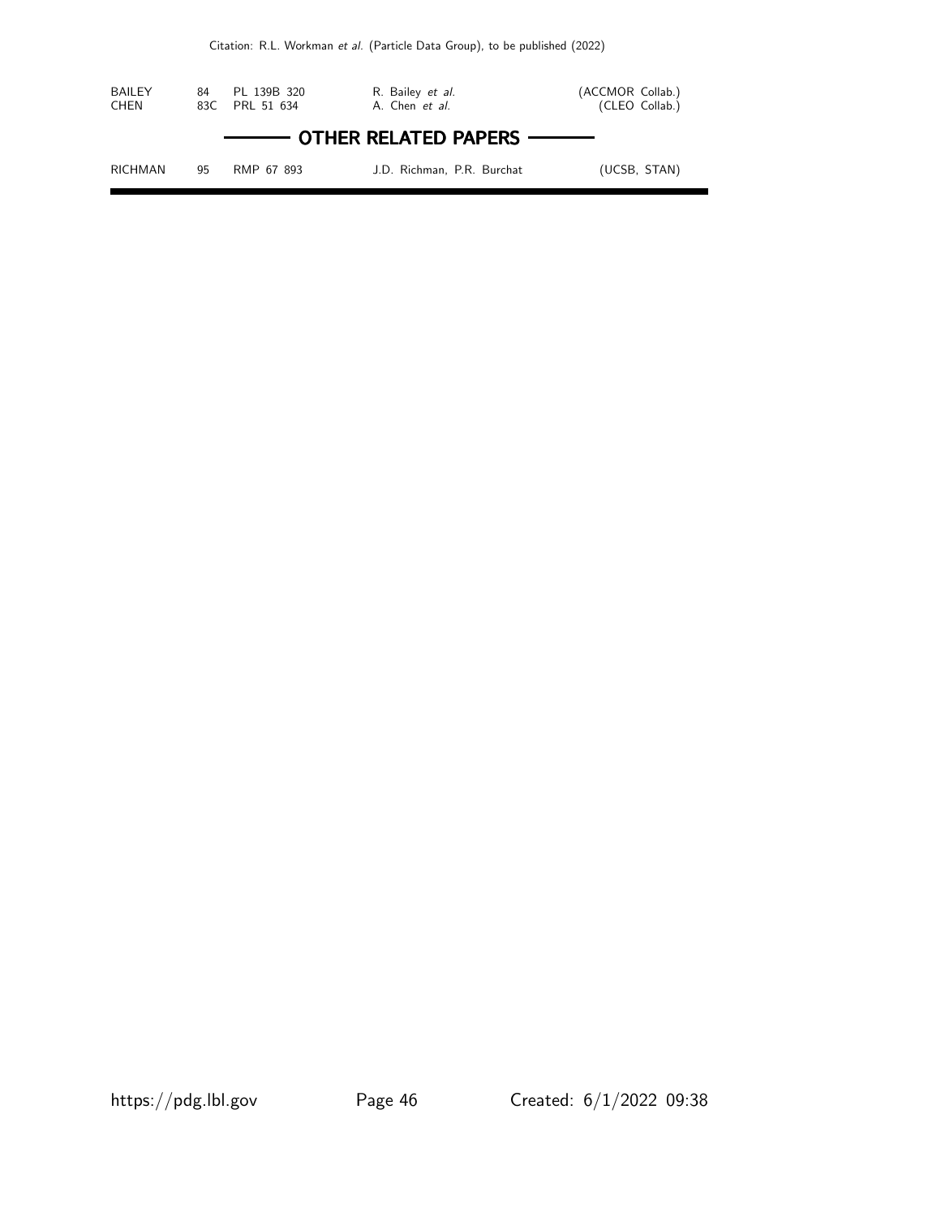| | | | | |
|---|---|---|---|---|
| BAILEY | 84 | PL 139B 320 | R. Bailey *et al.* | (ACCMOR Collab.) |
| CHEN | 83C | PRL 51 634 | A. Chen *et al.* | (CLEO Collab.) |

## OTHER RELATED PAPERS

| | | | | |
|---|---|---|---|---|
| RICHMAN | 95 | RMP 67 893 | J.D. Richman, P.R. Burchat | (UCSB, STAN) |